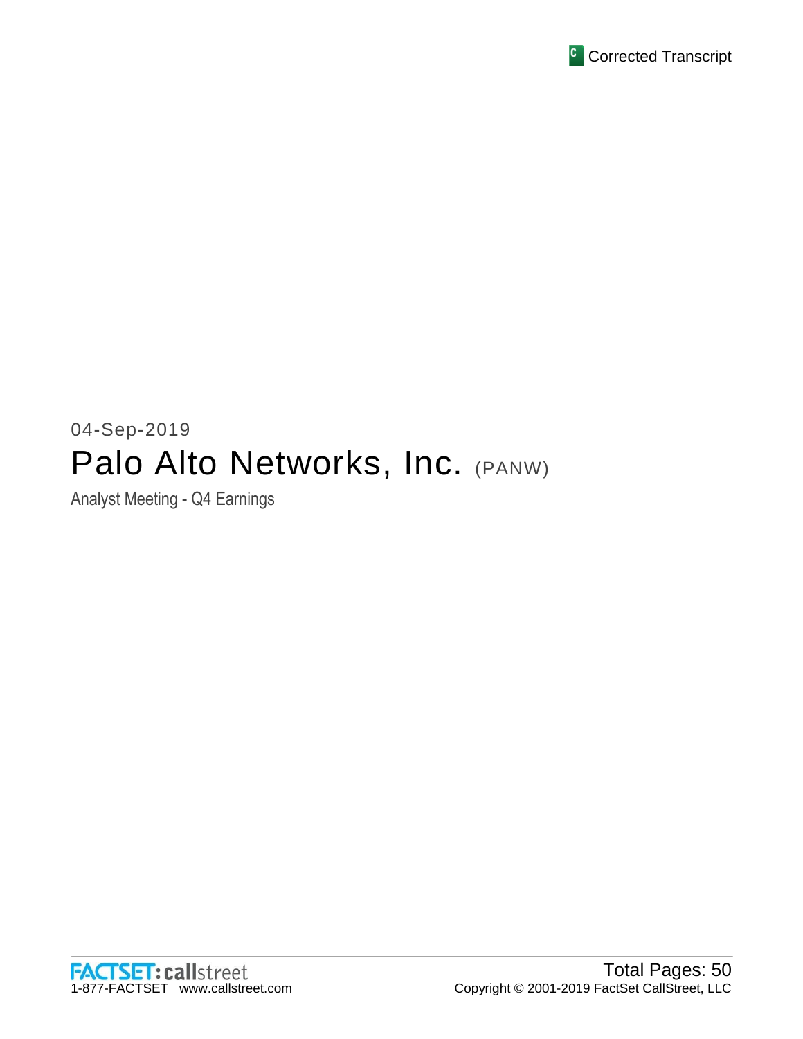Corrected Transcript

04-Sep-2019

# Palo Alto Networks, Inc. (PANW)

Analyst Meeting - Q4 Earnings

FACTSET: callstreet
1-877-FACTSET www.callstreet.com

Total Pages: 50
Copyright © 2001-2019 FactSet CallStreet, LLC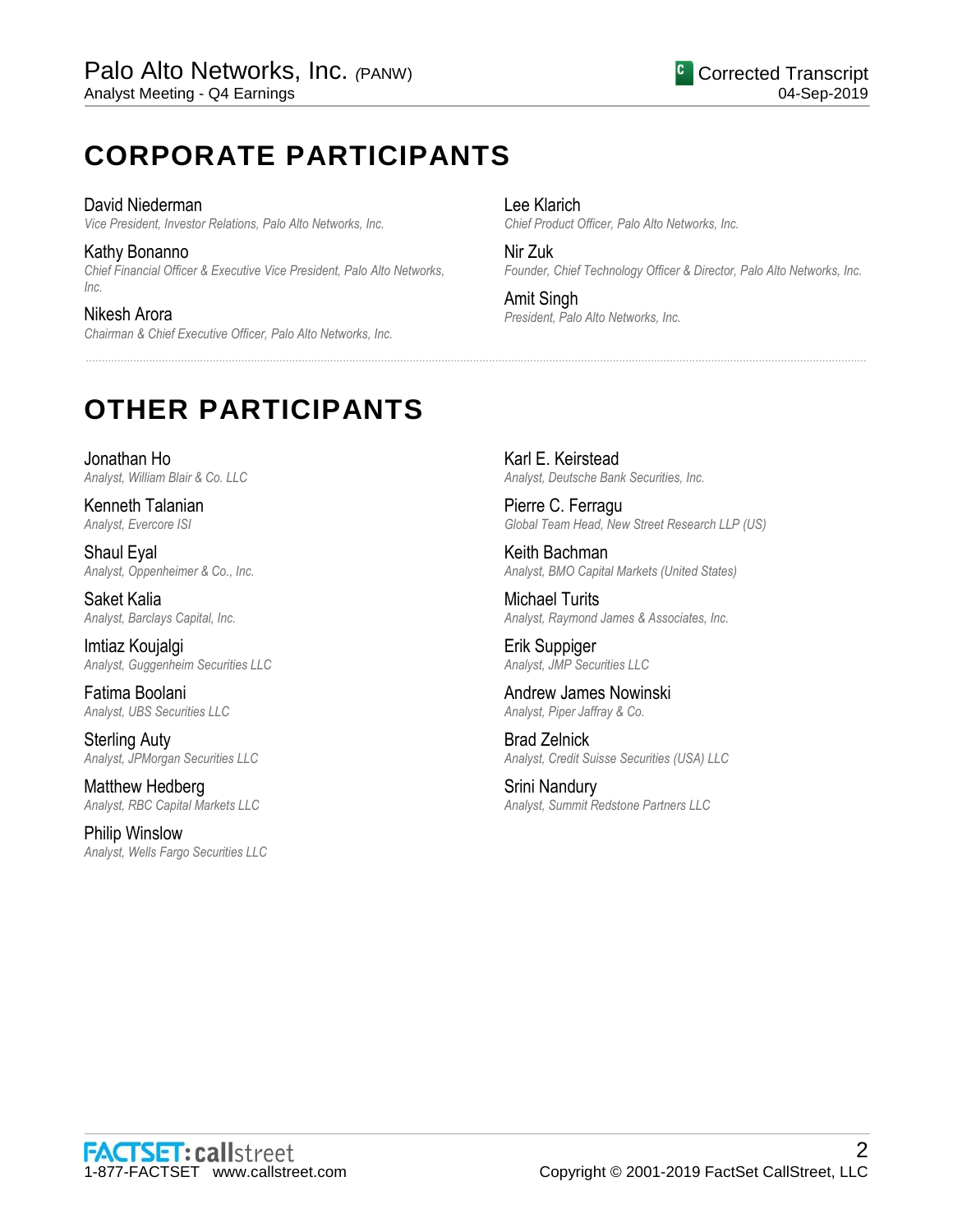# CORPORATE PARTICIPANTS

David Niederman
*Vice President, Investor Relations, Palo Alto Networks, Inc.*

Kathy Bonanno
*Chief Financial Officer & Executive Vice President, Palo Alto Networks, Inc.*

Nikesh Arora
*Chairman & Chief Executive Officer, Palo Alto Networks, Inc.*

Lee Klarich
*Chief Product Officer, Palo Alto Networks, Inc.*

Nir Zuk
*Founder, Chief Technology Officer & Director, Palo Alto Networks, Inc.*

Amit Singh
*President, Palo Alto Networks, Inc.*

# OTHER PARTICIPANTS

Jonathan Ho
*Analyst, William Blair & Co. LLC*

Kenneth Talanian
*Analyst, Evercore ISI*

Shaul Eyal
*Analyst, Oppenheimer & Co., Inc.*

Saket Kalia
*Analyst, Barclays Capital, Inc.*

Imtiaz Koujalgi
*Analyst, Guggenheim Securities LLC*

Fatima Boolani
*Analyst, UBS Securities LLC*

Sterling Auty
*Analyst, JPMorgan Securities LLC*

Matthew Hedberg
*Analyst, RBC Capital Markets LLC*

Philip Winslow
*Analyst, Wells Fargo Securities LLC*

Karl E. Keirstead
*Analyst, Deutsche Bank Securities, Inc.*

Pierre C. Ferragu
*Global Team Head, New Street Research LLP (US)*

Keith Bachman
*Analyst, BMO Capital Markets (United States)*

Michael Turits
*Analyst, Raymond James & Associates, Inc.*

Erik Suppiger
*Analyst, JMP Securities LLC*

Andrew James Nowinski
*Analyst, Piper Jaffray & Co.*

Brad Zelnick
*Analyst, Credit Suisse Securities (USA) LLC*

Srini Nandury
*Analyst, Summit Redstone Partners LLC*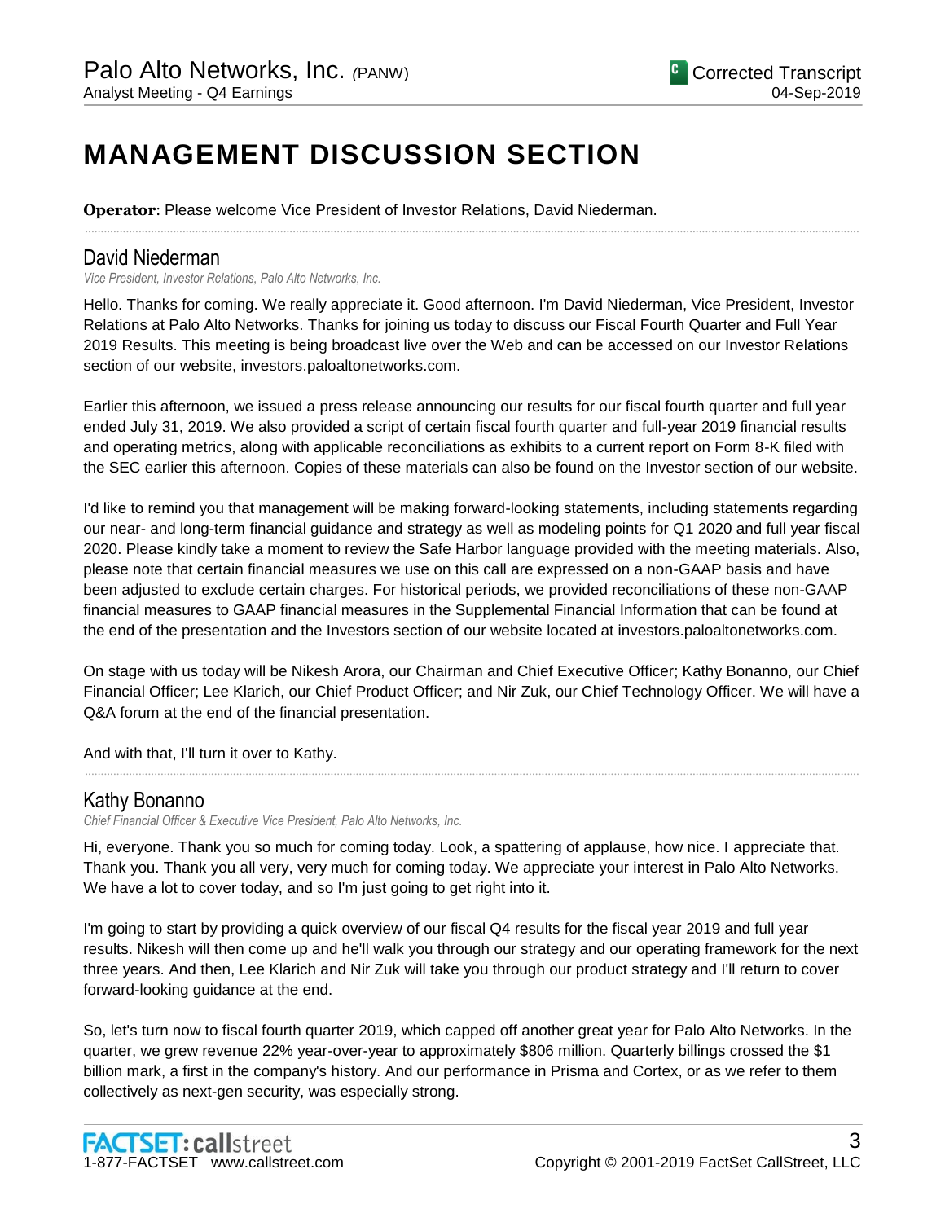# MANAGEMENT DISCUSSION SECTION

**Operator**: Please welcome Vice President of Investor Relations, David Niederman.

---

## David Niederman

*Vice President, Investor Relations, Palo Alto Networks, Inc.*

Hello. Thanks for coming. We really appreciate it. Good afternoon. I'm David Niederman, Vice President, Investor Relations at Palo Alto Networks. Thanks for joining us today to discuss our Fiscal Fourth Quarter and Full Year 2019 Results. This meeting is being broadcast live over the Web and can be accessed on our Investor Relations section of our website, investors.paloaltonetworks.com.

Earlier this afternoon, we issued a press release announcing our results for our fiscal fourth quarter and full year ended July 31, 2019. We also provided a script of certain fiscal fourth quarter and full-year 2019 financial results and operating metrics, along with applicable reconciliations as exhibits to a current report on Form 8-K filed with the SEC earlier this afternoon. Copies of these materials can also be found on the Investor section of our website.

I'd like to remind you that management will be making forward-looking statements, including statements regarding our near- and long-term financial guidance and strategy as well as modeling points for Q1 2020 and full year fiscal 2020. Please kindly take a moment to review the Safe Harbor language provided with the meeting materials. Also, please note that certain financial measures we use on this call are expressed on a non-GAAP basis and have been adjusted to exclude certain charges. For historical periods, we provided reconciliations of these non-GAAP financial measures to GAAP financial measures in the Supplemental Financial Information that can be found at the end of the presentation and the Investors section of our website located at investors.paloaltonetworks.com.

On stage with us today will be Nikesh Arora, our Chairman and Chief Executive Officer; Kathy Bonanno, our Chief Financial Officer; Lee Klarich, our Chief Product Officer; and Nir Zuk, our Chief Technology Officer. We will have a Q&A forum at the end of the financial presentation.

And with that, I'll turn it over to Kathy.

---

## Kathy Bonanno

*Chief Financial Officer & Executive Vice President, Palo Alto Networks, Inc.*

Hi, everyone. Thank you so much for coming today. Look, a spattering of applause, how nice. I appreciate that. Thank you. Thank you all very, very much for coming today. We appreciate your interest in Palo Alto Networks. We have a lot to cover today, and so I'm just going to get right into it.

I'm going to start by providing a quick overview of our fiscal Q4 results for the fiscal year 2019 and full year results. Nikesh will then come up and he'll walk you through our strategy and our operating framework for the next three years. And then, Lee Klarich and Nir Zuk will take you through our product strategy and I'll return to cover forward-looking guidance at the end.

So, let's turn now to fiscal fourth quarter 2019, which capped off another great year for Palo Alto Networks. In the quarter, we grew revenue 22% year-over-year to approximately $806 million. Quarterly billings crossed the $1 billion mark, a first in the company's history. And our performance in Prisma and Cortex, or as we refer to them collectively as next-gen security, was especially strong.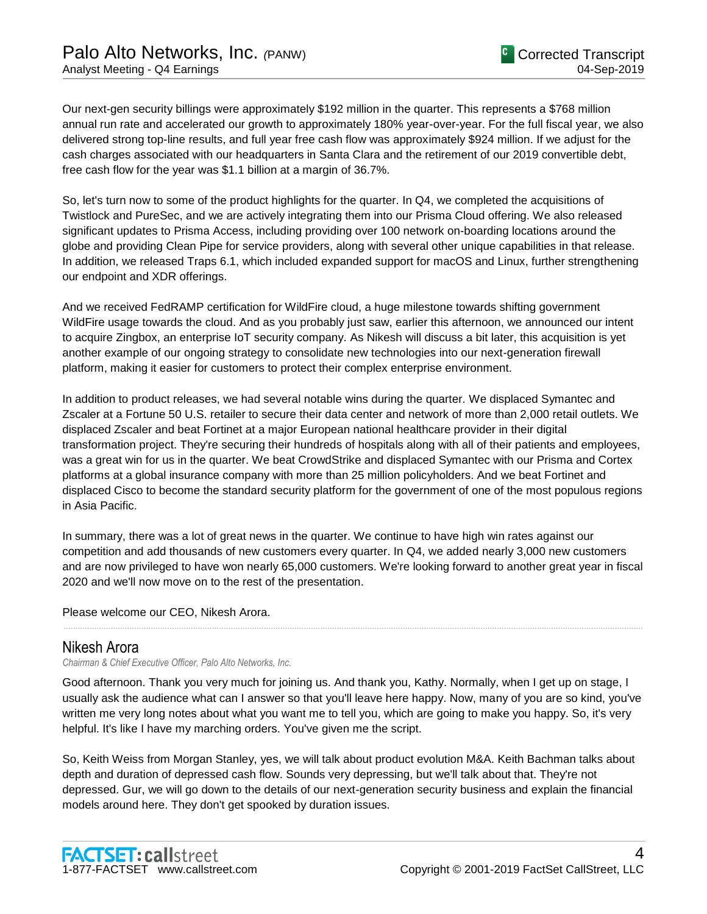Our next-gen security billings were approximately $192 million in the quarter. This represents a $768 million annual run rate and accelerated our growth to approximately 180% year-over-year. For the full fiscal year, we also delivered strong top-line results, and full year free cash flow was approximately $924 million. If we adjust for the cash charges associated with our headquarters in Santa Clara and the retirement of our 2019 convertible debt, free cash flow for the year was $1.1 billion at a margin of 36.7%.

So, let's turn now to some of the product highlights for the quarter. In Q4, we completed the acquisitions of Twistlock and PureSec, and we are actively integrating them into our Prisma Cloud offering. We also released significant updates to Prisma Access, including providing over 100 network on-boarding locations around the globe and providing Clean Pipe for service providers, along with several other unique capabilities in that release. In addition, we released Traps 6.1, which included expanded support for macOS and Linux, further strengthening our endpoint and XDR offerings.

And we received FedRAMP certification for WildFire cloud, a huge milestone towards shifting government WildFire usage towards the cloud. And as you probably just saw, earlier this afternoon, we announced our intent to acquire Zingbox, an enterprise IoT security company. As Nikesh will discuss a bit later, this acquisition is yet another example of our ongoing strategy to consolidate new technologies into our next-generation firewall platform, making it easier for customers to protect their complex enterprise environment.

In addition to product releases, we had several notable wins during the quarter. We displaced Symantec and Zscaler at a Fortune 50 U.S. retailer to secure their data center and network of more than 2,000 retail outlets. We displaced Zscaler and beat Fortinet at a major European national healthcare provider in their digital transformation project. They're securing their hundreds of hospitals along with all of their patients and employees, was a great win for us in the quarter. We beat CrowdStrike and displaced Symantec with our Prisma and Cortex platforms at a global insurance company with more than 25 million policyholders. And we beat Fortinet and displaced Cisco to become the standard security platform for the government of one of the most populous regions in Asia Pacific.

In summary, there was a lot of great news in the quarter. We continue to have high win rates against our competition and add thousands of new customers every quarter. In Q4, we added nearly 3,000 new customers and are now privileged to have won nearly 65,000 customers. We're looking forward to another great year in fiscal 2020 and we'll now move on to the rest of the presentation.

Please welcome our CEO, Nikesh Arora.

---

## Nikesh Arora

*Chairman & Chief Executive Officer, Palo Alto Networks, Inc.*

Good afternoon. Thank you very much for joining us. And thank you, Kathy. Normally, when I get up on stage, I usually ask the audience what can I answer so that you'll leave here happy. Now, many of you are so kind, you've written me very long notes about what you want me to tell you, which are going to make you happy. So, it's very helpful. It's like I have my marching orders. You've given me the script.

So, Keith Weiss from Morgan Stanley, yes, we will talk about product evolution M&A. Keith Bachman talks about depth and duration of depressed cash flow. Sounds very depressing, but we'll talk about that. They're not depressed. Gur, we will go down to the details of our next-generation security business and explain the financial models around here. They don't get spooked by duration issues.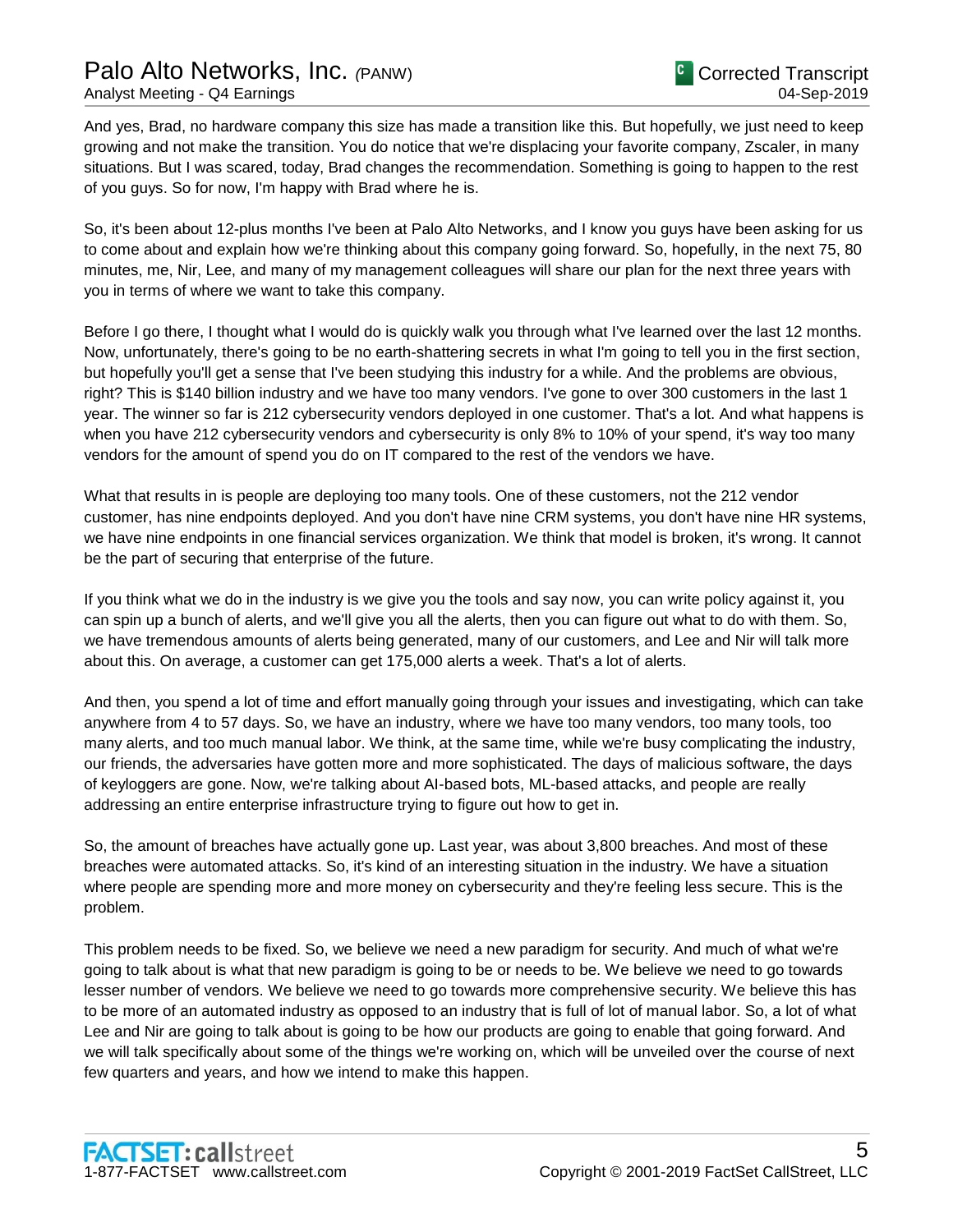And yes, Brad, no hardware company this size has made a transition like this. But hopefully, we just need to keep growing and not make the transition. You do notice that we're displacing your favorite company, Zscaler, in many situations. But I was scared, today, Brad changes the recommendation. Something is going to happen to the rest of you guys. So for now, I'm happy with Brad where he is.

So, it's been about 12-plus months I've been at Palo Alto Networks, and I know you guys have been asking for us to come about and explain how we're thinking about this company going forward. So, hopefully, in the next 75, 80 minutes, me, Nir, Lee, and many of my management colleagues will share our plan for the next three years with you in terms of where we want to take this company.

Before I go there, I thought what I would do is quickly walk you through what I've learned over the last 12 months. Now, unfortunately, there's going to be no earth-shattering secrets in what I'm going to tell you in the first section, but hopefully you'll get a sense that I've been studying this industry for a while. And the problems are obvious, right? This is $140 billion industry and we have too many vendors. I've gone to over 300 customers in the last 1 year. The winner so far is 212 cybersecurity vendors deployed in one customer. That's a lot. And what happens is when you have 212 cybersecurity vendors and cybersecurity is only 8% to 10% of your spend, it's way too many vendors for the amount of spend you do on IT compared to the rest of the vendors we have.

What that results in is people are deploying too many tools. One of these customers, not the 212 vendor customer, has nine endpoints deployed. And you don't have nine CRM systems, you don't have nine HR systems, we have nine endpoints in one financial services organization. We think that model is broken, it's wrong. It cannot be the part of securing that enterprise of the future.

If you think what we do in the industry is we give you the tools and say now, you can write policy against it, you can spin up a bunch of alerts, and we'll give you all the alerts, then you can figure out what to do with them. So, we have tremendous amounts of alerts being generated, many of our customers, and Lee and Nir will talk more about this. On average, a customer can get 175,000 alerts a week. That's a lot of alerts.

And then, you spend a lot of time and effort manually going through your issues and investigating, which can take anywhere from 4 to 57 days. So, we have an industry, where we have too many vendors, too many tools, too many alerts, and too much manual labor. We think, at the same time, while we're busy complicating the industry, our friends, the adversaries have gotten more and more sophisticated. The days of malicious software, the days of keyloggers are gone. Now, we're talking about AI-based bots, ML-based attacks, and people are really addressing an entire enterprise infrastructure trying to figure out how to get in.

So, the amount of breaches have actually gone up. Last year, was about 3,800 breaches. And most of these breaches were automated attacks. So, it's kind of an interesting situation in the industry. We have a situation where people are spending more and more money on cybersecurity and they're feeling less secure. This is the problem.

This problem needs to be fixed. So, we believe we need a new paradigm for security. And much of what we're going to talk about is what that new paradigm is going to be or needs to be. We believe we need to go towards lesser number of vendors. We believe we need to go towards more comprehensive security. We believe this has to be more of an automated industry as opposed to an industry that is full of lot of manual labor. So, a lot of what Lee and Nir are going to talk about is going to be how our products are going to enable that going forward. And we will talk specifically about some of the things we're working on, which will be unveiled over the course of next few quarters and years, and how we intend to make this happen.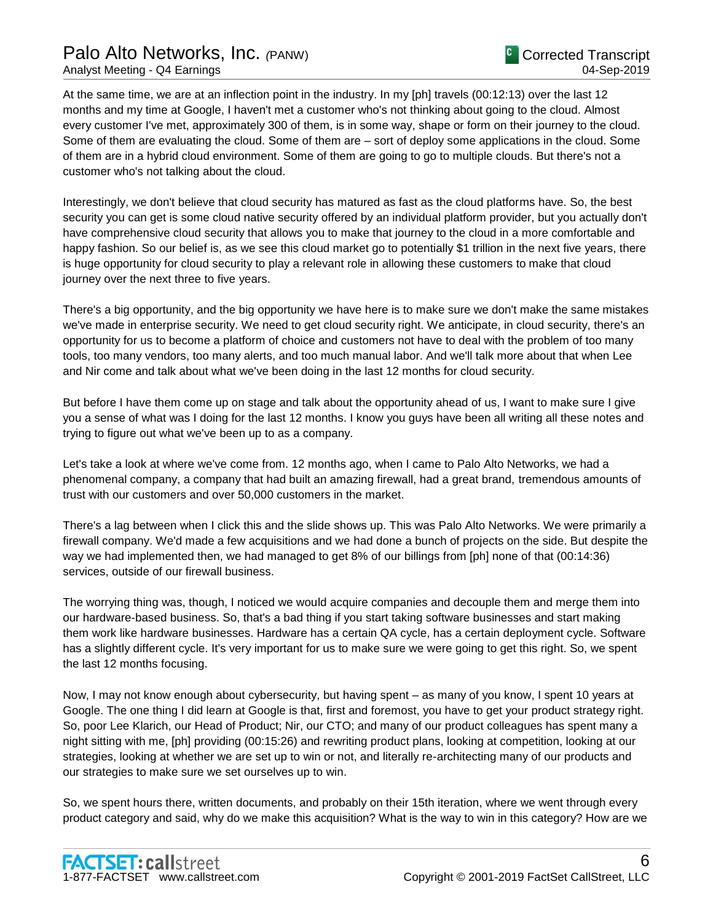At the same time, we are at an inflection point in the industry. In my [ph] travels (00:12:13) over the last 12 months and my time at Google, I haven't met a customer who's not thinking about going to the cloud. Almost every customer I've met, approximately 300 of them, is in some way, shape or form on their journey to the cloud. Some of them are evaluating the cloud. Some of them are – sort of deploy some applications in the cloud. Some of them are in a hybrid cloud environment. Some of them are going to go to multiple clouds. But there's not a customer who's not talking about the cloud.

Interestingly, we don't believe that cloud security has matured as fast as the cloud platforms have. So, the best security you can get is some cloud native security offered by an individual platform provider, but you actually don't have comprehensive cloud security that allows you to make that journey to the cloud in a more comfortable and happy fashion. So our belief is, as we see this cloud market go to potentially $1 trillion in the next five years, there is huge opportunity for cloud security to play a relevant role in allowing these customers to make that cloud journey over the next three to five years.

There's a big opportunity, and the big opportunity we have here is to make sure we don't make the same mistakes we've made in enterprise security. We need to get cloud security right. We anticipate, in cloud security, there's an opportunity for us to become a platform of choice and customers not have to deal with the problem of too many tools, too many vendors, too many alerts, and too much manual labor. And we'll talk more about that when Lee and Nir come and talk about what we've been doing in the last 12 months for cloud security.

But before I have them come up on stage and talk about the opportunity ahead of us, I want to make sure I give you a sense of what was I doing for the last 12 months. I know you guys have been all writing all these notes and trying to figure out what we've been up to as a company.

Let's take a look at where we've come from. 12 months ago, when I came to Palo Alto Networks, we had a phenomenal company, a company that had built an amazing firewall, had a great brand, tremendous amounts of trust with our customers and over 50,000 customers in the market.

There's a lag between when I click this and the slide shows up. This was Palo Alto Networks. We were primarily a firewall company. We'd made a few acquisitions and we had done a bunch of projects on the side. But despite the way we had implemented then, we had managed to get 8% of our billings from [ph] none of that (00:14:36) services, outside of our firewall business.

The worrying thing was, though, I noticed we would acquire companies and decouple them and merge them into our hardware-based business. So, that's a bad thing if you start taking software businesses and start making them work like hardware businesses. Hardware has a certain QA cycle, has a certain deployment cycle. Software has a slightly different cycle. It's very important for us to make sure we were going to get this right. So, we spent the last 12 months focusing.

Now, I may not know enough about cybersecurity, but having spent – as many of you know, I spent 10 years at Google. The one thing I did learn at Google is that, first and foremost, you have to get your product strategy right. So, poor Lee Klarich, our Head of Product; Nir, our CTO; and many of our product colleagues has spent many a night sitting with me, [ph] providing (00:15:26) and rewriting product plans, looking at competition, looking at our strategies, looking at whether we are set up to win or not, and literally re-architecting many of our products and our strategies to make sure we set ourselves up to win.

So, we spent hours there, written documents, and probably on their 15th iteration, where we went through every product category and said, why do we make this acquisition? What is the way to win in this category? How are we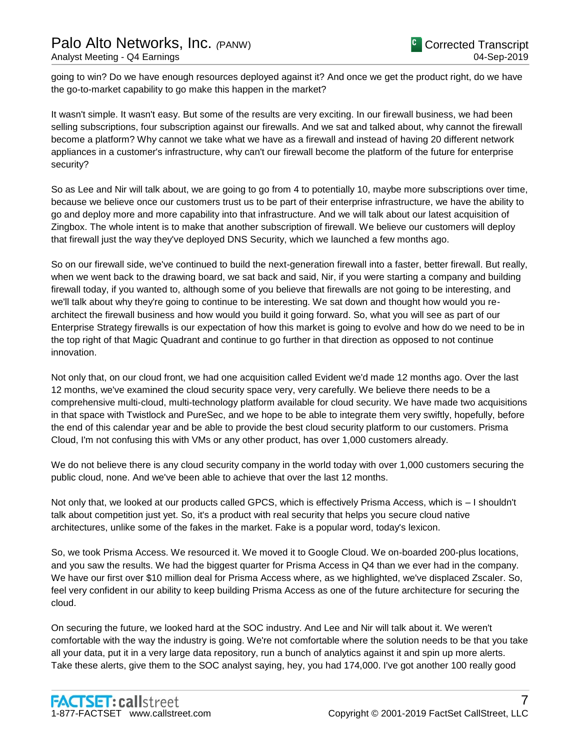going to win? Do we have enough resources deployed against it? And once we get the product right, do we have the go-to-market capability to go make this happen in the market?

It wasn't simple. It wasn't easy. But some of the results are very exciting. In our firewall business, we had been selling subscriptions, four subscription against our firewalls. And we sat and talked about, why cannot the firewall become a platform? Why cannot we take what we have as a firewall and instead of having 20 different network appliances in a customer's infrastructure, why can't our firewall become the platform of the future for enterprise security?

So as Lee and Nir will talk about, we are going to go from 4 to potentially 10, maybe more subscriptions over time, because we believe once our customers trust us to be part of their enterprise infrastructure, we have the ability to go and deploy more and more capability into that infrastructure. And we will talk about our latest acquisition of Zingbox. The whole intent is to make that another subscription of firewall. We believe our customers will deploy that firewall just the way they've deployed DNS Security, which we launched a few months ago.

So on our firewall side, we've continued to build the next-generation firewall into a faster, better firewall. But really, when we went back to the drawing board, we sat back and said, Nir, if you were starting a company and building firewall today, if you wanted to, although some of you believe that firewalls are not going to be interesting, and we'll talk about why they're going to continue to be interesting. We sat down and thought how would you re-architect the firewall business and how would you build it going forward. So, what you will see as part of our Enterprise Strategy firewalls is our expectation of how this market is going to evolve and how do we need to be in the top right of that Magic Quadrant and continue to go further in that direction as opposed to not continue innovation.

Not only that, on our cloud front, we had one acquisition called Evident we'd made 12 months ago. Over the last 12 months, we've examined the cloud security space very, very carefully. We believe there needs to be a comprehensive multi-cloud, multi-technology platform available for cloud security. We have made two acquisitions in that space with Twistlock and PureSec, and we hope to be able to integrate them very swiftly, hopefully, before the end of this calendar year and be able to provide the best cloud security platform to our customers. Prisma Cloud, I'm not confusing this with VMs or any other product, has over 1,000 customers already.

We do not believe there is any cloud security company in the world today with over 1,000 customers securing the public cloud, none. And we've been able to achieve that over the last 12 months.

Not only that, we looked at our products called GPCS, which is effectively Prisma Access, which is – I shouldn't talk about competition just yet. So, it's a product with real security that helps you secure cloud native architectures, unlike some of the fakes in the market. Fake is a popular word, today's lexicon.

So, we took Prisma Access. We resourced it. We moved it to Google Cloud. We on-boarded 200-plus locations, and you saw the results. We had the biggest quarter for Prisma Access in Q4 than we ever had in the company. We have our first over $10 million deal for Prisma Access where, as we highlighted, we've displaced Zscaler. So, feel very confident in our ability to keep building Prisma Access as one of the future architecture for securing the cloud.

On securing the future, we looked hard at the SOC industry. And Lee and Nir will talk about it. We weren't comfortable with the way the industry is going. We're not comfortable where the solution needs to be that you take all your data, put it in a very large data repository, run a bunch of analytics against it and spin up more alerts. Take these alerts, give them to the SOC analyst saying, hey, you had 174,000. I've got another 100 really good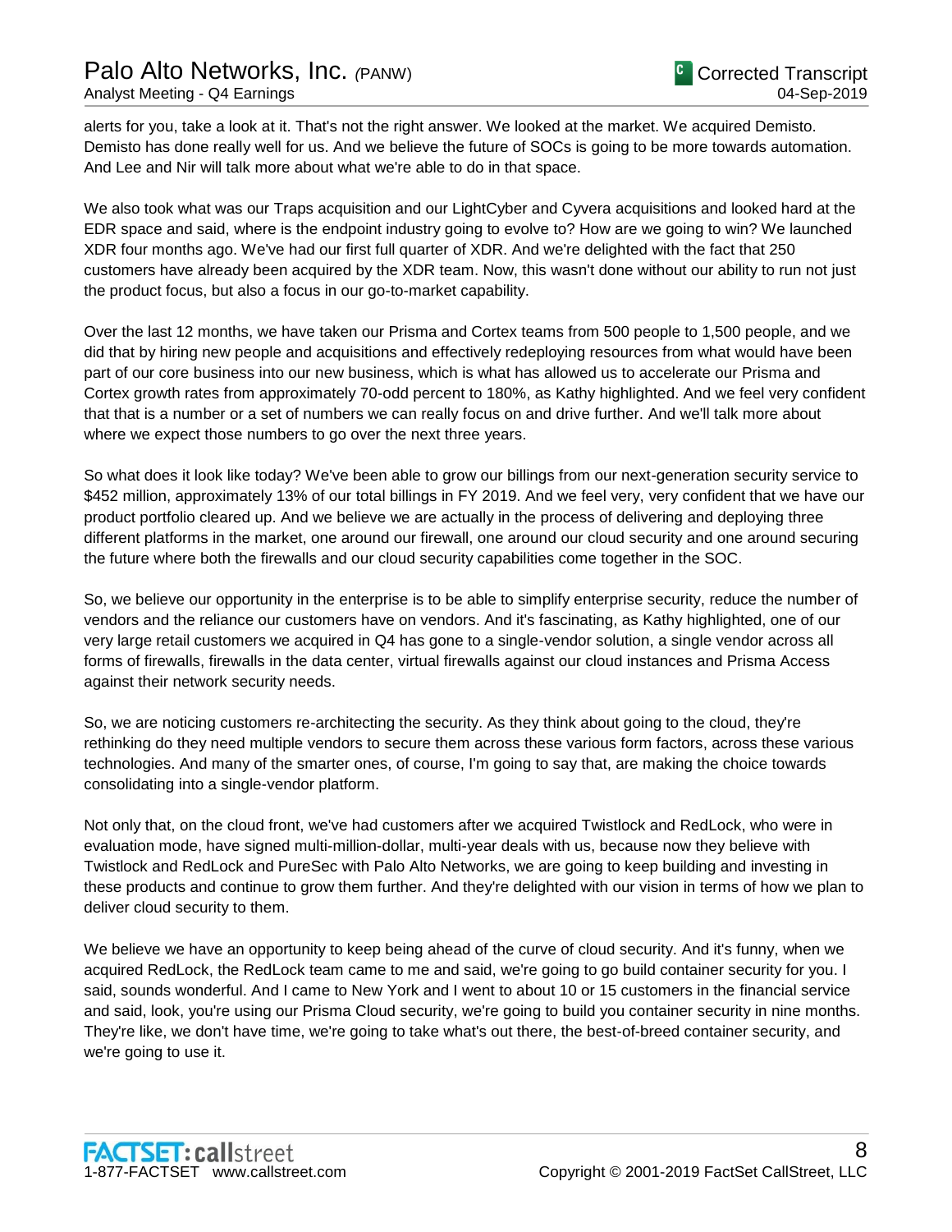alerts for you, take a look at it. That's not the right answer. We looked at the market. We acquired Demisto. Demisto has done really well for us. And we believe the future of SOCs is going to be more towards automation. And Lee and Nir will talk more about what we're able to do in that space.

We also took what was our Traps acquisition and our LightCyber and Cyvera acquisitions and looked hard at the EDR space and said, where is the endpoint industry going to evolve to? How are we going to win? We launched XDR four months ago. We've had our first full quarter of XDR. And we're delighted with the fact that 250 customers have already been acquired by the XDR team. Now, this wasn't done without our ability to run not just the product focus, but also a focus in our go-to-market capability.

Over the last 12 months, we have taken our Prisma and Cortex teams from 500 people to 1,500 people, and we did that by hiring new people and acquisitions and effectively redeploying resources from what would have been part of our core business into our new business, which is what has allowed us to accelerate our Prisma and Cortex growth rates from approximately 70-odd percent to 180%, as Kathy highlighted. And we feel very confident that that is a number or a set of numbers we can really focus on and drive further. And we'll talk more about where we expect those numbers to go over the next three years.

So what does it look like today? We've been able to grow our billings from our next-generation security service to $452 million, approximately 13% of our total billings in FY 2019. And we feel very, very confident that we have our product portfolio cleared up. And we believe we are actually in the process of delivering and deploying three different platforms in the market, one around our firewall, one around our cloud security and one around securing the future where both the firewalls and our cloud security capabilities come together in the SOC.

So, we believe our opportunity in the enterprise is to be able to simplify enterprise security, reduce the number of vendors and the reliance our customers have on vendors. And it's fascinating, as Kathy highlighted, one of our very large retail customers we acquired in Q4 has gone to a single-vendor solution, a single vendor across all forms of firewalls, firewalls in the data center, virtual firewalls against our cloud instances and Prisma Access against their network security needs.

So, we are noticing customers re-architecting the security. As they think about going to the cloud, they're rethinking do they need multiple vendors to secure them across these various form factors, across these various technologies. And many of the smarter ones, of course, I'm going to say that, are making the choice towards consolidating into a single-vendor platform.

Not only that, on the cloud front, we've had customers after we acquired Twistlock and RedLock, who were in evaluation mode, have signed multi-million-dollar, multi-year deals with us, because now they believe with Twistlock and RedLock and PureSec with Palo Alto Networks, we are going to keep building and investing in these products and continue to grow them further. And they're delighted with our vision in terms of how we plan to deliver cloud security to them.

We believe we have an opportunity to keep being ahead of the curve of cloud security. And it's funny, when we acquired RedLock, the RedLock team came to me and said, we're going to go build container security for you. I said, sounds wonderful. And I came to New York and I went to about 10 or 15 customers in the financial service and said, look, you're using our Prisma Cloud security, we're going to build you container security in nine months. They're like, we don't have time, we're going to take what's out there, the best-of-breed container security, and we're going to use it.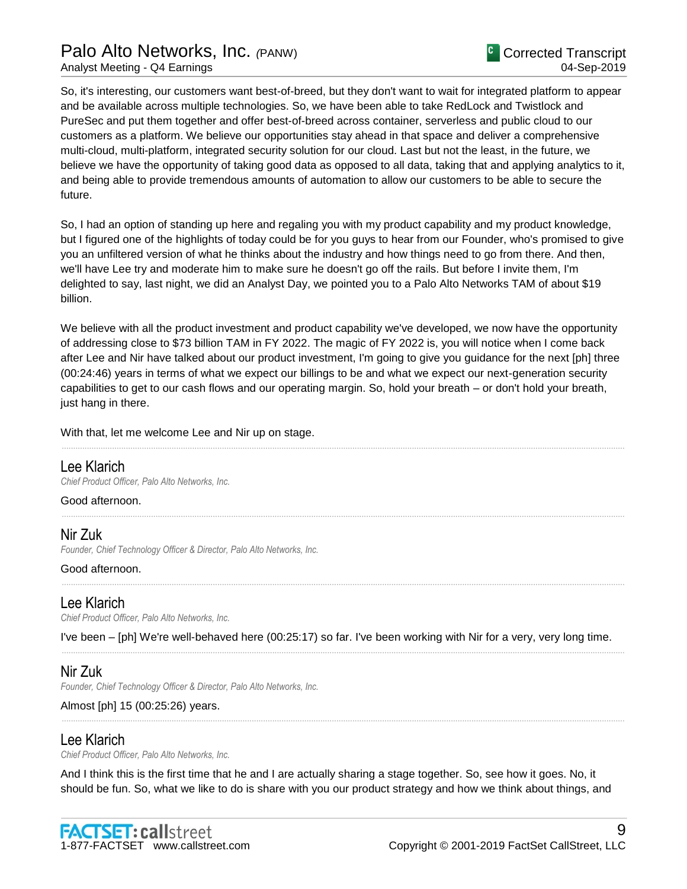So, it's interesting, our customers want best-of-breed, but they don't want to wait for integrated platform to appear and be available across multiple technologies. So, we have been able to take RedLock and Twistlock and PureSec and put them together and offer best-of-breed across container, serverless and public cloud to our customers as a platform. We believe our opportunities stay ahead in that space and deliver a comprehensive multi-cloud, multi-platform, integrated security solution for our cloud. Last but not the least, in the future, we believe we have the opportunity of taking good data as opposed to all data, taking that and applying analytics to it, and being able to provide tremendous amounts of automation to allow our customers to be able to secure the future.

So, I had an option of standing up here and regaling you with my product capability and my product knowledge, but I figured one of the highlights of today could be for you guys to hear from our Founder, who's promised to give you an unfiltered version of what he thinks about the industry and how things need to go from there. And then, we'll have Lee try and moderate him to make sure he doesn't go off the rails. But before I invite them, I'm delighted to say, last night, we did an Analyst Day, we pointed you to a Palo Alto Networks TAM of about $19 billion.

We believe with all the product investment and product capability we've developed, we now have the opportunity of addressing close to $73 billion TAM in FY 2022. The magic of FY 2022 is, you will notice when I come back after Lee and Nir have talked about our product investment, I'm going to give you guidance for the next [ph] three (00:24:46) years in terms of what we expect our billings to be and what we expect our next-generation security capabilities to get to our cash flows and our operating margin. So, hold your breath – or don't hold your breath, just hang in there.

With that, let me welcome Lee and Nir up on stage.

---

## Lee Klarich
*Chief Product Officer, Palo Alto Networks, Inc.*

Good afternoon.

---

## Nir Zuk
*Founder, Chief Technology Officer & Director, Palo Alto Networks, Inc.*

Good afternoon.

---

## Lee Klarich
*Chief Product Officer, Palo Alto Networks, Inc.*

I've been – [ph] We're well-behaved here (00:25:17) so far. I've been working with Nir for a very, very long time.

---

## Nir Zuk
*Founder, Chief Technology Officer & Director, Palo Alto Networks, Inc.*

Almost [ph] 15 (00:25:26) years.

---

## Lee Klarich
*Chief Product Officer, Palo Alto Networks, Inc.*

And I think this is the first time that he and I are actually sharing a stage together. So, see how it goes. No, it should be fun. So, what we like to do is share with you our product strategy and how we think about things, and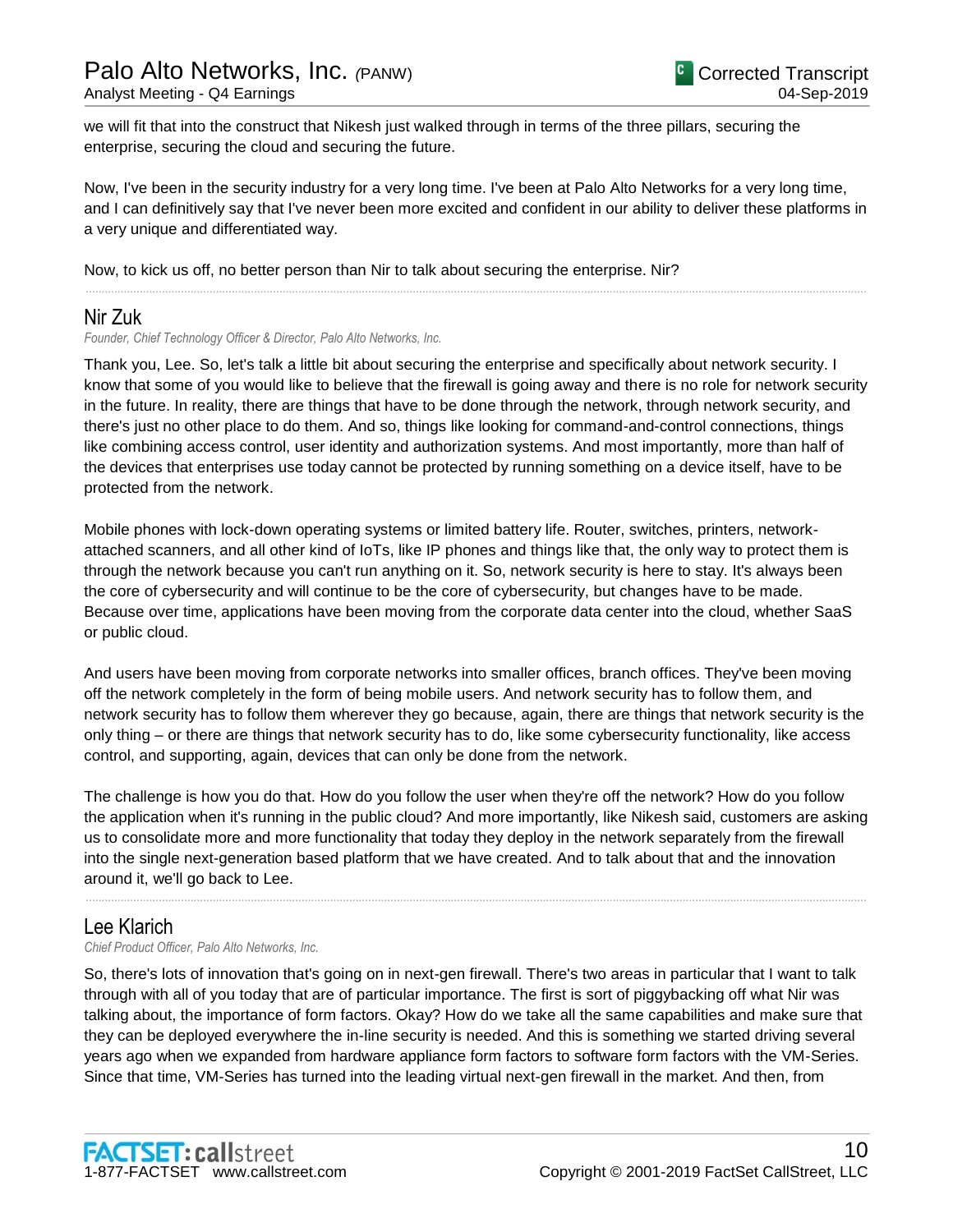we will fit that into the construct that Nikesh just walked through in terms of the three pillars, securing the enterprise, securing the cloud and securing the future.

Now, I've been in the security industry for a very long time. I've been at Palo Alto Networks for a very long time, and I can definitively say that I've never been more excited and confident in our ability to deliver these platforms in a very unique and differentiated way.

Now, to kick us off, no better person than Nir to talk about securing the enterprise. Nir?

---

## Nir Zuk

*Founder, Chief Technology Officer & Director, Palo Alto Networks, Inc.*

Thank you, Lee. So, let's talk a little bit about securing the enterprise and specifically about network security. I know that some of you would like to believe that the firewall is going away and there is no role for network security in the future. In reality, there are things that have to be done through the network, through network security, and there's just no other place to do them. And so, things like looking for command-and-control connections, things like combining access control, user identity and authorization systems. And most importantly, more than half of the devices that enterprises use today cannot be protected by running something on a device itself, have to be protected from the network.

Mobile phones with lock-down operating systems or limited battery life. Router, switches, printers, network-attached scanners, and all other kind of IoTs, like IP phones and things like that, the only way to protect them is through the network because you can't run anything on it. So, network security is here to stay. It's always been the core of cybersecurity and will continue to be the core of cybersecurity, but changes have to be made. Because over time, applications have been moving from the corporate data center into the cloud, whether SaaS or public cloud.

And users have been moving from corporate networks into smaller offices, branch offices. They've been moving off the network completely in the form of being mobile users. And network security has to follow them, and network security has to follow them wherever they go because, again, there are things that network security is the only thing – or there are things that network security has to do, like some cybersecurity functionality, like access control, and supporting, again, devices that can only be done from the network.

The challenge is how you do that. How do you follow the user when they're off the network? How do you follow the application when it's running in the public cloud? And more importantly, like Nikesh said, customers are asking us to consolidate more and more functionality that today they deploy in the network separately from the firewall into the single next-generation based platform that we have created. And to talk about that and the innovation around it, we'll go back to Lee.

---

## Lee Klarich

*Chief Product Officer, Palo Alto Networks, Inc.*

So, there's lots of innovation that's going on in next-gen firewall. There's two areas in particular that I want to talk through with all of you today that are of particular importance. The first is sort of piggybacking off what Nir was talking about, the importance of form factors. Okay? How do we take all the same capabilities and make sure that they can be deployed everywhere the in-line security is needed. And this is something we started driving several years ago when we expanded from hardware appliance form factors to software form factors with the VM-Series. Since that time, VM-Series has turned into the leading virtual next-gen firewall in the market. And then, from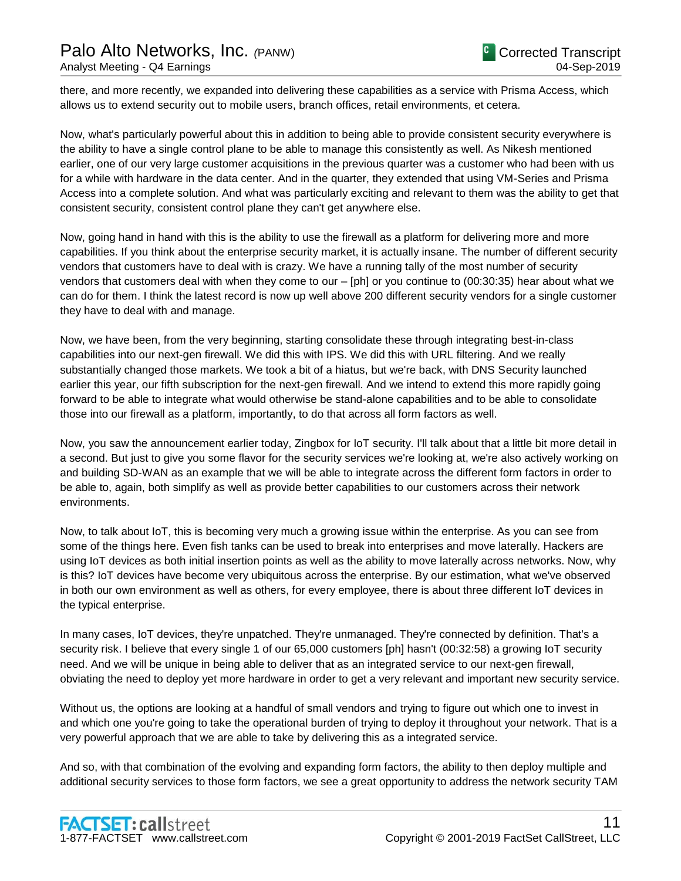there, and more recently, we expanded into delivering these capabilities as a service with Prisma Access, which allows us to extend security out to mobile users, branch offices, retail environments, et cetera.

Now, what's particularly powerful about this in addition to being able to provide consistent security everywhere is the ability to have a single control plane to be able to manage this consistently as well. As Nikesh mentioned earlier, one of our very large customer acquisitions in the previous quarter was a customer who had been with us for a while with hardware in the data center. And in the quarter, they extended that using VM-Series and Prisma Access into a complete solution. And what was particularly exciting and relevant to them was the ability to get that consistent security, consistent control plane they can't get anywhere else.

Now, going hand in hand with this is the ability to use the firewall as a platform for delivering more and more capabilities. If you think about the enterprise security market, it is actually insane. The number of different security vendors that customers have to deal with is crazy. We have a running tally of the most number of security vendors that customers deal with when they come to our – [ph] or you continue to (00:30:35) hear about what we can do for them. I think the latest record is now up well above 200 different security vendors for a single customer they have to deal with and manage.

Now, we have been, from the very beginning, starting consolidate these through integrating best-in-class capabilities into our next-gen firewall. We did this with IPS. We did this with URL filtering. And we really substantially changed those markets. We took a bit of a hiatus, but we're back, with DNS Security launched earlier this year, our fifth subscription for the next-gen firewall. And we intend to extend this more rapidly going forward to be able to integrate what would otherwise be stand-alone capabilities and to be able to consolidate those into our firewall as a platform, importantly, to do that across all form factors as well.

Now, you saw the announcement earlier today, Zingbox for IoT security. I'll talk about that a little bit more detail in a second. But just to give you some flavor for the security services we're looking at, we're also actively working on and building SD-WAN as an example that we will be able to integrate across the different form factors in order to be able to, again, both simplify as well as provide better capabilities to our customers across their network environments.

Now, to talk about IoT, this is becoming very much a growing issue within the enterprise. As you can see from some of the things here. Even fish tanks can be used to break into enterprises and move laterally. Hackers are using IoT devices as both initial insertion points as well as the ability to move laterally across networks. Now, why is this? IoT devices have become very ubiquitous across the enterprise. By our estimation, what we've observed in both our own environment as well as others, for every employee, there is about three different IoT devices in the typical enterprise.

In many cases, IoT devices, they're unpatched. They're unmanaged. They're connected by definition. That's a security risk. I believe that every single 1 of our 65,000 customers [ph] hasn't (00:32:58) a growing IoT security need. And we will be unique in being able to deliver that as an integrated service to our next-gen firewall, obviating the need to deploy yet more hardware in order to get a very relevant and important new security service.

Without us, the options are looking at a handful of small vendors and trying to figure out which one to invest in and which one you're going to take the operational burden of trying to deploy it throughout your network. That is a very powerful approach that we are able to take by delivering this as a integrated service.

And so, with that combination of the evolving and expanding form factors, the ability to then deploy multiple and additional security services to those form factors, we see a great opportunity to address the network security TAM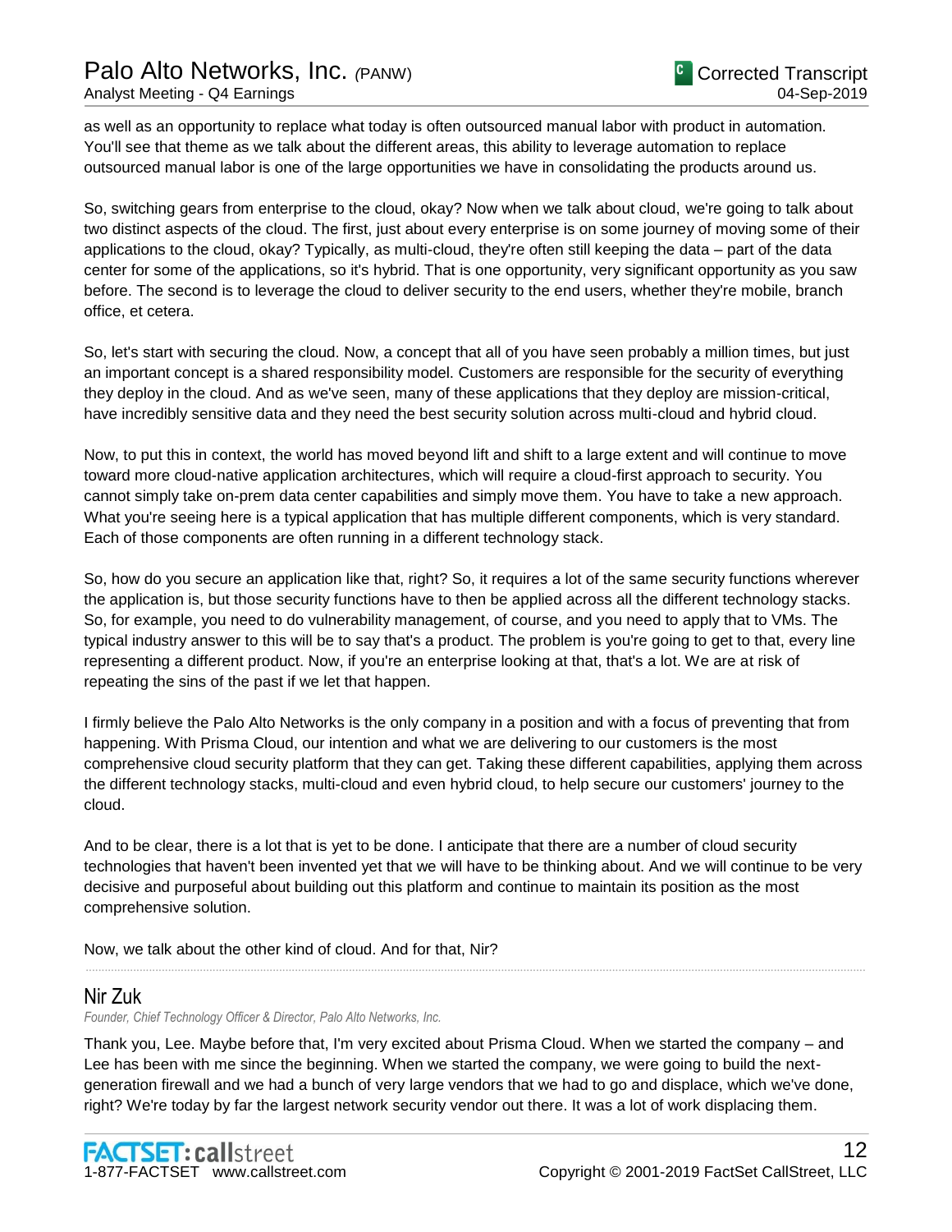as well as an opportunity to replace what today is often outsourced manual labor with product in automation. You'll see that theme as we talk about the different areas, this ability to leverage automation to replace outsourced manual labor is one of the large opportunities we have in consolidating the products around us.

So, switching gears from enterprise to the cloud, okay? Now when we talk about cloud, we're going to talk about two distinct aspects of the cloud. The first, just about every enterprise is on some journey of moving some of their applications to the cloud, okay? Typically, as multi-cloud, they're often still keeping the data – part of the data center for some of the applications, so it's hybrid. That is one opportunity, very significant opportunity as you saw before. The second is to leverage the cloud to deliver security to the end users, whether they're mobile, branch office, et cetera.

So, let's start with securing the cloud. Now, a concept that all of you have seen probably a million times, but just an important concept is a shared responsibility model. Customers are responsible for the security of everything they deploy in the cloud. And as we've seen, many of these applications that they deploy are mission-critical, have incredibly sensitive data and they need the best security solution across multi-cloud and hybrid cloud.

Now, to put this in context, the world has moved beyond lift and shift to a large extent and will continue to move toward more cloud-native application architectures, which will require a cloud-first approach to security. You cannot simply take on-prem data center capabilities and simply move them. You have to take a new approach. What you're seeing here is a typical application that has multiple different components, which is very standard. Each of those components are often running in a different technology stack.

So, how do you secure an application like that, right? So, it requires a lot of the same security functions wherever the application is, but those security functions have to then be applied across all the different technology stacks. So, for example, you need to do vulnerability management, of course, and you need to apply that to VMs. The typical industry answer to this will be to say that's a product. The problem is you're going to get to that, every line representing a different product. Now, if you're an enterprise looking at that, that's a lot. We are at risk of repeating the sins of the past if we let that happen.

I firmly believe the Palo Alto Networks is the only company in a position and with a focus of preventing that from happening. With Prisma Cloud, our intention and what we are delivering to our customers is the most comprehensive cloud security platform that they can get. Taking these different capabilities, applying them across the different technology stacks, multi-cloud and even hybrid cloud, to help secure our customers' journey to the cloud.

And to be clear, there is a lot that is yet to be done. I anticipate that there are a number of cloud security technologies that haven't been invented yet that we will have to be thinking about. And we will continue to be very decisive and purposeful about building out this platform and continue to maintain its position as the most comprehensive solution.

Now, we talk about the other kind of cloud. And for that, Nir?

---

## Nir Zuk

*Founder, Chief Technology Officer & Director, Palo Alto Networks, Inc.*

Thank you, Lee. Maybe before that, I'm very excited about Prisma Cloud. When we started the company – and Lee has been with me since the beginning. When we started the company, we were going to build the next-generation firewall and we had a bunch of very large vendors that we had to go and displace, which we've done, right? We're today by far the largest network security vendor out there. It was a lot of work displacing them.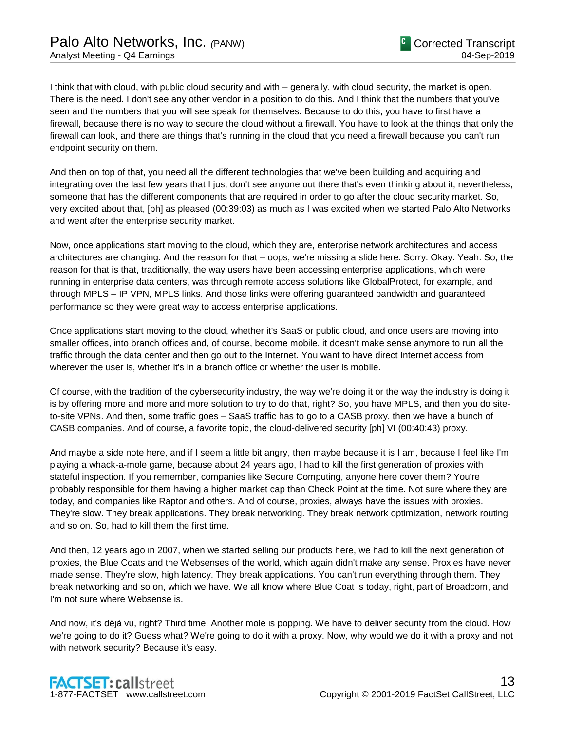I think that with cloud, with public cloud security and with – generally, with cloud security, the market is open. There is the need. I don't see any other vendor in a position to do this. And I think that the numbers that you've seen and the numbers that you will see speak for themselves. Because to do this, you have to first have a firewall, because there is no way to secure the cloud without a firewall. You have to look at the things that only the firewall can look, and there are things that's running in the cloud that you need a firewall because you can't run endpoint security on them.

And then on top of that, you need all the different technologies that we've been building and acquiring and integrating over the last few years that I just don't see anyone out there that's even thinking about it, nevertheless, someone that has the different components that are required in order to go after the cloud security market. So, very excited about that, [ph] as pleased (00:39:03) as much as I was excited when we started Palo Alto Networks and went after the enterprise security market.

Now, once applications start moving to the cloud, which they are, enterprise network architectures and access architectures are changing. And the reason for that – oops, we're missing a slide here. Sorry. Okay. Yeah. So, the reason for that is that, traditionally, the way users have been accessing enterprise applications, which were running in enterprise data centers, was through remote access solutions like GlobalProtect, for example, and through MPLS – IP VPN, MPLS links. And those links were offering guaranteed bandwidth and guaranteed performance so they were great way to access enterprise applications.

Once applications start moving to the cloud, whether it's SaaS or public cloud, and once users are moving into smaller offices, into branch offices and, of course, become mobile, it doesn't make sense anymore to run all the traffic through the data center and then go out to the Internet. You want to have direct Internet access from wherever the user is, whether it's in a branch office or whether the user is mobile.

Of course, with the tradition of the cybersecurity industry, the way we're doing it or the way the industry is doing it is by offering more and more and more solution to try to do that, right? So, you have MPLS, and then you do site-to-site VPNs. And then, some traffic goes – SaaS traffic has to go to a CASB proxy, then we have a bunch of CASB companies. And of course, a favorite topic, the cloud-delivered security [ph] VI (00:40:43) proxy.

And maybe a side note here, and if I seem a little bit angry, then maybe because it is I am, because I feel like I'm playing a whack-a-mole game, because about 24 years ago, I had to kill the first generation of proxies with stateful inspection. If you remember, companies like Secure Computing, anyone here cover them? You're probably responsible for them having a higher market cap than Check Point at the time. Not sure where they are today, and companies like Raptor and others. And of course, proxies, always have the issues with proxies. They're slow. They break applications. They break networking. They break network optimization, network routing and so on. So, had to kill them the first time.

And then, 12 years ago in 2007, when we started selling our products here, we had to kill the next generation of proxies, the Blue Coats and the Websenses of the world, which again didn't make any sense. Proxies have never made sense. They're slow, high latency. They break applications. You can't run everything through them. They break networking and so on, which we have. We all know where Blue Coat is today, right, part of Broadcom, and I'm not sure where Websense is.

And now, it's déjà vu, right? Third time. Another mole is popping. We have to deliver security from the cloud. How we're going to do it? Guess what? We're going to do it with a proxy. Now, why would we do it with a proxy and not with network security? Because it's easy.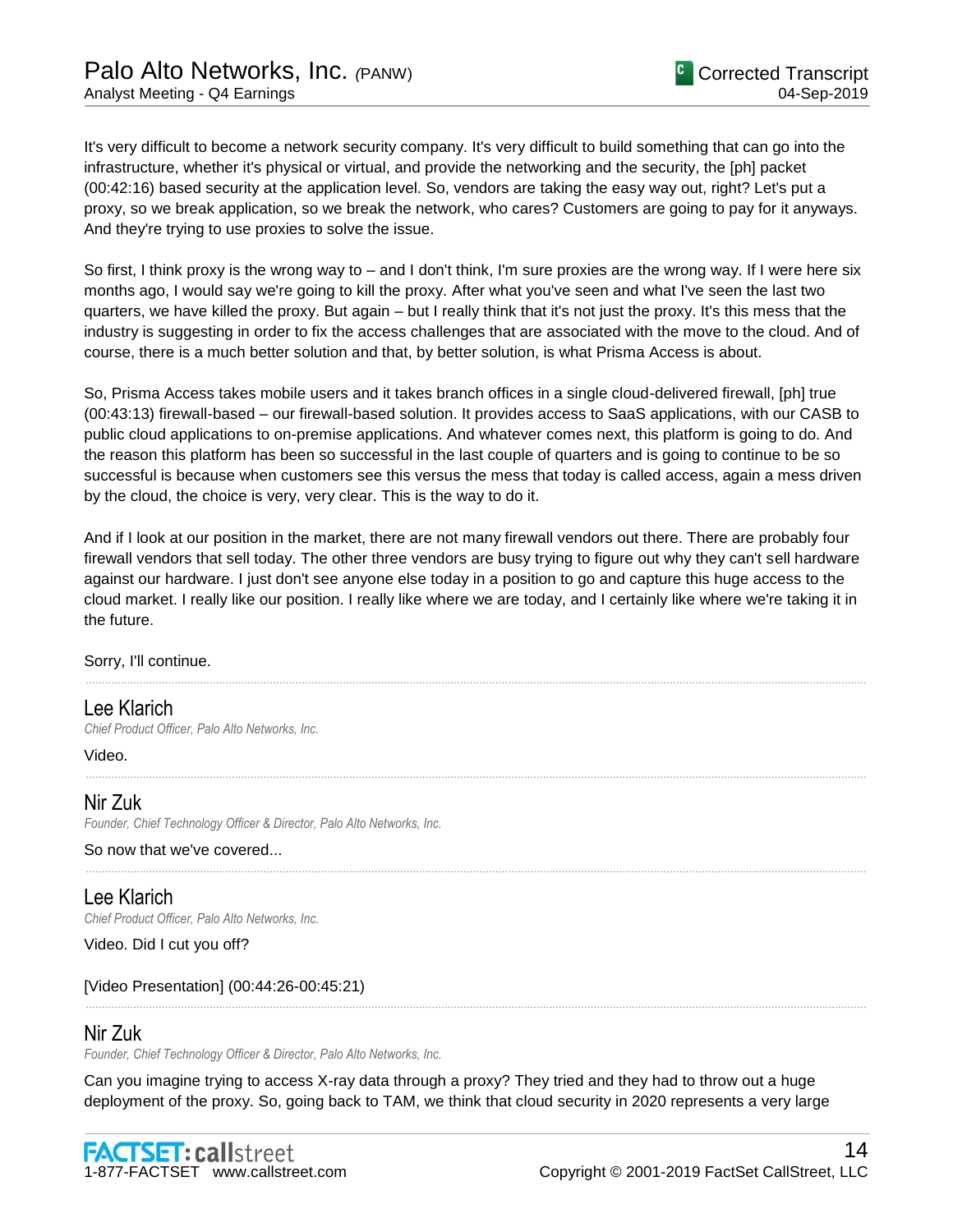It's very difficult to become a network security company. It's very difficult to build something that can go into the infrastructure, whether it's physical or virtual, and provide the networking and the security, the [ph] packet (00:42:16) based security at the application level. So, vendors are taking the easy way out, right? Let's put a proxy, so we break application, so we break the network, who cares? Customers are going to pay for it anyways. And they're trying to use proxies to solve the issue.

So first, I think proxy is the wrong way to – and I don't think, I'm sure proxies are the wrong way. If I were here six months ago, I would say we're going to kill the proxy. After what you've seen and what I've seen the last two quarters, we have killed the proxy. But again – but I really think that it's not just the proxy. It's this mess that the industry is suggesting in order to fix the access challenges that are associated with the move to the cloud. And of course, there is a much better solution and that, by better solution, is what Prisma Access is about.

So, Prisma Access takes mobile users and it takes branch offices in a single cloud-delivered firewall, [ph] true (00:43:13) firewall-based – our firewall-based solution. It provides access to SaaS applications, with our CASB to public cloud applications to on-premise applications. And whatever comes next, this platform is going to do. And the reason this platform has been so successful in the last couple of quarters and is going to continue to be so successful is because when customers see this versus the mess that today is called access, again a mess driven by the cloud, the choice is very, very clear. This is the way to do it.

And if I look at our position in the market, there are not many firewall vendors out there. There are probably four firewall vendors that sell today. The other three vendors are busy trying to figure out why they can't sell hardware against our hardware. I just don't see anyone else today in a position to go and capture this huge access to the cloud market. I really like our position. I really like where we are today, and I certainly like where we're taking it in the future.

Sorry, I'll continue.

---

## Lee Klarich
*Chief Product Officer, Palo Alto Networks, Inc.*

Video.

---

## Nir Zuk
*Founder, Chief Technology Officer & Director, Palo Alto Networks, Inc.*

So now that we've covered...

---

## Lee Klarich
*Chief Product Officer, Palo Alto Networks, Inc.*

Video. Did I cut you off?

[Video Presentation] (00:44:26-00:45:21)

---

## Nir Zuk
*Founder, Chief Technology Officer & Director, Palo Alto Networks, Inc.*

Can you imagine trying to access X-ray data through a proxy? They tried and they had to throw out a huge deployment of the proxy. So, going back to TAM, we think that cloud security in 2020 represents a very large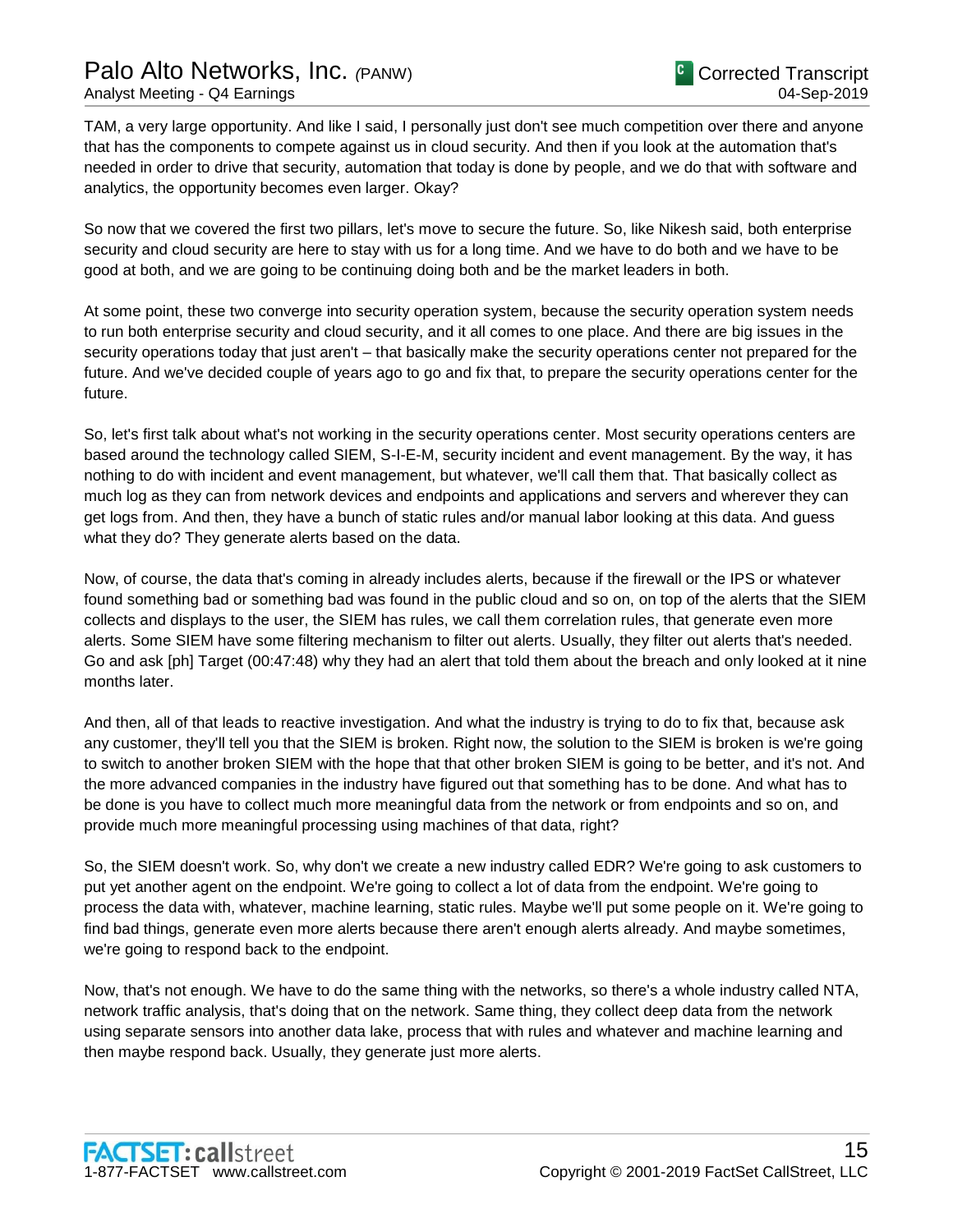TAM, a very large opportunity. And like I said, I personally just don't see much competition over there and anyone that has the components to compete against us in cloud security. And then if you look at the automation that's needed in order to drive that security, automation that today is done by people, and we do that with software and analytics, the opportunity becomes even larger. Okay?

So now that we covered the first two pillars, let's move to secure the future. So, like Nikesh said, both enterprise security and cloud security are here to stay with us for a long time. And we have to do both and we have to be good at both, and we are going to be continuing doing both and be the market leaders in both.

At some point, these two converge into security operation system, because the security operation system needs to run both enterprise security and cloud security, and it all comes to one place. And there are big issues in the security operations today that just aren't – that basically make the security operations center not prepared for the future. And we've decided couple of years ago to go and fix that, to prepare the security operations center for the future.

So, let's first talk about what's not working in the security operations center. Most security operations centers are based around the technology called SIEM, S-I-E-M, security incident and event management. By the way, it has nothing to do with incident and event management, but whatever, we'll call them that. That basically collect as much log as they can from network devices and endpoints and applications and servers and wherever they can get logs from. And then, they have a bunch of static rules and/or manual labor looking at this data. And guess what they do? They generate alerts based on the data.

Now, of course, the data that's coming in already includes alerts, because if the firewall or the IPS or whatever found something bad or something bad was found in the public cloud and so on, on top of the alerts that the SIEM collects and displays to the user, the SIEM has rules, we call them correlation rules, that generate even more alerts. Some SIEM have some filtering mechanism to filter out alerts. Usually, they filter out alerts that's needed. Go and ask [ph] Target (00:47:48) why they had an alert that told them about the breach and only looked at it nine months later.

And then, all of that leads to reactive investigation. And what the industry is trying to do to fix that, because ask any customer, they'll tell you that the SIEM is broken. Right now, the solution to the SIEM is broken is we're going to switch to another broken SIEM with the hope that that other broken SIEM is going to be better, and it's not. And the more advanced companies in the industry have figured out that something has to be done. And what has to be done is you have to collect much more meaningful data from the network or from endpoints and so on, and provide much more meaningful processing using machines of that data, right?

So, the SIEM doesn't work. So, why don't we create a new industry called EDR? We're going to ask customers to put yet another agent on the endpoint. We're going to collect a lot of data from the endpoint. We're going to process the data with, whatever, machine learning, static rules. Maybe we'll put some people on it. We're going to find bad things, generate even more alerts because there aren't enough alerts already. And maybe sometimes, we're going to respond back to the endpoint.

Now, that's not enough. We have to do the same thing with the networks, so there's a whole industry called NTA, network traffic analysis, that's doing that on the network. Same thing, they collect deep data from the network using separate sensors into another data lake, process that with rules and whatever and machine learning and then maybe respond back. Usually, they generate just more alerts.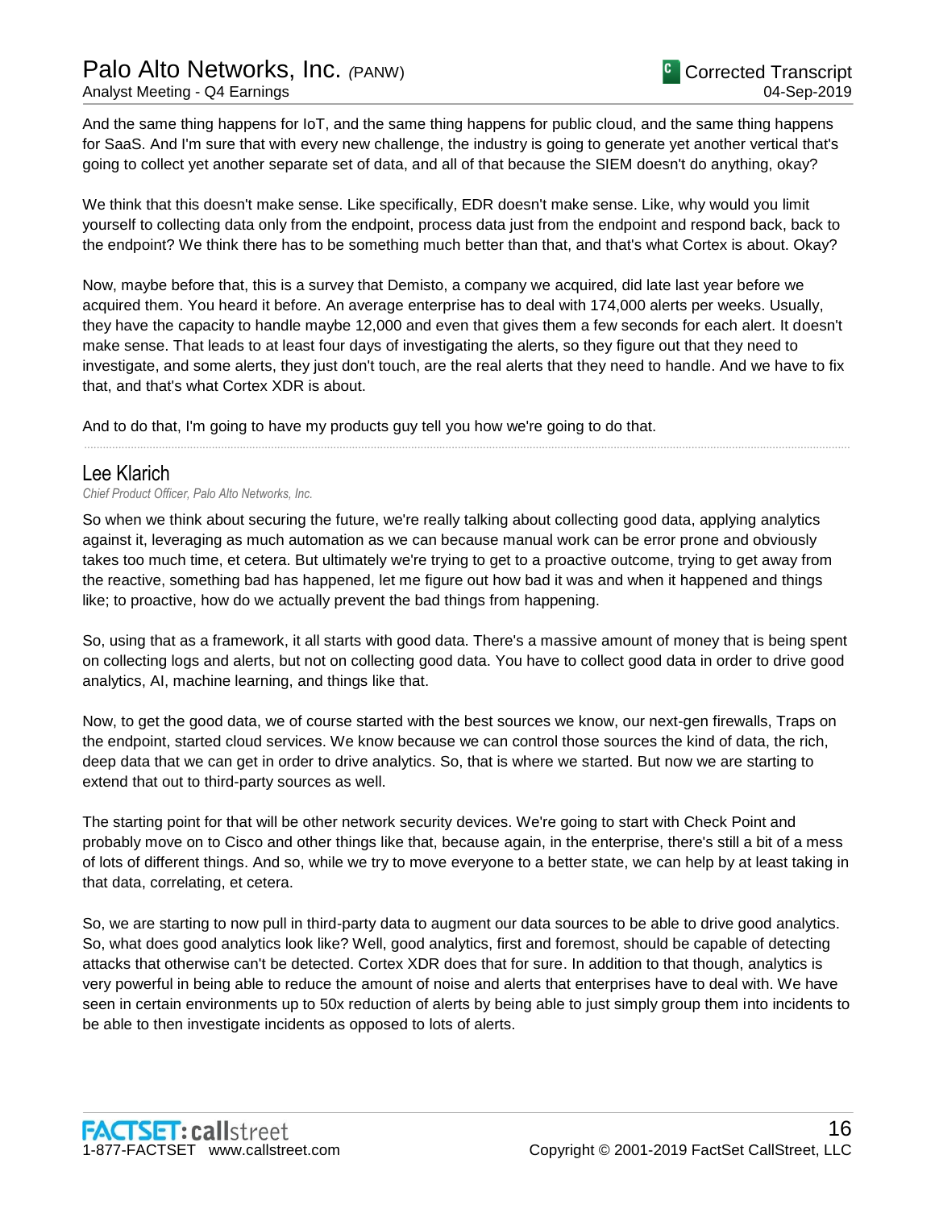And the same thing happens for IoT, and the same thing happens for public cloud, and the same thing happens for SaaS. And I'm sure that with every new challenge, the industry is going to generate yet another vertical that's going to collect yet another separate set of data, and all of that because the SIEM doesn't do anything, okay?

We think that this doesn't make sense. Like specifically, EDR doesn't make sense. Like, why would you limit yourself to collecting data only from the endpoint, process data just from the endpoint and respond back, back to the endpoint? We think there has to be something much better than that, and that's what Cortex is about. Okay?

Now, maybe before that, this is a survey that Demisto, a company we acquired, did late last year before we acquired them. You heard it before. An average enterprise has to deal with 174,000 alerts per weeks. Usually, they have the capacity to handle maybe 12,000 and even that gives them a few seconds for each alert. It doesn't make sense. That leads to at least four days of investigating the alerts, so they figure out that they need to investigate, and some alerts, they just don't touch, are the real alerts that they need to handle. And we have to fix that, and that's what Cortex XDR is about.

And to do that, I'm going to have my products guy tell you how we're going to do that.

---

## Lee Klarich

*Chief Product Officer, Palo Alto Networks, Inc.*

So when we think about securing the future, we're really talking about collecting good data, applying analytics against it, leveraging as much automation as we can because manual work can be error prone and obviously takes too much time, et cetera. But ultimately we're trying to get to a proactive outcome, trying to get away from the reactive, something bad has happened, let me figure out how bad it was and when it happened and things like; to proactive, how do we actually prevent the bad things from happening.

So, using that as a framework, it all starts with good data. There's a massive amount of money that is being spent on collecting logs and alerts, but not on collecting good data. You have to collect good data in order to drive good analytics, AI, machine learning, and things like that.

Now, to get the good data, we of course started with the best sources we know, our next-gen firewalls, Traps on the endpoint, started cloud services. We know because we can control those sources the kind of data, the rich, deep data that we can get in order to drive analytics. So, that is where we started. But now we are starting to extend that out to third-party sources as well.

The starting point for that will be other network security devices. We're going to start with Check Point and probably move on to Cisco and other things like that, because again, in the enterprise, there's still a bit of a mess of lots of different things. And so, while we try to move everyone to a better state, we can help by at least taking in that data, correlating, et cetera.

So, we are starting to now pull in third-party data to augment our data sources to be able to drive good analytics. So, what does good analytics look like? Well, good analytics, first and foremost, should be capable of detecting attacks that otherwise can't be detected. Cortex XDR does that for sure. In addition to that though, analytics is very powerful in being able to reduce the amount of noise and alerts that enterprises have to deal with. We have seen in certain environments up to 50x reduction of alerts by being able to just simply group them into incidents to be able to then investigate incidents as opposed to lots of alerts.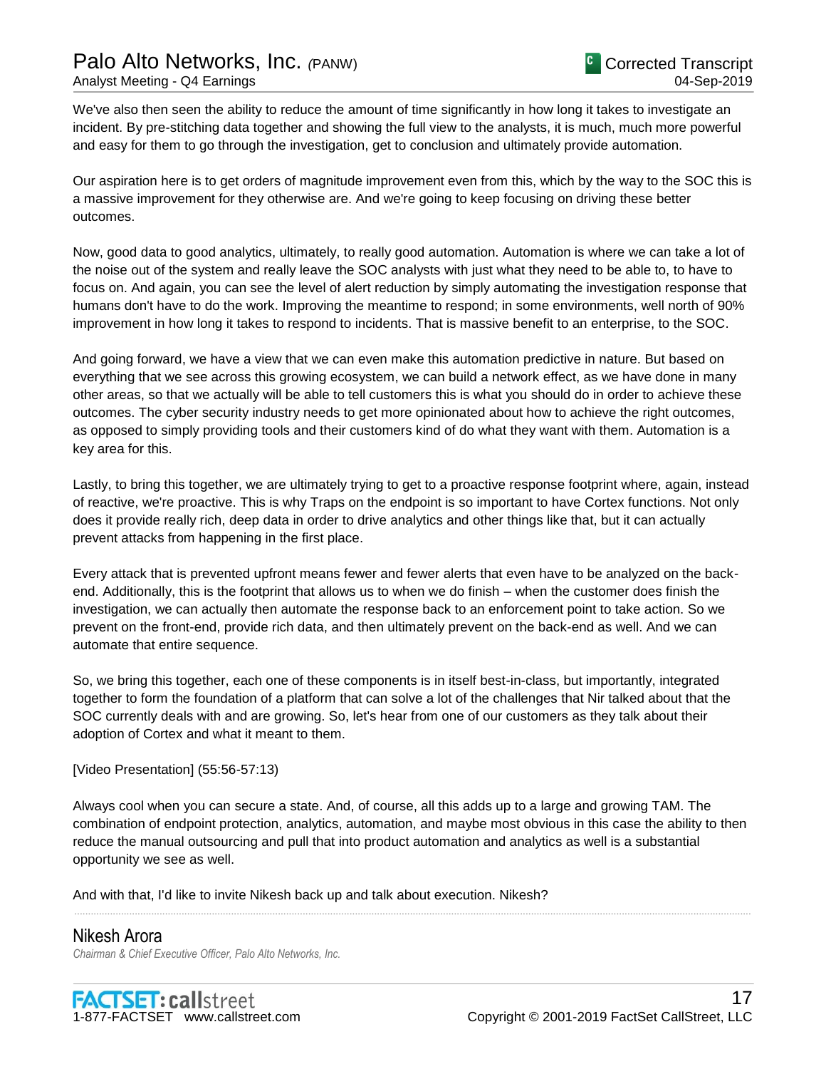We've also then seen the ability to reduce the amount of time significantly in how long it takes to investigate an incident. By pre-stitching data together and showing the full view to the analysts, it is much, much more powerful and easy for them to go through the investigation, get to conclusion and ultimately provide automation.

Our aspiration here is to get orders of magnitude improvement even from this, which by the way to the SOC this is a massive improvement for they otherwise are. And we're going to keep focusing on driving these better outcomes.

Now, good data to good analytics, ultimately, to really good automation. Automation is where we can take a lot of the noise out of the system and really leave the SOC analysts with just what they need to be able to, to have to focus on. And again, you can see the level of alert reduction by simply automating the investigation response that humans don't have to do the work. Improving the meantime to respond; in some environments, well north of 90% improvement in how long it takes to respond to incidents. That is massive benefit to an enterprise, to the SOC.

And going forward, we have a view that we can even make this automation predictive in nature. But based on everything that we see across this growing ecosystem, we can build a network effect, as we have done in many other areas, so that we actually will be able to tell customers this is what you should do in order to achieve these outcomes. The cyber security industry needs to get more opinionated about how to achieve the right outcomes, as opposed to simply providing tools and their customers kind of do what they want with them. Automation is a key area for this.

Lastly, to bring this together, we are ultimately trying to get to a proactive response footprint where, again, instead of reactive, we're proactive. This is why Traps on the endpoint is so important to have Cortex functions. Not only does it provide really rich, deep data in order to drive analytics and other things like that, but it can actually prevent attacks from happening in the first place.

Every attack that is prevented upfront means fewer and fewer alerts that even have to be analyzed on the back-end. Additionally, this is the footprint that allows us to when we do finish – when the customer does finish the investigation, we can actually then automate the response back to an enforcement point to take action. So we prevent on the front-end, provide rich data, and then ultimately prevent on the back-end as well. And we can automate that entire sequence.

So, we bring this together, each one of these components is in itself best-in-class, but importantly, integrated together to form the foundation of a platform that can solve a lot of the challenges that Nir talked about that the SOC currently deals with and are growing. So, let's hear from one of our customers as they talk about their adoption of Cortex and what it meant to them.

[Video Presentation] (55:56-57:13)

Always cool when you can secure a state. And, of course, all this adds up to a large and growing TAM. The combination of endpoint protection, analytics, automation, and maybe most obvious in this case the ability to then reduce the manual outsourcing and pull that into product automation and analytics as well is a substantial opportunity we see as well.

And with that, I'd like to invite Nikesh back up and talk about execution. Nikesh?

---

## Nikesh Arora

*Chairman & Chief Executive Officer, Palo Alto Networks, Inc.*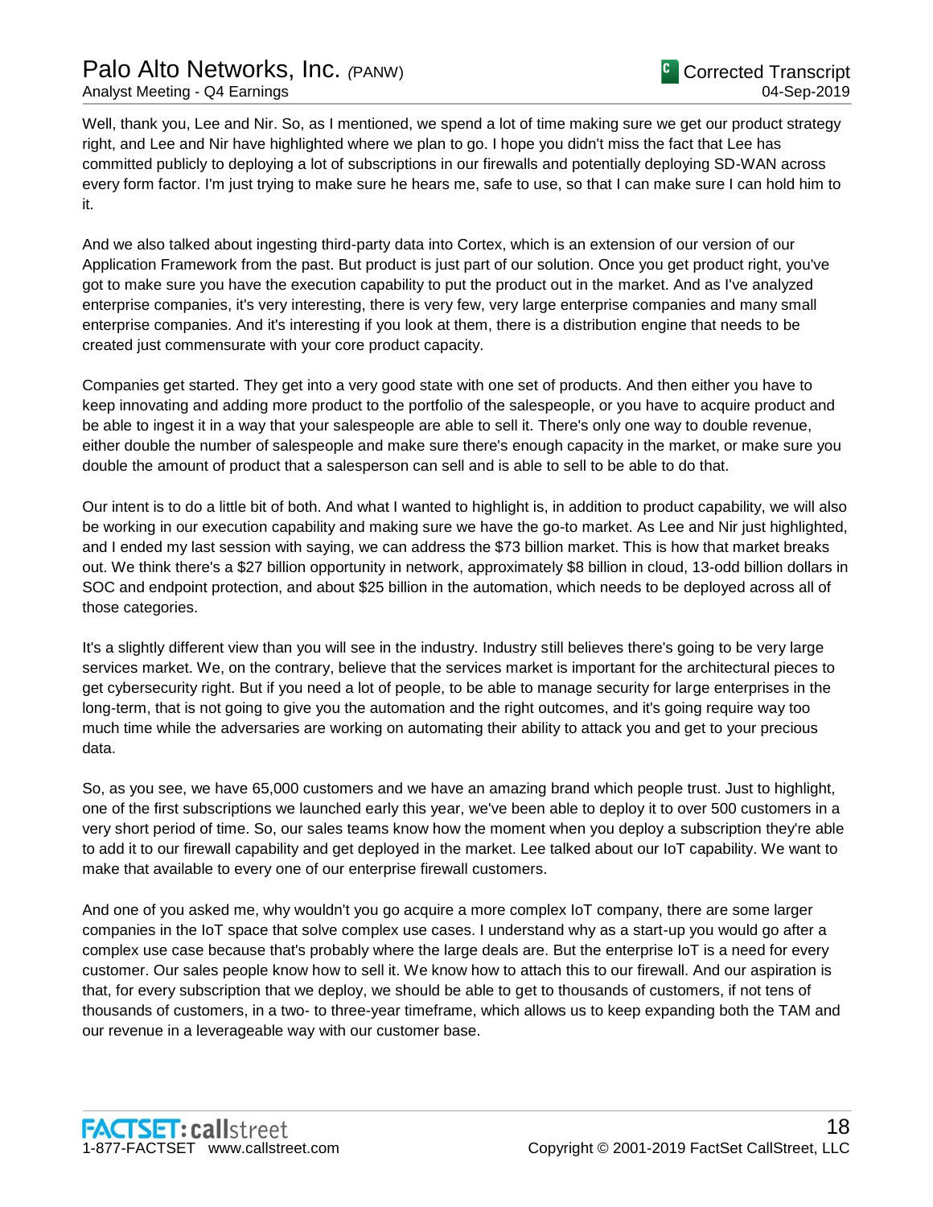Well, thank you, Lee and Nir. So, as I mentioned, we spend a lot of time making sure we get our product strategy right, and Lee and Nir have highlighted where we plan to go. I hope you didn't miss the fact that Lee has committed publicly to deploying a lot of subscriptions in our firewalls and potentially deploying SD-WAN across every form factor. I'm just trying to make sure he hears me, safe to use, so that I can make sure I can hold him to it.

And we also talked about ingesting third-party data into Cortex, which is an extension of our version of our Application Framework from the past. But product is just part of our solution. Once you get product right, you've got to make sure you have the execution capability to put the product out in the market. And as I've analyzed enterprise companies, it's very interesting, there is very few, very large enterprise companies and many small enterprise companies. And it's interesting if you look at them, there is a distribution engine that needs to be created just commensurate with your core product capacity.

Companies get started. They get into a very good state with one set of products. And then either you have to keep innovating and adding more product to the portfolio of the salespeople, or you have to acquire product and be able to ingest it in a way that your salespeople are able to sell it. There's only one way to double revenue, either double the number of salespeople and make sure there's enough capacity in the market, or make sure you double the amount of product that a salesperson can sell and is able to sell to be able to do that.

Our intent is to do a little bit of both. And what I wanted to highlight is, in addition to product capability, we will also be working in our execution capability and making sure we have the go-to market. As Lee and Nir just highlighted, and I ended my last session with saying, we can address the $73 billion market. This is how that market breaks out. We think there's a $27 billion opportunity in network, approximately $8 billion in cloud, 13-odd billion dollars in SOC and endpoint protection, and about $25 billion in the automation, which needs to be deployed across all of those categories.

It's a slightly different view than you will see in the industry. Industry still believes there's going to be very large services market. We, on the contrary, believe that the services market is important for the architectural pieces to get cybersecurity right. But if you need a lot of people, to be able to manage security for large enterprises in the long-term, that is not going to give you the automation and the right outcomes, and it's going require way too much time while the adversaries are working on automating their ability to attack you and get to your precious data.

So, as you see, we have 65,000 customers and we have an amazing brand which people trust. Just to highlight, one of the first subscriptions we launched early this year, we've been able to deploy it to over 500 customers in a very short period of time. So, our sales teams know how the moment when you deploy a subscription they're able to add it to our firewall capability and get deployed in the market. Lee talked about our IoT capability. We want to make that available to every one of our enterprise firewall customers.

And one of you asked me, why wouldn't you go acquire a more complex IoT company, there are some larger companies in the IoT space that solve complex use cases. I understand why as a start-up you would go after a complex use case because that's probably where the large deals are. But the enterprise IoT is a need for every customer. Our sales people know how to sell it. We know how to attach this to our firewall. And our aspiration is that, for every subscription that we deploy, we should be able to get to thousands of customers, if not tens of thousands of customers, in a two- to three-year timeframe, which allows us to keep expanding both the TAM and our revenue in a leverageable way with our customer base.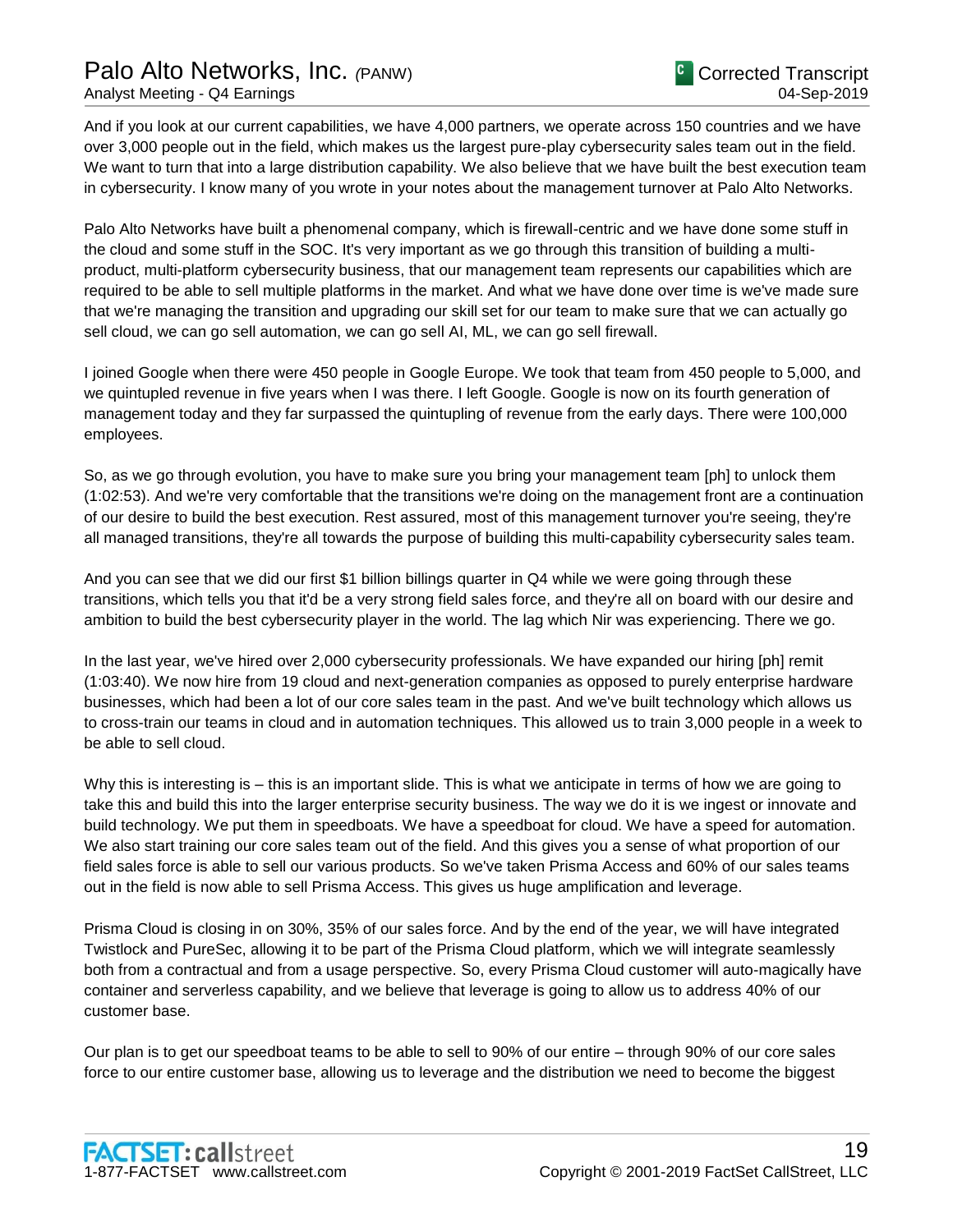And if you look at our current capabilities, we have 4,000 partners, we operate across 150 countries and we have over 3,000 people out in the field, which makes us the largest pure-play cybersecurity sales team out in the field. We want to turn that into a large distribution capability. We also believe that we have built the best execution team in cybersecurity. I know many of you wrote in your notes about the management turnover at Palo Alto Networks.

Palo Alto Networks have built a phenomenal company, which is firewall-centric and we have done some stuff in the cloud and some stuff in the SOC. It's very important as we go through this transition of building a multi-product, multi-platform cybersecurity business, that our management team represents our capabilities which are required to be able to sell multiple platforms in the market. And what we have done over time is we've made sure that we're managing the transition and upgrading our skill set for our team to make sure that we can actually go sell cloud, we can go sell automation, we can go sell AI, ML, we can go sell firewall.

I joined Google when there were 450 people in Google Europe. We took that team from 450 people to 5,000, and we quintupled revenue in five years when I was there. I left Google. Google is now on its fourth generation of management today and they far surpassed the quintupling of revenue from the early days. There were 100,000 employees.

So, as we go through evolution, you have to make sure you bring your management team [ph] to unlock them (1:02:53). And we're very comfortable that the transitions we're doing on the management front are a continuation of our desire to build the best execution. Rest assured, most of this management turnover you're seeing, they're all managed transitions, they're all towards the purpose of building this multi-capability cybersecurity sales team.

And you can see that we did our first $1 billion billings quarter in Q4 while we were going through these transitions, which tells you that it'd be a very strong field sales force, and they're all on board with our desire and ambition to build the best cybersecurity player in the world. The lag which Nir was experiencing. There we go.

In the last year, we've hired over 2,000 cybersecurity professionals. We have expanded our hiring [ph] remit (1:03:40). We now hire from 19 cloud and next-generation companies as opposed to purely enterprise hardware businesses, which had been a lot of our core sales team in the past. And we've built technology which allows us to cross-train our teams in cloud and in automation techniques. This allowed us to train 3,000 people in a week to be able to sell cloud.

Why this is interesting is – this is an important slide. This is what we anticipate in terms of how we are going to take this and build this into the larger enterprise security business. The way we do it is we ingest or innovate and build technology. We put them in speedboats. We have a speedboat for cloud. We have a speed for automation. We also start training our core sales team out of the field. And this gives you a sense of what proportion of our field sales force is able to sell our various products. So we've taken Prisma Access and 60% of our sales teams out in the field is now able to sell Prisma Access. This gives us huge amplification and leverage.

Prisma Cloud is closing in on 30%, 35% of our sales force. And by the end of the year, we will have integrated Twistlock and PureSec, allowing it to be part of the Prisma Cloud platform, which we will integrate seamlessly both from a contractual and from a usage perspective. So, every Prisma Cloud customer will auto-magically have container and serverless capability, and we believe that leverage is going to allow us to address 40% of our customer base.

Our plan is to get our speedboat teams to be able to sell to 90% of our entire – through 90% of our core sales force to our entire customer base, allowing us to leverage and the distribution we need to become the biggest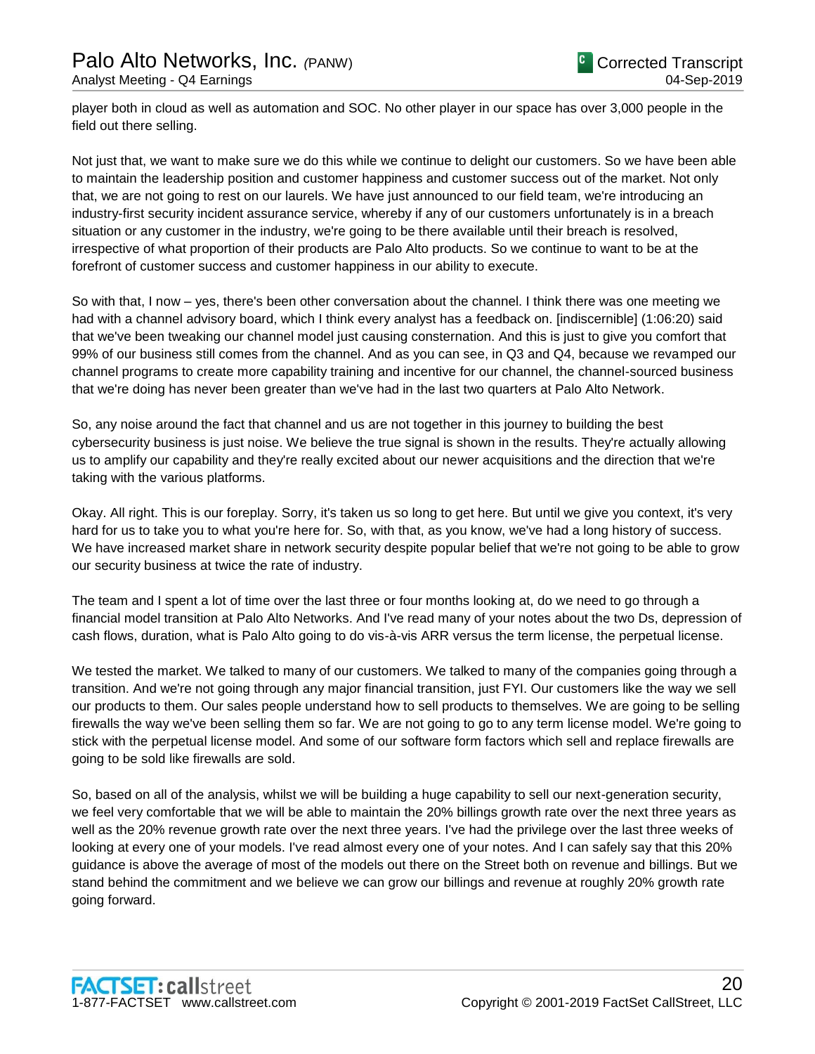player both in cloud as well as automation and SOC. No other player in our space has over 3,000 people in the field out there selling.

Not just that, we want to make sure we do this while we continue to delight our customers. So we have been able to maintain the leadership position and customer happiness and customer success out of the market. Not only that, we are not going to rest on our laurels. We have just announced to our field team, we're introducing an industry-first security incident assurance service, whereby if any of our customers unfortunately is in a breach situation or any customer in the industry, we're going to be there available until their breach is resolved, irrespective of what proportion of their products are Palo Alto products. So we continue to want to be at the forefront of customer success and customer happiness in our ability to execute.

So with that, I now – yes, there's been other conversation about the channel. I think there was one meeting we had with a channel advisory board, which I think every analyst has a feedback on. [indiscernible] (1:06:20) said that we've been tweaking our channel model just causing consternation. And this is just to give you comfort that 99% of our business still comes from the channel. And as you can see, in Q3 and Q4, because we revamped our channel programs to create more capability training and incentive for our channel, the channel-sourced business that we're doing has never been greater than we've had in the last two quarters at Palo Alto Network.

So, any noise around the fact that channel and us are not together in this journey to building the best cybersecurity business is just noise. We believe the true signal is shown in the results. They're actually allowing us to amplify our capability and they're really excited about our newer acquisitions and the direction that we're taking with the various platforms.

Okay. All right. This is our foreplay. Sorry, it's taken us so long to get here. But until we give you context, it's very hard for us to take you to what you're here for. So, with that, as you know, we've had a long history of success. We have increased market share in network security despite popular belief that we're not going to be able to grow our security business at twice the rate of industry.

The team and I spent a lot of time over the last three or four months looking at, do we need to go through a financial model transition at Palo Alto Networks. And I've read many of your notes about the two Ds, depression of cash flows, duration, what is Palo Alto going to do vis-à-vis ARR versus the term license, the perpetual license.

We tested the market. We talked to many of our customers. We talked to many of the companies going through a transition. And we're not going through any major financial transition, just FYI. Our customers like the way we sell our products to them. Our sales people understand how to sell products to themselves. We are going to be selling firewalls the way we've been selling them so far. We are not going to go to any term license model. We're going to stick with the perpetual license model. And some of our software form factors which sell and replace firewalls are going to be sold like firewalls are sold.

So, based on all of the analysis, whilst we will be building a huge capability to sell our next-generation security, we feel very comfortable that we will be able to maintain the 20% billings growth rate over the next three years as well as the 20% revenue growth rate over the next three years. I've had the privilege over the last three weeks of looking at every one of your models. I've read almost every one of your notes. And I can safely say that this 20% guidance is above the average of most of the models out there on the Street both on revenue and billings. But we stand behind the commitment and we believe we can grow our billings and revenue at roughly 20% growth rate going forward.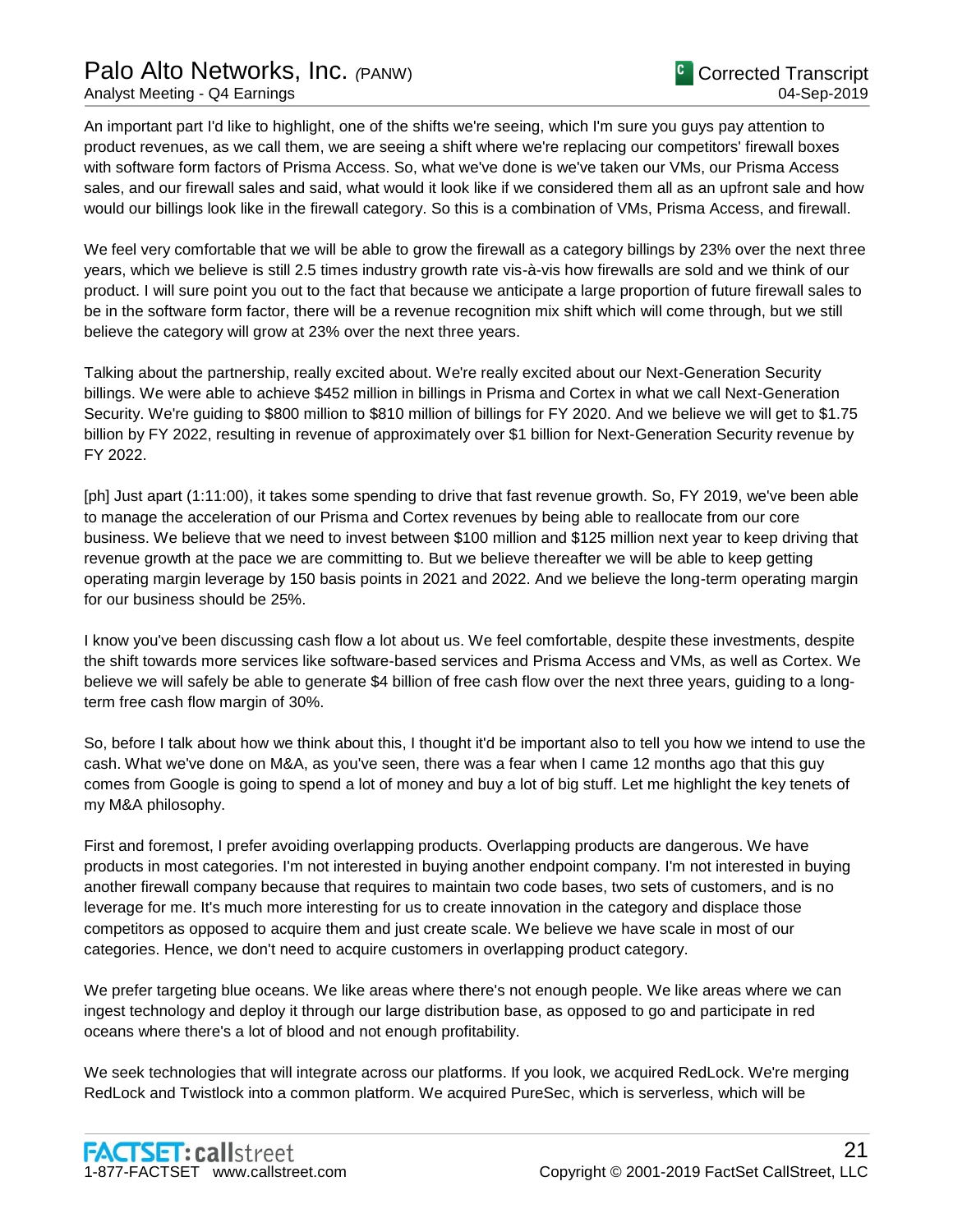An important part I'd like to highlight, one of the shifts we're seeing, which I'm sure you guys pay attention to product revenues, as we call them, we are seeing a shift where we're replacing our competitors' firewall boxes with software form factors of Prisma Access. So, what we've done is we've taken our VMs, our Prisma Access sales, and our firewall sales and said, what would it look like if we considered them all as an upfront sale and how would our billings look like in the firewall category. So this is a combination of VMs, Prisma Access, and firewall.

We feel very comfortable that we will be able to grow the firewall as a category billings by 23% over the next three years, which we believe is still 2.5 times industry growth rate vis-à-vis how firewalls are sold and we think of our product. I will sure point you out to the fact that because we anticipate a large proportion of future firewall sales to be in the software form factor, there will be a revenue recognition mix shift which will come through, but we still believe the category will grow at 23% over the next three years.

Talking about the partnership, really excited about. We're really excited about our Next-Generation Security billings. We were able to achieve $452 million in billings in Prisma and Cortex in what we call Next-Generation Security. We're guiding to $800 million to $810 million of billings for FY 2020. And we believe we will get to $1.75 billion by FY 2022, resulting in revenue of approximately over $1 billion for Next-Generation Security revenue by FY 2022.

[ph] Just apart (1:11:00), it takes some spending to drive that fast revenue growth. So, FY 2019, we've been able to manage the acceleration of our Prisma and Cortex revenues by being able to reallocate from our core business. We believe that we need to invest between $100 million and $125 million next year to keep driving that revenue growth at the pace we are committing to. But we believe thereafter we will be able to keep getting operating margin leverage by 150 basis points in 2021 and 2022. And we believe the long-term operating margin for our business should be 25%.

I know you've been discussing cash flow a lot about us. We feel comfortable, despite these investments, despite the shift towards more services like software-based services and Prisma Access and VMs, as well as Cortex. We believe we will safely be able to generate $4 billion of free cash flow over the next three years, guiding to a long-term free cash flow margin of 30%.

So, before I talk about how we think about this, I thought it'd be important also to tell you how we intend to use the cash. What we've done on M&A, as you've seen, there was a fear when I came 12 months ago that this guy comes from Google is going to spend a lot of money and buy a lot of big stuff. Let me highlight the key tenets of my M&A philosophy.

First and foremost, I prefer avoiding overlapping products. Overlapping products are dangerous. We have products in most categories. I'm not interested in buying another endpoint company. I'm not interested in buying another firewall company because that requires to maintain two code bases, two sets of customers, and is no leverage for me. It's much more interesting for us to create innovation in the category and displace those competitors as opposed to acquire them and just create scale. We believe we have scale in most of our categories. Hence, we don't need to acquire customers in overlapping product category.

We prefer targeting blue oceans. We like areas where there's not enough people. We like areas where we can ingest technology and deploy it through our large distribution base, as opposed to go and participate in red oceans where there's a lot of blood and not enough profitability.

We seek technologies that will integrate across our platforms. If you look, we acquired RedLock. We're merging RedLock and Twistlock into a common platform. We acquired PureSec, which is serverless, which will be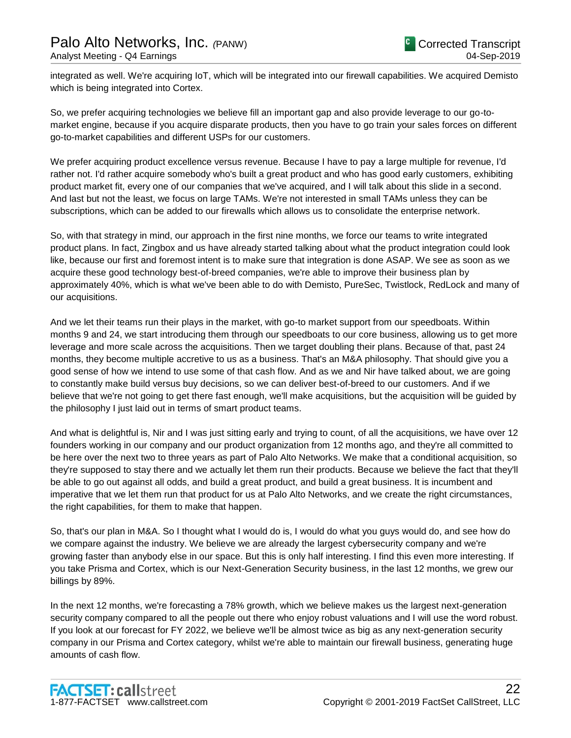integrated as well. We're acquiring IoT, which will be integrated into our firewall capabilities. We acquired Demisto which is being integrated into Cortex.

So, we prefer acquiring technologies we believe fill an important gap and also provide leverage to our go-to-market engine, because if you acquire disparate products, then you have to go train your sales forces on different go-to-market capabilities and different USPs for our customers.

We prefer acquiring product excellence versus revenue. Because I have to pay a large multiple for revenue, I'd rather not. I'd rather acquire somebody who's built a great product and who has good early customers, exhibiting product market fit, every one of our companies that we've acquired, and I will talk about this slide in a second. And last but not the least, we focus on large TAMs. We're not interested in small TAMs unless they can be subscriptions, which can be added to our firewalls which allows us to consolidate the enterprise network.

So, with that strategy in mind, our approach in the first nine months, we force our teams to write integrated product plans. In fact, Zingbox and us have already started talking about what the product integration could look like, because our first and foremost intent is to make sure that integration is done ASAP. We see as soon as we acquire these good technology best-of-breed companies, we're able to improve their business plan by approximately 40%, which is what we've been able to do with Demisto, PureSec, Twistlock, RedLock and many of our acquisitions.

And we let their teams run their plays in the market, with go-to market support from our speedboats. Within months 9 and 24, we start introducing them through our speedboats to our core business, allowing us to get more leverage and more scale across the acquisitions. Then we target doubling their plans. Because of that, past 24 months, they become multiple accretive to us as a business. That's an M&A philosophy. That should give you a good sense of how we intend to use some of that cash flow. And as we and Nir have talked about, we are going to constantly make build versus buy decisions, so we can deliver best-of-breed to our customers. And if we believe that we're not going to get there fast enough, we'll make acquisitions, but the acquisition will be guided by the philosophy I just laid out in terms of smart product teams.

And what is delightful is, Nir and I was just sitting early and trying to count, of all the acquisitions, we have over 12 founders working in our company and our product organization from 12 months ago, and they're all committed to be here over the next two to three years as part of Palo Alto Networks. We make that a conditional acquisition, so they're supposed to stay there and we actually let them run their products. Because we believe the fact that they'll be able to go out against all odds, and build a great product, and build a great business. It is incumbent and imperative that we let them run that product for us at Palo Alto Networks, and we create the right circumstances, the right capabilities, for them to make that happen.

So, that's our plan in M&A. So I thought what I would do is, I would do what you guys would do, and see how do we compare against the industry. We believe we are already the largest cybersecurity company and we're growing faster than anybody else in our space. But this is only half interesting. I find this even more interesting. If you take Prisma and Cortex, which is our Next-Generation Security business, in the last 12 months, we grew our billings by 89%.

In the next 12 months, we're forecasting a 78% growth, which we believe makes us the largest next-generation security company compared to all the people out there who enjoy robust valuations and I will use the word robust. If you look at our forecast for FY 2022, we believe we'll be almost twice as big as any next-generation security company in our Prisma and Cortex category, whilst we're able to maintain our firewall business, generating huge amounts of cash flow.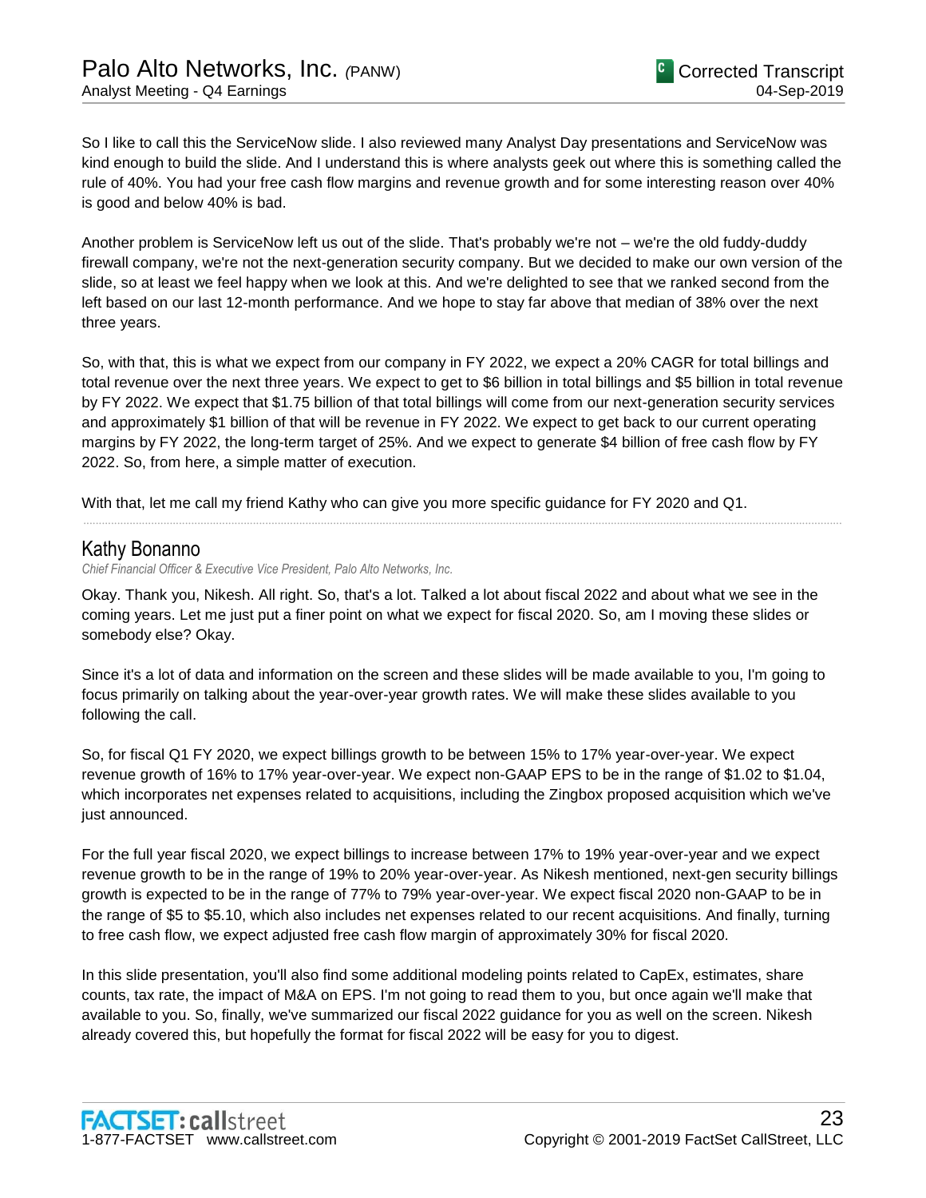So I like to call this the ServiceNow slide. I also reviewed many Analyst Day presentations and ServiceNow was kind enough to build the slide. And I understand this is where analysts geek out where this is something called the rule of 40%. You had your free cash flow margins and revenue growth and for some interesting reason over 40% is good and below 40% is bad.

Another problem is ServiceNow left us out of the slide. That's probably we're not – we're the old fuddy-duddy firewall company, we're not the next-generation security company. But we decided to make our own version of the slide, so at least we feel happy when we look at this. And we're delighted to see that we ranked second from the left based on our last 12-month performance. And we hope to stay far above that median of 38% over the next three years.

So, with that, this is what we expect from our company in FY 2022, we expect a 20% CAGR for total billings and total revenue over the next three years. We expect to get to $6 billion in total billings and $5 billion in total revenue by FY 2022. We expect that $1.75 billion of that total billings will come from our next-generation security services and approximately $1 billion of that will be revenue in FY 2022. We expect to get back to our current operating margins by FY 2022, the long-term target of 25%. And we expect to generate $4 billion of free cash flow by FY 2022. So, from here, a simple matter of execution.

With that, let me call my friend Kathy who can give you more specific guidance for FY 2020 and Q1.

---

## Kathy Bonanno

*Chief Financial Officer & Executive Vice President, Palo Alto Networks, Inc.*

Okay. Thank you, Nikesh. All right. So, that's a lot. Talked a lot about fiscal 2022 and about what we see in the coming years. Let me just put a finer point on what we expect for fiscal 2020. So, am I moving these slides or somebody else? Okay.

Since it's a lot of data and information on the screen and these slides will be made available to you, I'm going to focus primarily on talking about the year-over-year growth rates. We will make these slides available to you following the call.

So, for fiscal Q1 FY 2020, we expect billings growth to be between 15% to 17% year-over-year. We expect revenue growth of 16% to 17% year-over-year. We expect non-GAAP EPS to be in the range of $1.02 to $1.04, which incorporates net expenses related to acquisitions, including the Zingbox proposed acquisition which we've just announced.

For the full year fiscal 2020, we expect billings to increase between 17% to 19% year-over-year and we expect revenue growth to be in the range of 19% to 20% year-over-year. As Nikesh mentioned, next-gen security billings growth is expected to be in the range of 77% to 79% year-over-year. We expect fiscal 2020 non-GAAP to be in the range of $5 to $5.10, which also includes net expenses related to our recent acquisitions. And finally, turning to free cash flow, we expect adjusted free cash flow margin of approximately 30% for fiscal 2020.

In this slide presentation, you'll also find some additional modeling points related to CapEx, estimates, share counts, tax rate, the impact of M&A on EPS. I'm not going to read them to you, but once again we'll make that available to you. So, finally, we've summarized our fiscal 2022 guidance for you as well on the screen. Nikesh already covered this, but hopefully the format for fiscal 2022 will be easy for you to digest.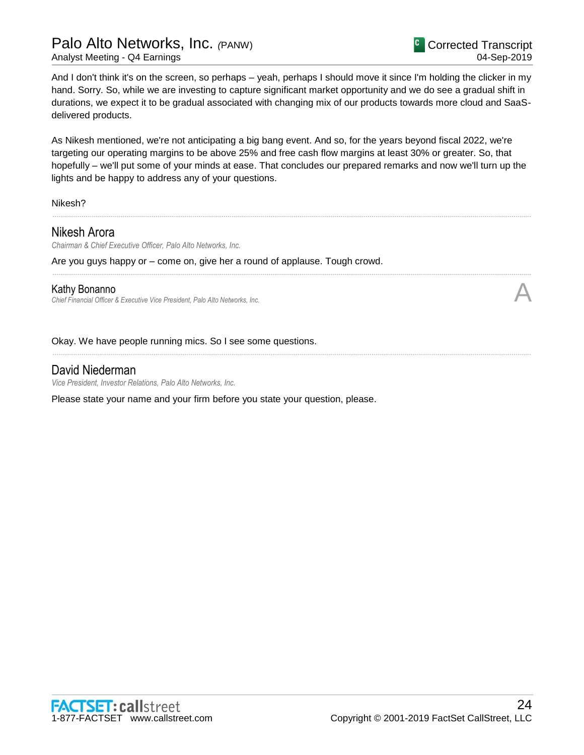And I don't think it's on the screen, so perhaps – yeah, perhaps I should move it since I'm holding the clicker in my hand. Sorry. So, while we are investing to capture significant market opportunity and we do see a gradual shift in durations, we expect it to be gradual associated with changing mix of our products towards more cloud and SaaS-delivered products.

As Nikesh mentioned, we're not anticipating a big bang event. And so, for the years beyond fiscal 2022, we're targeting our operating margins to be above 25% and free cash flow margins at least 30% or greater. So, that hopefully – we'll put some of your minds at ease. That concludes our prepared remarks and now we'll turn up the lights and be happy to address any of your questions.

Nikesh?

---

## Nikesh Arora

*Chairman & Chief Executive Officer, Palo Alto Networks, Inc.*

Are you guys happy or – come on, give her a round of applause. Tough crowd.

---

## Kathy Bonanno

*Chief Financial Officer & Executive Vice President, Palo Alto Networks, Inc.*

A

Okay. We have people running mics. So I see some questions.

---

## David Niederman

*Vice President, Investor Relations, Palo Alto Networks, Inc.*

Please state your name and your firm before you state your question, please.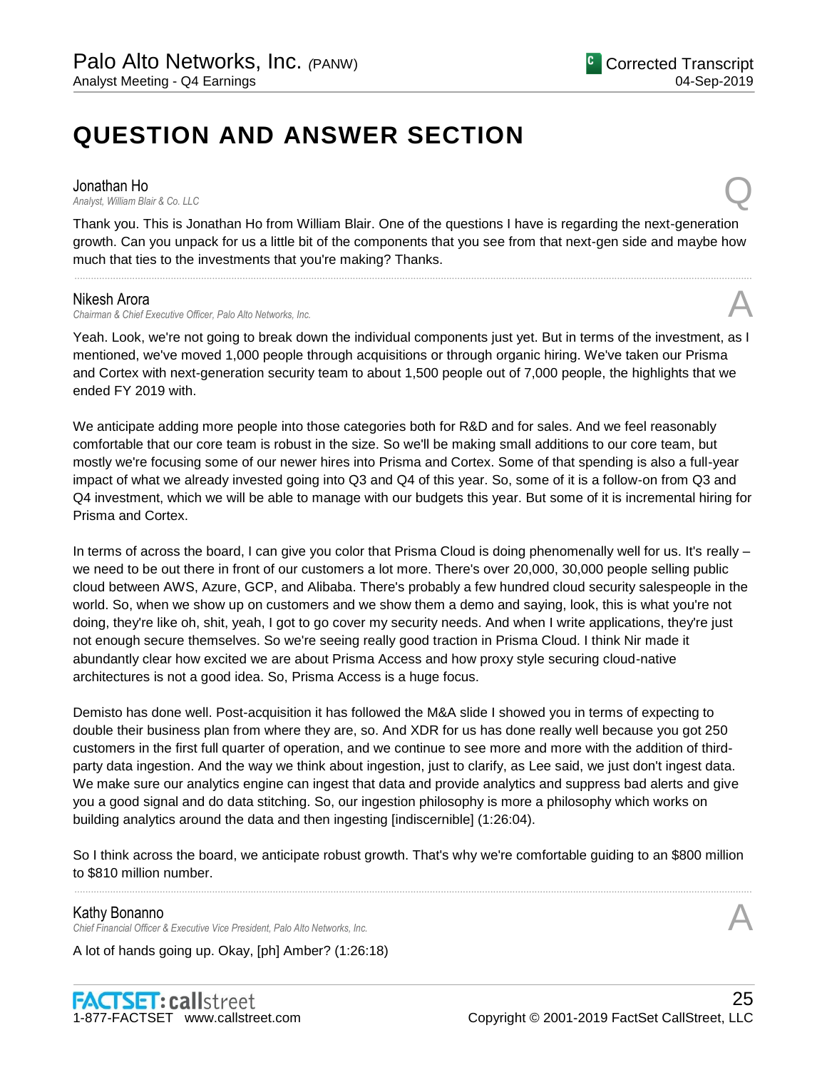# QUESTION AND ANSWER SECTION

**Jonathan Ho**
*Analyst, William Blair & Co. LLC*

Q

Thank you. This is Jonathan Ho from William Blair. One of the questions I have is regarding the next-generation growth. Can you unpack for us a little bit of the components that you see from that next-gen side and maybe how much that ties to the investments that you're making? Thanks.

---

**Nikesh Arora**
*Chairman & Chief Executive Officer, Palo Alto Networks, Inc.*

A

Yeah. Look, we're not going to break down the individual components just yet. But in terms of the investment, as I mentioned, we've moved 1,000 people through acquisitions or through organic hiring. We've taken our Prisma and Cortex with next-generation security team to about 1,500 people out of 7,000 people, the highlights that we ended FY 2019 with.

We anticipate adding more people into those categories both for R&D and for sales. And we feel reasonably comfortable that our core team is robust in the size. So we'll be making small additions to our core team, but mostly we're focusing some of our newer hires into Prisma and Cortex. Some of that spending is also a full-year impact of what we already invested going into Q3 and Q4 of this year. So, some of it is a follow-on from Q3 and Q4 investment, which we will be able to manage with our budgets this year. But some of it is incremental hiring for Prisma and Cortex.

In terms of across the board, I can give you color that Prisma Cloud is doing phenomenally well for us. It's really – we need to be out there in front of our customers a lot more. There's over 20,000, 30,000 people selling public cloud between AWS, Azure, GCP, and Alibaba. There's probably a few hundred cloud security salespeople in the world. So, when we show up on customers and we show them a demo and saying, look, this is what you're not doing, they're like oh, shit, yeah, I got to go cover my security needs. And when I write applications, they're just not enough secure themselves. So we're seeing really good traction in Prisma Cloud. I think Nir made it abundantly clear how excited we are about Prisma Access and how proxy style securing cloud-native architectures is not a good idea. So, Prisma Access is a huge focus.

Demisto has done well. Post-acquisition it has followed the M&A slide I showed you in terms of expecting to double their business plan from where they are, so. And XDR for us has done really well because you got 250 customers in the first full quarter of operation, and we continue to see more and more with the addition of third-party data ingestion. And the way we think about ingestion, just to clarify, as Lee said, we just don't ingest data. We make sure our analytics engine can ingest that data and provide analytics and suppress bad alerts and give you a good signal and do data stitching. So, our ingestion philosophy is more a philosophy which works on building analytics around the data and then ingesting [indiscernible] (1:26:04).

So I think across the board, we anticipate robust growth. That's why we're comfortable guiding to an $800 million to $810 million number.

---

**Kathy Bonanno**
*Chief Financial Officer & Executive Vice President, Palo Alto Networks, Inc.*

A

A lot of hands going up. Okay, [ph] Amber? (1:26:18)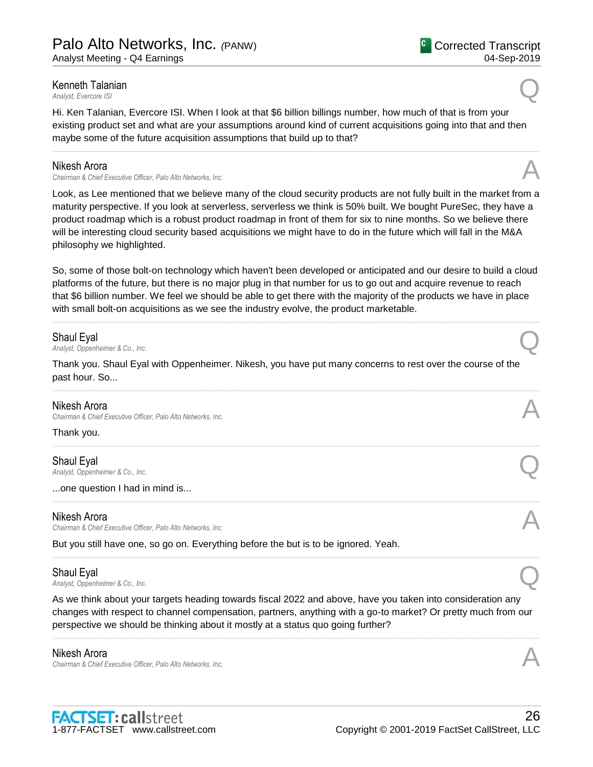**Kenneth Talanian**
*Analyst, Evercore ISI*

Q

Hi. Ken Talanian, Evercore ISI. When I look at that $6 billion billings number, how much of that is from your existing product set and what are your assumptions around kind of current acquisitions going into that and then maybe some of the future acquisition assumptions that build up to that?

---

**Nikesh Arora**
*Chairman & Chief Executive Officer, Palo Alto Networks, Inc.*

A

Look, as Lee mentioned that we believe many of the cloud security products are not fully built in the market from a maturity perspective. If you look at serverless, serverless we think is 50% built. We bought PureSec, they have a product roadmap which is a robust product roadmap in front of them for six to nine months. So we believe there will be interesting cloud security based acquisitions we might have to do in the future which will fall in the M&A philosophy we highlighted.

So, some of those bolt-on technology which haven't been developed or anticipated and our desire to build a cloud platforms of the future, but there is no major plug in that number for us to go out and acquire revenue to reach that $6 billion number. We feel we should be able to get there with the majority of the products we have in place with small bolt-on acquisitions as we see the industry evolve, the product marketable.

---

**Shaul Eyal**
*Analyst, Oppenheimer & Co., Inc.*

Q

Thank you. Shaul Eyal with Oppenheimer. Nikesh, you have put many concerns to rest over the course of the past hour. So...

---

**Nikesh Arora**
*Chairman & Chief Executive Officer, Palo Alto Networks, Inc.*

A

Thank you.

---

**Shaul Eyal**
*Analyst, Oppenheimer & Co., Inc.*

Q

...one question I had in mind is...

---

**Nikesh Arora**
*Chairman & Chief Executive Officer, Palo Alto Networks, Inc.*

A

But you still have one, so go on. Everything before the but is to be ignored. Yeah.

---

**Shaul Eyal**
*Analyst, Oppenheimer & Co., Inc.*

Q

As we think about your targets heading towards fiscal 2022 and above, have you taken into consideration any changes with respect to channel compensation, partners, anything with a go-to market? Or pretty much from our perspective we should be thinking about it mostly at a status quo going further?

---

**Nikesh Arora**
*Chairman & Chief Executive Officer, Palo Alto Networks, Inc.*

A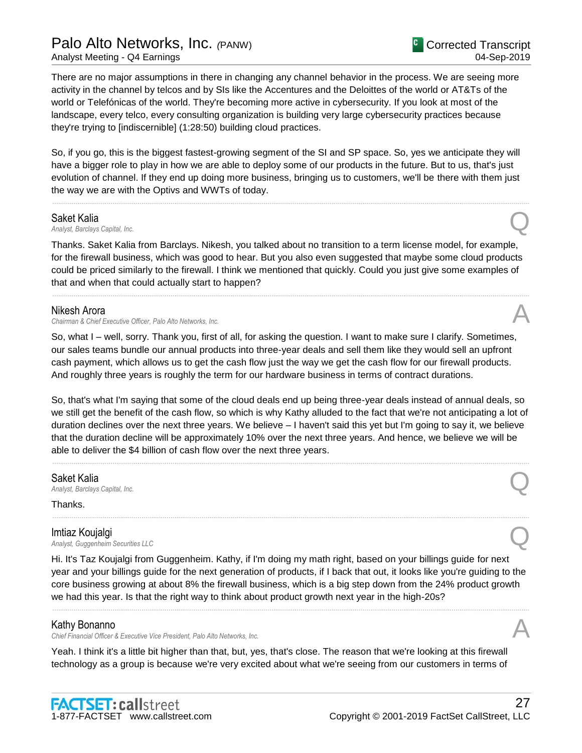There are no major assumptions in there in changing any channel behavior in the process. We are seeing more activity in the channel by telcos and by SIs like the Accentures and the Deloittes of the world or AT&Ts of the world or Telefónicas of the world. They're becoming more active in cybersecurity. If you look at most of the landscape, every telco, every consulting organization is building very large cybersecurity practices because they're trying to [indiscernible] (1:28:50) building cloud practices.

So, if you go, this is the biggest fastest-growing segment of the SI and SP space. So, yes we anticipate they will have a bigger role to play in how we are able to deploy some of our products in the future. But to us, that's just evolution of channel. If they end up doing more business, bringing us to customers, we'll be there with them just the way we are with the Optivs and WWTs of today.

---

**Saket Kalia**
*Analyst, Barclays Capital, Inc.* **Q**

Thanks. Saket Kalia from Barclays. Nikesh, you talked about no transition to a term license model, for example, for the firewall business, which was good to hear. But you also even suggested that maybe some cloud products could be priced similarly to the firewall. I think we mentioned that quickly. Could you just give some examples of that and when that could actually start to happen?

---

**Nikesh Arora**
*Chairman & Chief Executive Officer, Palo Alto Networks, Inc.* **A**

So, what I – well, sorry. Thank you, first of all, for asking the question. I want to make sure I clarify. Sometimes, our sales teams bundle our annual products into three-year deals and sell them like they would sell an upfront cash payment, which allows us to get the cash flow just the way we get the cash flow for our firewall products. And roughly three years is roughly the term for our hardware business in terms of contract durations.

So, that's what I'm saying that some of the cloud deals end up being three-year deals instead of annual deals, so we still get the benefit of the cash flow, so which is why Kathy alluded to the fact that we're not anticipating a lot of duration declines over the next three years. We believe – I haven't said this yet but I'm going to say it, we believe that the duration decline will be approximately 10% over the next three years. And hence, we believe we will be able to deliver the $4 billion of cash flow over the next three years.

---

**Saket Kalia**
*Analyst, Barclays Capital, Inc.* **Q**

Thanks.

---

**Imtiaz Koujalgi**
*Analyst, Guggenheim Securities LLC* **Q**

Hi. It's Taz Koujalgi from Guggenheim. Kathy, if I'm doing my math right, based on your billings guide for next year and your billings guide for the next generation of products, if I back that out, it looks like you're guiding to the core business growing at about 8% the firewall business, which is a big step down from the 24% product growth we had this year. Is that the right way to think about product growth next year in the high-20s?

---

**Kathy Bonanno**
*Chief Financial Officer & Executive Vice President, Palo Alto Networks, Inc.* **A**

Yeah. I think it's a little bit higher than that, but, yes, that's close. The reason that we're looking at this firewall technology as a group is because we're very excited about what we're seeing from our customers in terms of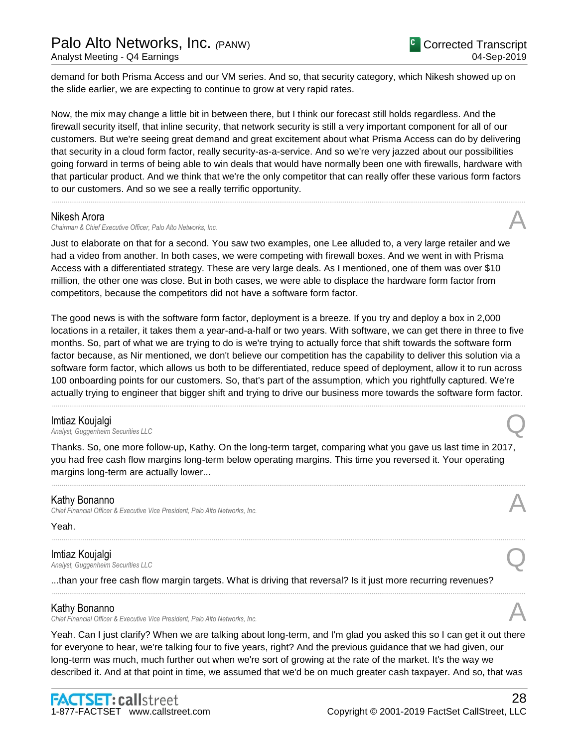demand for both Prisma Access and our VM series. And so, that security category, which Nikesh showed up on the slide earlier, we are expecting to continue to grow at very rapid rates.

Now, the mix may change a little bit in between there, but I think our forecast still holds regardless. And the firewall security itself, that inline security, that network security is still a very important component for all of our customers. But we're seeing great demand and great excitement about what Prisma Access can do by delivering that security in a cloud form factor, really security-as-a-service. And so we're very jazzed about our possibilities going forward in terms of being able to win deals that would have normally been one with firewalls, hardware with that particular product. And we think that we're the only competitor that can really offer these various form factors to our customers. And so we see a really terrific opportunity.

---

**Nikesh Arora** — A
*Chairman & Chief Executive Officer, Palo Alto Networks, Inc.*

Just to elaborate on that for a second. You saw two examples, one Lee alluded to, a very large retailer and we had a video from another. In both cases, we were competing with firewall boxes. And we went in with Prisma Access with a differentiated strategy. These are very large deals. As I mentioned, one of them was over $10 million, the other one was close. But in both cases, we were able to displace the hardware form factor from competitors, because the competitors did not have a software form factor.

The good news is with the software form factor, deployment is a breeze. If you try and deploy a box in 2,000 locations in a retailer, it takes them a year-and-a-half or two years. With software, we can get there in three to five months. So, part of what we are trying to do is we're trying to actually force that shift towards the software form factor because, as Nir mentioned, we don't believe our competition has the capability to deliver this solution via a software form factor, which allows us both to be differentiated, reduce speed of deployment, allow it to run across 100 onboarding points for our customers. So, that's part of the assumption, which you rightfully captured. We're actually trying to engineer that bigger shift and trying to drive our business more towards the software form factor.

---

**Imtiaz Koujalgi** — Q
*Analyst, Guggenheim Securities LLC*

Thanks. So, one more follow-up, Kathy. On the long-term target, comparing what you gave us last time in 2017, you had free cash flow margins long-term below operating margins. This time you reversed it. Your operating margins long-term are actually lower...

---

**Kathy Bonanno** — A
*Chief Financial Officer & Executive Vice President, Palo Alto Networks, Inc.*

Yeah.

---

**Imtiaz Koujalgi** — Q
*Analyst, Guggenheim Securities LLC*

...than your free cash flow margin targets. What is driving that reversal? Is it just more recurring revenues?

---

**Kathy Bonanno** — A
*Chief Financial Officer & Executive Vice President, Palo Alto Networks, Inc.*

Yeah. Can I just clarify? When we are talking about long-term, and I'm glad you asked this so I can get it out there for everyone to hear, we're talking four to five years, right? And the previous guidance that we had given, our long-term was much, much further out when we're sort of growing at the rate of the market. It's the way we described it. And at that point in time, we assumed that we'd be on much greater cash taxpayer. And so, that was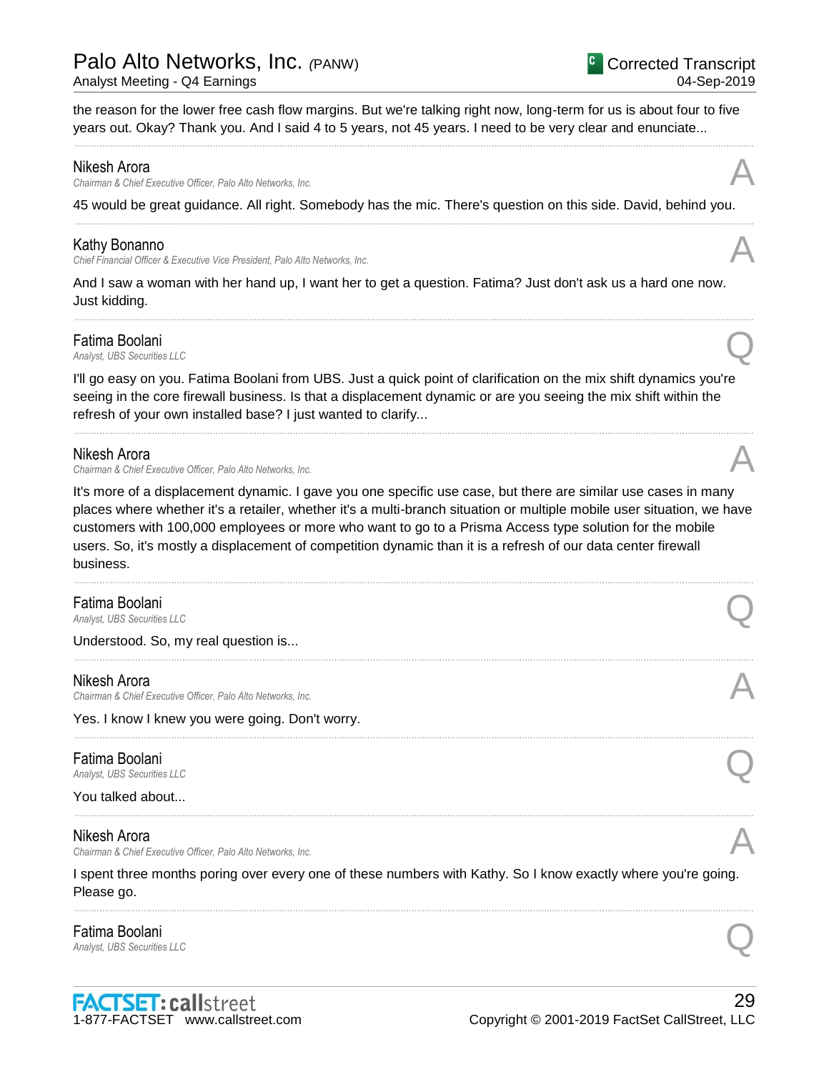the reason for the lower free cash flow margins. But we're talking right now, long-term for us is about four to five years out. Okay? Thank you. And I said 4 to 5 years, not 45 years. I need to be very clear and enunciate...

---

**Nikesh Arora**
*Chairman & Chief Executive Officer, Palo Alto Networks, Inc.* **A**

45 would be great guidance. All right. Somebody has the mic. There's question on this side. David, behind you.

---

**Kathy Bonanno**
*Chief Financial Officer & Executive Vice President, Palo Alto Networks, Inc.* **A**

And I saw a woman with her hand up, I want her to get a question. Fatima? Just don't ask us a hard one now. Just kidding.

---

**Fatima Boolani**
*Analyst, UBS Securities LLC* **Q**

I'll go easy on you. Fatima Boolani from UBS. Just a quick point of clarification on the mix shift dynamics you're seeing in the core firewall business. Is that a displacement dynamic or are you seeing the mix shift within the refresh of your own installed base? I just wanted to clarify...

---

**Nikesh Arora**
*Chairman & Chief Executive Officer, Palo Alto Networks, Inc.* **A**

It's more of a displacement dynamic. I gave you one specific use case, but there are similar use cases in many places where whether it's a retailer, whether it's a multi-branch situation or multiple mobile user situation, we have customers with 100,000 employees or more who want to go to a Prisma Access type solution for the mobile users. So, it's mostly a displacement of competition dynamic than it is a refresh of our data center firewall business.

---

**Fatima Boolani**
*Analyst, UBS Securities LLC* **Q**

Understood. So, my real question is...

---

**Nikesh Arora**
*Chairman & Chief Executive Officer, Palo Alto Networks, Inc.* **A**

Yes. I know I knew you were going. Don't worry.

---

**Fatima Boolani**
*Analyst, UBS Securities LLC* **Q**

You talked about...

---

**Nikesh Arora**
*Chairman & Chief Executive Officer, Palo Alto Networks, Inc.* **A**

I spent three months poring over every one of these numbers with Kathy. So I know exactly where you're going. Please go.

---

**Fatima Boolani**
*Analyst, UBS Securities LLC* **Q**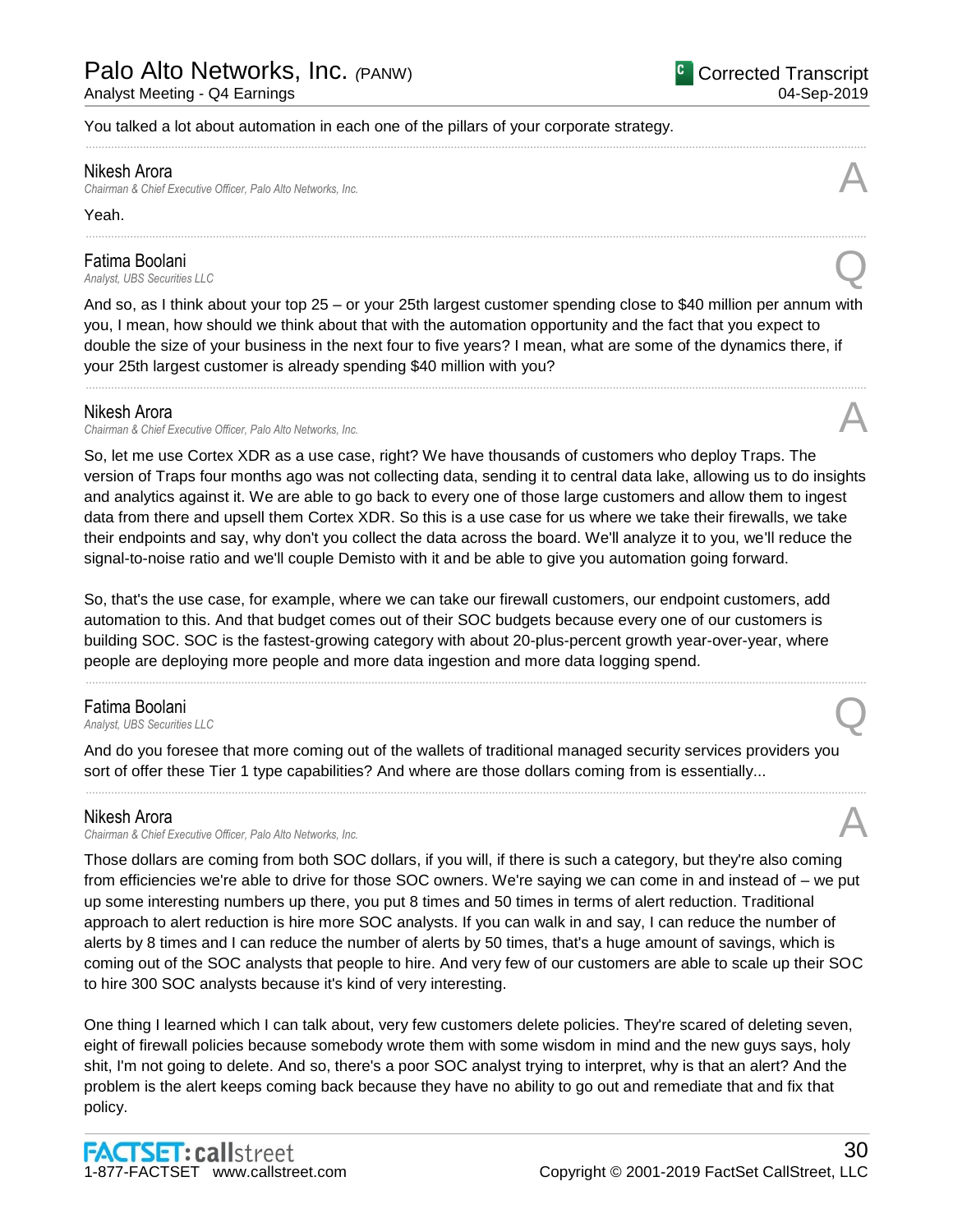You talked a lot about automation in each one of the pillars of your corporate strategy.

---

**Nikesh Arora**
*Chairman & Chief Executive Officer, Palo Alto Networks, Inc.* **A**

Yeah.

---

**Fatima Boolani**
*Analyst, UBS Securities LLC* **Q**

And so, as I think about your top 25 – or your 25th largest customer spending close to $40 million per annum with you, I mean, how should we think about that with the automation opportunity and the fact that you expect to double the size of your business in the next four to five years? I mean, what are some of the dynamics there, if your 25th largest customer is already spending $40 million with you?

---

**Nikesh Arora**
*Chairman & Chief Executive Officer, Palo Alto Networks, Inc.* **A**

So, let me use Cortex XDR as a use case, right? We have thousands of customers who deploy Traps. The version of Traps four months ago was not collecting data, sending it to central data lake, allowing us to do insights and analytics against it. We are able to go back to every one of those large customers and allow them to ingest data from there and upsell them Cortex XDR. So this is a use case for us where we take their firewalls, we take their endpoints and say, why don't you collect the data across the board. We'll analyze it to you, we'll reduce the signal-to-noise ratio and we'll couple Demisto with it and be able to give you automation going forward.

So, that's the use case, for example, where we can take our firewall customers, our endpoint customers, add automation to this. And that budget comes out of their SOC budgets because every one of our customers is building SOC. SOC is the fastest-growing category with about 20-plus-percent growth year-over-year, where people are deploying more people and more data ingestion and more data logging spend.

---

**Fatima Boolani**
*Analyst, UBS Securities LLC* **Q**

And do you foresee that more coming out of the wallets of traditional managed security services providers you sort of offer these Tier 1 type capabilities? And where are those dollars coming from is essentially...

---

**Nikesh Arora**
*Chairman & Chief Executive Officer, Palo Alto Networks, Inc.* **A**

Those dollars are coming from both SOC dollars, if you will, if there is such a category, but they're also coming from efficiencies we're able to drive for those SOC owners. We're saying we can come in and instead of – we put up some interesting numbers up there, you put 8 times and 50 times in terms of alert reduction. Traditional approach to alert reduction is hire more SOC analysts. If you can walk in and say, I can reduce the number of alerts by 8 times and I can reduce the number of alerts by 50 times, that's a huge amount of savings, which is coming out of the SOC analysts that people to hire. And very few of our customers are able to scale up their SOC to hire 300 SOC analysts because it's kind of very interesting.

One thing I learned which I can talk about, very few customers delete policies. They're scared of deleting seven, eight of firewall policies because somebody wrote them with some wisdom in mind and the new guys says, holy shit, I'm not going to delete. And so, there's a poor SOC analyst trying to interpret, why is that an alert? And the problem is the alert keeps coming back because they have no ability to go out and remediate that and fix that policy.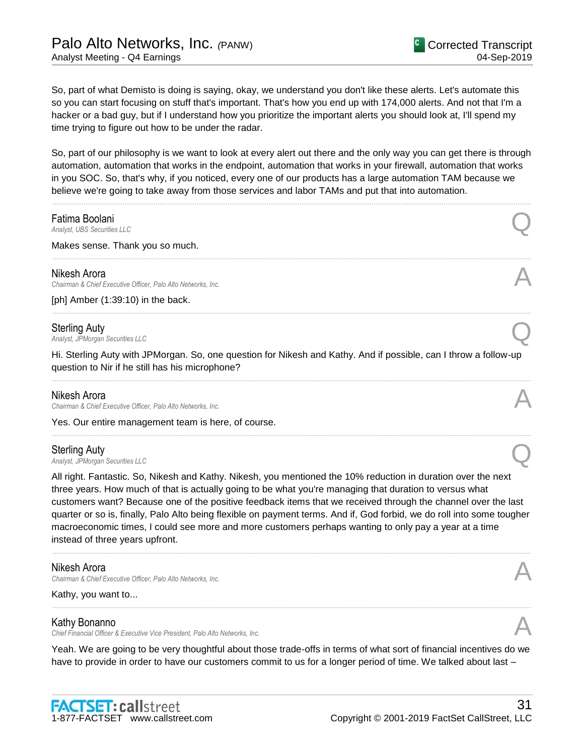So, part of what Demisto is doing is saying, okay, we understand you don't like these alerts. Let's automate this so you can start focusing on stuff that's important. That's how you end up with 174,000 alerts. And not that I'm a hacker or a bad guy, but if I understand how you prioritize the important alerts you should look at, I'll spend my time trying to figure out how to be under the radar.

So, part of our philosophy is we want to look at every alert out there and the only way you can get there is through automation, automation that works in the endpoint, automation that works in your firewall, automation that works in you SOC. So, that's why, if you noticed, every one of our products has a large automation TAM because we believe we're going to take away from those services and labor TAMs and put that into automation.

---

**Fatima Boolani**
*Analyst, UBS Securities LLC* **Q**

Makes sense. Thank you so much.

---

**Nikesh Arora**
*Chairman & Chief Executive Officer, Palo Alto Networks, Inc.* **A**

[ph] Amber (1:39:10) in the back.

---

**Sterling Auty**
*Analyst, JPMorgan Securities LLC* **Q**

Hi. Sterling Auty with JPMorgan. So, one question for Nikesh and Kathy. And if possible, can I throw a follow-up question to Nir if he still has his microphone?

---

**Nikesh Arora**
*Chairman & Chief Executive Officer, Palo Alto Networks, Inc.* **A**

Yes. Our entire management team is here, of course.

---

**Sterling Auty**
*Analyst, JPMorgan Securities LLC* **Q**

All right. Fantastic. So, Nikesh and Kathy. Nikesh, you mentioned the 10% reduction in duration over the next three years. How much of that is actually going to be what you're managing that duration to versus what customers want? Because one of the positive feedback items that we received through the channel over the last quarter or so is, finally, Palo Alto being flexible on payment terms. And if, God forbid, we do roll into some tougher macroeconomic times, I could see more and more customers perhaps wanting to only pay a year at a time instead of three years upfront.

---

**Nikesh Arora**
*Chairman & Chief Executive Officer, Palo Alto Networks, Inc.* **A**

Kathy, you want to...

---

**Kathy Bonanno**
*Chief Financial Officer & Executive Vice President, Palo Alto Networks, Inc.* **A**

Yeah. We are going to be very thoughtful about those trade-offs in terms of what sort of financial incentives do we have to provide in order to have our customers commit to us for a longer period of time. We talked about last –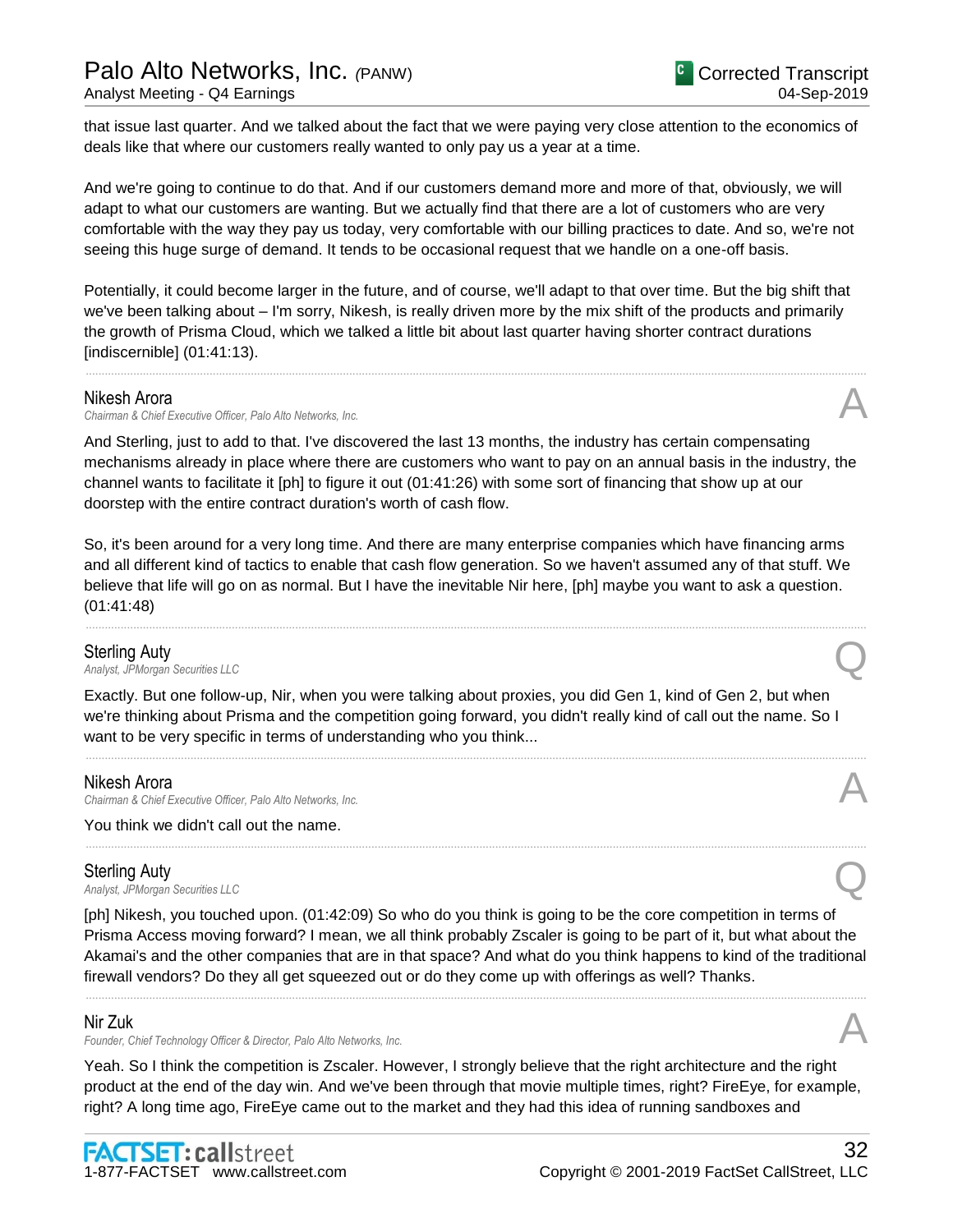that issue last quarter. And we talked about the fact that we were paying very close attention to the economics of deals like that where our customers really wanted to only pay us a year at a time.

And we're going to continue to do that. And if our customers demand more and more of that, obviously, we will adapt to what our customers are wanting. But we actually find that there are a lot of customers who are very comfortable with the way they pay us today, very comfortable with our billing practices to date. And so, we're not seeing this huge surge of demand. It tends to be occasional request that we handle on a one-off basis.

Potentially, it could become larger in the future, and of course, we'll adapt to that over time. But the big shift that we've been talking about – I'm sorry, Nikesh, is really driven more by the mix shift of the products and primarily the growth of Prisma Cloud, which we talked a little bit about last quarter having shorter contract durations [indiscernible] (01:41:13).

---

**Nikesh Arora**
*Chairman & Chief Executive Officer, Palo Alto Networks, Inc.* — A

And Sterling, just to add to that. I've discovered the last 13 months, the industry has certain compensating mechanisms already in place where there are customers who want to pay on an annual basis in the industry, the channel wants to facilitate it [ph] to figure it out (01:41:26) with some sort of financing that show up at our doorstep with the entire contract duration's worth of cash flow.

So, it's been around for a very long time. And there are many enterprise companies which have financing arms and all different kind of tactics to enable that cash flow generation. So we haven't assumed any of that stuff. We believe that life will go on as normal. But I have the inevitable Nir here, [ph] maybe you want to ask a question. (01:41:48)

---

**Sterling Auty**
*Analyst, JPMorgan Securities LLC* — Q

Exactly. But one follow-up, Nir, when you were talking about proxies, you did Gen 1, kind of Gen 2, but when we're thinking about Prisma and the competition going forward, you didn't really kind of call out the name. So I want to be very specific in terms of understanding who you think...

---

**Nikesh Arora**
*Chairman & Chief Executive Officer, Palo Alto Networks, Inc.* — A

You think we didn't call out the name.

---

**Sterling Auty**
*Analyst, JPMorgan Securities LLC* — Q

[ph] Nikesh, you touched upon. (01:42:09) So who do you think is going to be the core competition in terms of Prisma Access moving forward? I mean, we all think probably Zscaler is going to be part of it, but what about the Akamai's and the other companies that are in that space? And what do you think happens to kind of the traditional firewall vendors? Do they all get squeezed out or do they come up with offerings as well? Thanks.

---

**Nir Zuk**
*Founder, Chief Technology Officer & Director, Palo Alto Networks, Inc.* — A

Yeah. So I think the competition is Zscaler. However, I strongly believe that the right architecture and the right product at the end of the day win. And we've been through that movie multiple times, right? FireEye, for example, right? A long time ago, FireEye came out to the market and they had this idea of running sandboxes and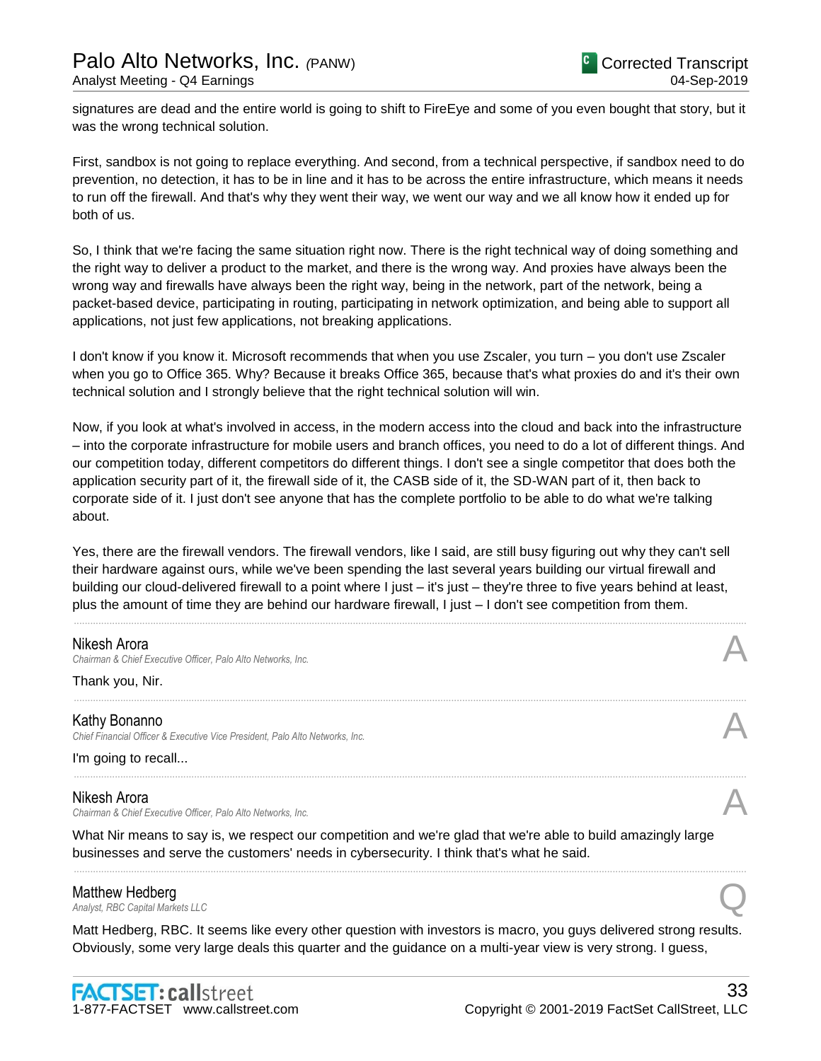signatures are dead and the entire world is going to shift to FireEye and some of you even bought that story, but it was the wrong technical solution.

First, sandbox is not going to replace everything. And second, from a technical perspective, if sandbox need to do prevention, no detection, it has to be in line and it has to be across the entire infrastructure, which means it needs to run off the firewall. And that's why they went their way, we went our way and we all know how it ended up for both of us.

So, I think that we're facing the same situation right now. There is the right technical way of doing something and the right way to deliver a product to the market, and there is the wrong way. And proxies have always been the wrong way and firewalls have always been the right way, being in the network, part of the network, being a packet-based device, participating in routing, participating in network optimization, and being able to support all applications, not just few applications, not breaking applications.

I don't know if you know it. Microsoft recommends that when you use Zscaler, you turn – you don't use Zscaler when you go to Office 365. Why? Because it breaks Office 365, because that's what proxies do and it's their own technical solution and I strongly believe that the right technical solution will win.

Now, if you look at what's involved in access, in the modern access into the cloud and back into the infrastructure – into the corporate infrastructure for mobile users and branch offices, you need to do a lot of different things. And our competition today, different competitors do different things. I don't see a single competitor that does both the application security part of it, the firewall side of it, the CASB side of it, the SD-WAN part of it, then back to corporate side of it. I just don't see anyone that has the complete portfolio to be able to do what we're talking about.

Yes, there are the firewall vendors. The firewall vendors, like I said, are still busy figuring out why they can't sell their hardware against ours, while we've been spending the last several years building our virtual firewall and building our cloud-delivered firewall to a point where I just – it's just – they're three to five years behind at least, plus the amount of time they are behind our hardware firewall, I just – I don't see competition from them.

---

**Nikesh Arora** — A
*Chairman & Chief Executive Officer, Palo Alto Networks, Inc.*

Thank you, Nir.

---

**Kathy Bonanno** — A
*Chief Financial Officer & Executive Vice President, Palo Alto Networks, Inc.*

I'm going to recall...

---

**Nikesh Arora** — A
*Chairman & Chief Executive Officer, Palo Alto Networks, Inc.*

What Nir means to say is, we respect our competition and we're glad that we're able to build amazingly large businesses and serve the customers' needs in cybersecurity. I think that's what he said.

---

**Matthew Hedberg** — Q
*Analyst, RBC Capital Markets LLC*

Matt Hedberg, RBC. It seems like every other question with investors is macro, you guys delivered strong results. Obviously, some very large deals this quarter and the guidance on a multi-year view is very strong. I guess,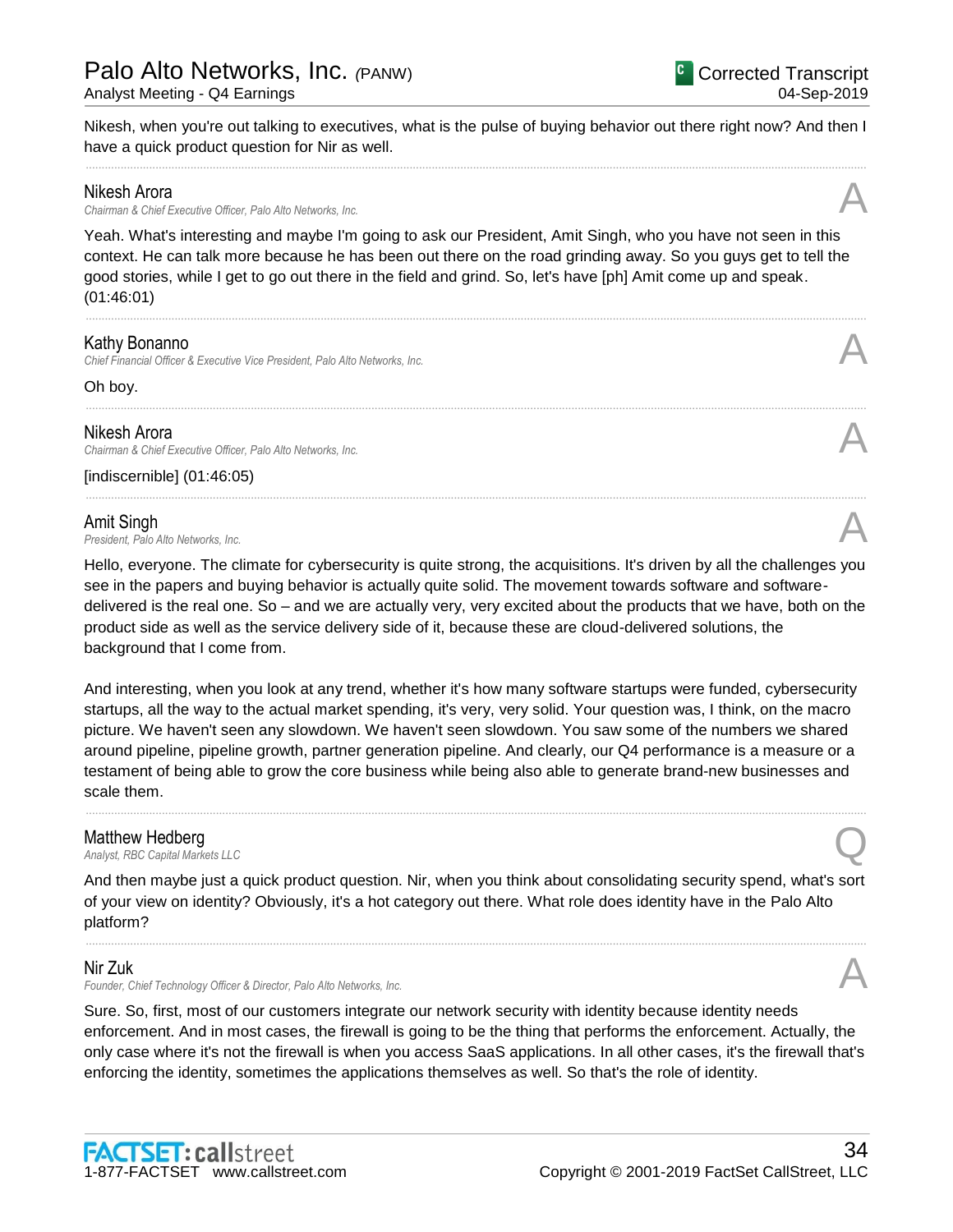Nikesh, when you're out talking to executives, what is the pulse of buying behavior out there right now? And then I have a quick product question for Nir as well.

---

**Nikesh Arora**
*Chairman & Chief Executive Officer, Palo Alto Networks, Inc.* **A**

Yeah. What's interesting and maybe I'm going to ask our President, Amit Singh, who you have not seen in this context. He can talk more because he has been out there on the road grinding away. So you guys get to tell the good stories, while I get to go out there in the field and grind. So, let's have [ph] Amit come up and speak. (01:46:01)

---

**Kathy Bonanno**
*Chief Financial Officer & Executive Vice President, Palo Alto Networks, Inc.* **A**

Oh boy.

---

**Nikesh Arora**
*Chairman & Chief Executive Officer, Palo Alto Networks, Inc.* **A**

[indiscernible] (01:46:05)

---

**Amit Singh**
*President, Palo Alto Networks, Inc.* **A**

Hello, everyone. The climate for cybersecurity is quite strong, the acquisitions. It's driven by all the challenges you see in the papers and buying behavior is actually quite solid. The movement towards software and software-delivered is the real one. So – and we are actually very, very excited about the products that we have, both on the product side as well as the service delivery side of it, because these are cloud-delivered solutions, the background that I come from.

And interesting, when you look at any trend, whether it's how many software startups were funded, cybersecurity startups, all the way to the actual market spending, it's very, very solid. Your question was, I think, on the macro picture. We haven't seen any slowdown. We haven't seen slowdown. You saw some of the numbers we shared around pipeline, pipeline growth, partner generation pipeline. And clearly, our Q4 performance is a measure or a testament of being able to grow the core business while being also able to generate brand-new businesses and scale them.

---

**Matthew Hedberg**
*Analyst, RBC Capital Markets LLC* **Q**

And then maybe just a quick product question. Nir, when you think about consolidating security spend, what's sort of your view on identity? Obviously, it's a hot category out there. What role does identity have in the Palo Alto platform?

---

**Nir Zuk**
*Founder, Chief Technology Officer & Director, Palo Alto Networks, Inc.* **A**

Sure. So, first, most of our customers integrate our network security with identity because identity needs enforcement. And in most cases, the firewall is going to be the thing that performs the enforcement. Actually, the only case where it's not the firewall is when you access SaaS applications. In all other cases, it's the firewall that's enforcing the identity, sometimes the applications themselves as well. So that's the role of identity.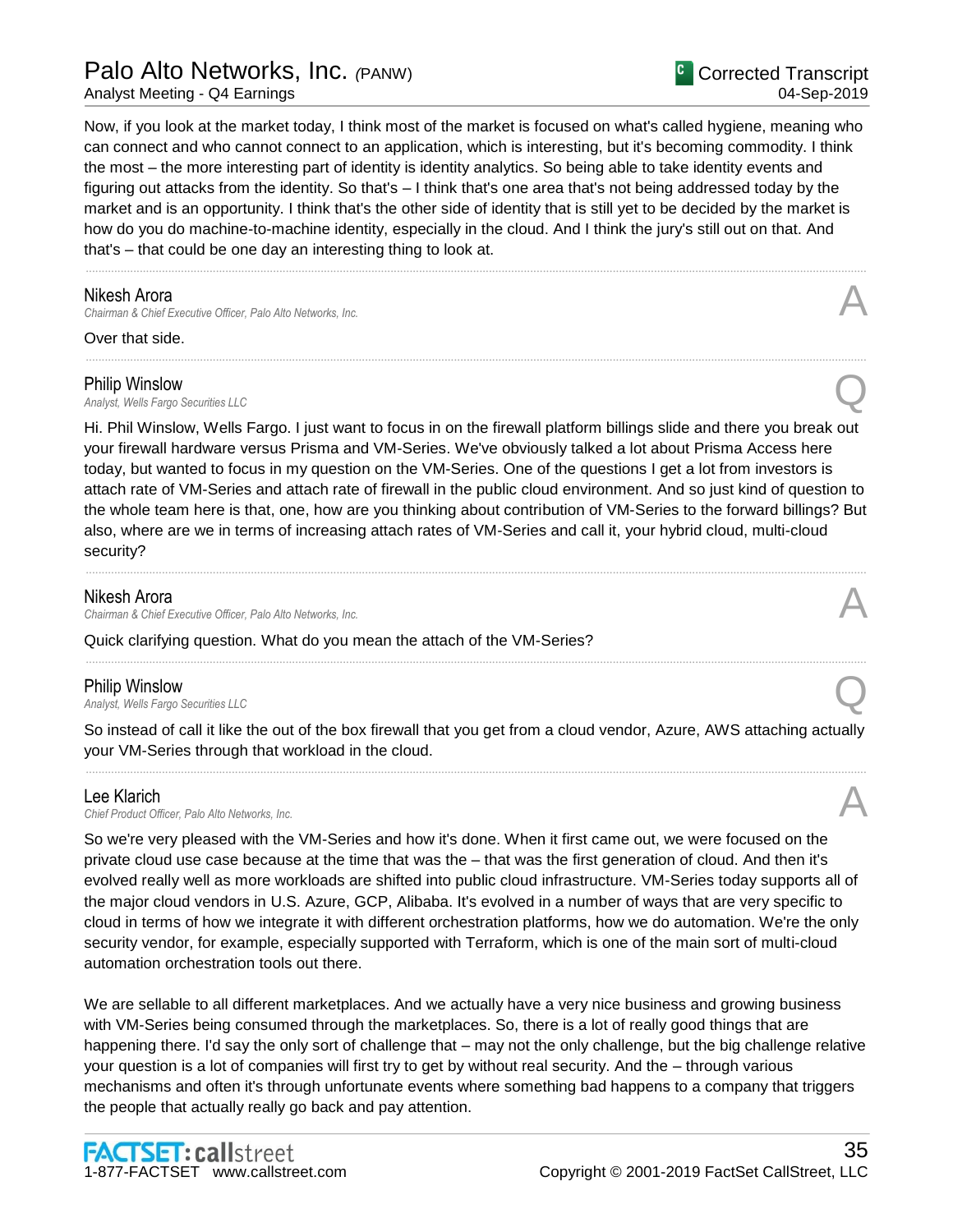Now, if you look at the market today, I think most of the market is focused on what's called hygiene, meaning who can connect and who cannot connect to an application, which is interesting, but it's becoming commodity. I think the most – the more interesting part of identity is identity analytics. So being able to take identity events and figuring out attacks from the identity. So that's – I think that's one area that's not being addressed today by the market and is an opportunity. I think that's the other side of identity that is still yet to be decided by the market is how do you do machine-to-machine identity, especially in the cloud. And I think the jury's still out on that. And that's – that could be one day an interesting thing to look at.

---

**Nikesh Arora**
*Chairman & Chief Executive Officer, Palo Alto Networks, Inc.* **A**

Over that side.

---

**Philip Winslow**
*Analyst, Wells Fargo Securities LLC* **Q**

Hi. Phil Winslow, Wells Fargo. I just want to focus in on the firewall platform billings slide and there you break out your firewall hardware versus Prisma and VM-Series. We've obviously talked a lot about Prisma Access here today, but wanted to focus in my question on the VM-Series. One of the questions I get a lot from investors is attach rate of VM-Series and attach rate of firewall in the public cloud environment. And so just kind of question to the whole team here is that, one, how are you thinking about contribution of VM-Series to the forward billings? But also, where are we in terms of increasing attach rates of VM-Series and call it, your hybrid cloud, multi-cloud security?

---

**Nikesh Arora**
*Chairman & Chief Executive Officer, Palo Alto Networks, Inc.* **A**

Quick clarifying question. What do you mean the attach of the VM-Series?

---

**Philip Winslow**
*Analyst, Wells Fargo Securities LLC* **Q**

So instead of call it like the out of the box firewall that you get from a cloud vendor, Azure, AWS attaching actually your VM-Series through that workload in the cloud.

---

**Lee Klarich**
*Chief Product Officer, Palo Alto Networks, Inc.* **A**

So we're very pleased with the VM-Series and how it's done. When it first came out, we were focused on the private cloud use case because at the time that was the – that was the first generation of cloud. And then it's evolved really well as more workloads are shifted into public cloud infrastructure. VM-Series today supports all of the major cloud vendors in U.S. Azure, GCP, Alibaba. It's evolved in a number of ways that are very specific to cloud in terms of how we integrate it with different orchestration platforms, how we do automation. We're the only security vendor, for example, especially supported with Terraform, which is one of the main sort of multi-cloud automation orchestration tools out there.

We are sellable to all different marketplaces. And we actually have a very nice business and growing business with VM-Series being consumed through the marketplaces. So, there is a lot of really good things that are happening there. I'd say the only sort of challenge that – may not the only challenge, but the big challenge relative your question is a lot of companies will first try to get by without real security. And the – through various mechanisms and often it's through unfortunate events where something bad happens to a company that triggers the people that actually really go back and pay attention.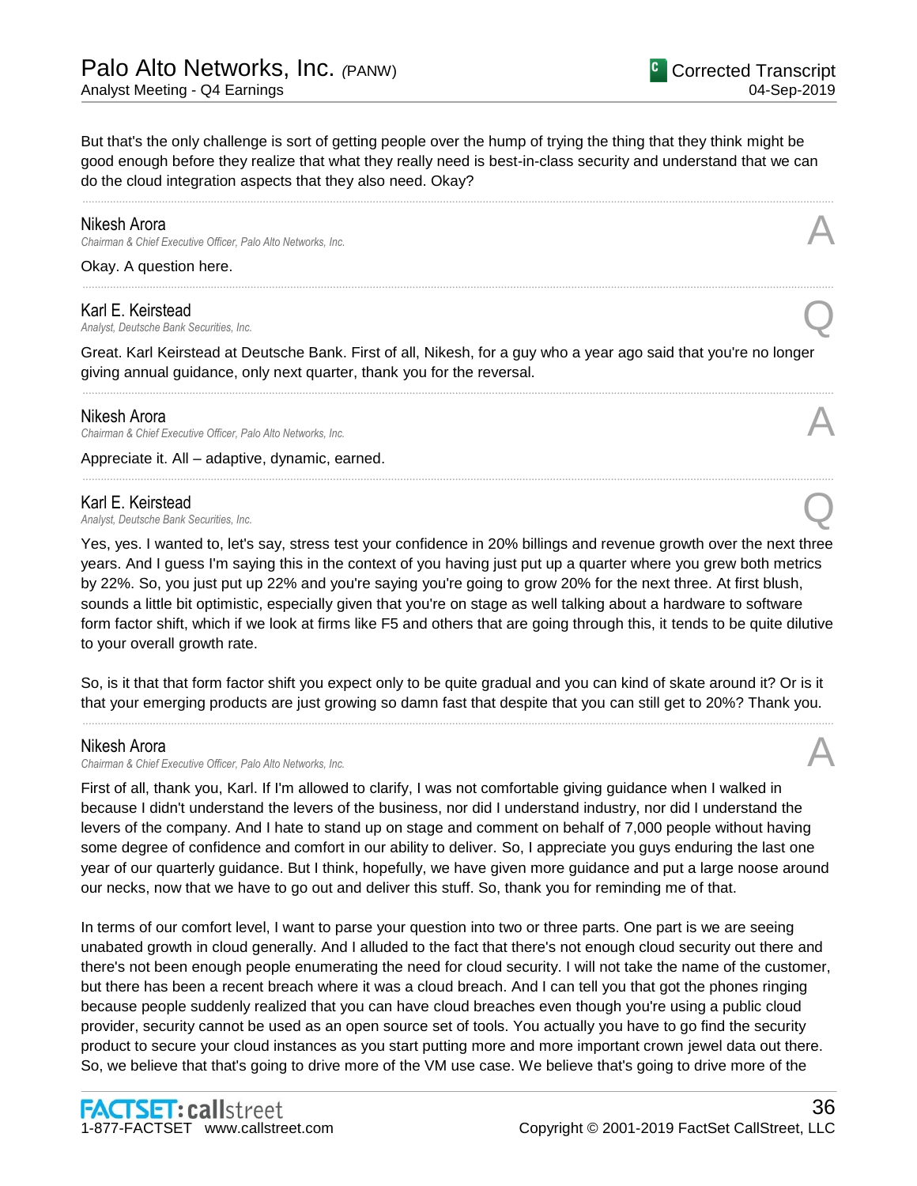But that's the only challenge is sort of getting people over the hump of trying the thing that they think might be good enough before they realize that what they really need is best-in-class security and understand that we can do the cloud integration aspects that they also need. Okay?

---

**Nikesh Arora**
*Chairman & Chief Executive Officer, Palo Alto Networks, Inc.* **A**

Okay. A question here.

---

**Karl E. Keirstead**
*Analyst, Deutsche Bank Securities, Inc.* **Q**

Great. Karl Keirstead at Deutsche Bank. First of all, Nikesh, for a guy who a year ago said that you're no longer giving annual guidance, only next quarter, thank you for the reversal.

---

**Nikesh Arora**
*Chairman & Chief Executive Officer, Palo Alto Networks, Inc.* **A**

Appreciate it. All – adaptive, dynamic, earned.

---

**Karl E. Keirstead**
*Analyst, Deutsche Bank Securities, Inc.* **Q**

Yes, yes. I wanted to, let's say, stress test your confidence in 20% billings and revenue growth over the next three years. And I guess I'm saying this in the context of you having just put up a quarter where you grew both metrics by 22%. So, you just put up 22% and you're saying you're going to grow 20% for the next three. At first blush, sounds a little bit optimistic, especially given that you're on stage as well talking about a hardware to software form factor shift, which if we look at firms like F5 and others that are going through this, it tends to be quite dilutive to your overall growth rate.

So, is it that that form factor shift you expect only to be quite gradual and you can kind of skate around it? Or is it that your emerging products are just growing so damn fast that despite that you can still get to 20%? Thank you.

---

**Nikesh Arora**
*Chairman & Chief Executive Officer, Palo Alto Networks, Inc.* **A**

First of all, thank you, Karl. If I'm allowed to clarify, I was not comfortable giving guidance when I walked in because I didn't understand the levers of the business, nor did I understand industry, nor did I understand the levers of the company. And I hate to stand up on stage and comment on behalf of 7,000 people without having some degree of confidence and comfort in our ability to deliver. So, I appreciate you guys enduring the last one year of our quarterly guidance. But I think, hopefully, we have given more guidance and put a large noose around our necks, now that we have to go out and deliver this stuff. So, thank you for reminding me of that.

In terms of our comfort level, I want to parse your question into two or three parts. One part is we are seeing unabated growth in cloud generally. And I alluded to the fact that there's not enough cloud security out there and there's not been enough people enumerating the need for cloud security. I will not take the name of the customer, but there has been a recent breach where it was a cloud breach. And I can tell you that got the phones ringing because people suddenly realized that you can have cloud breaches even though you're using a public cloud provider, security cannot be used as an open source set of tools. You actually you have to go find the security product to secure your cloud instances as you start putting more and more important crown jewel data out there. So, we believe that that's going to drive more of the VM use case. We believe that's going to drive more of the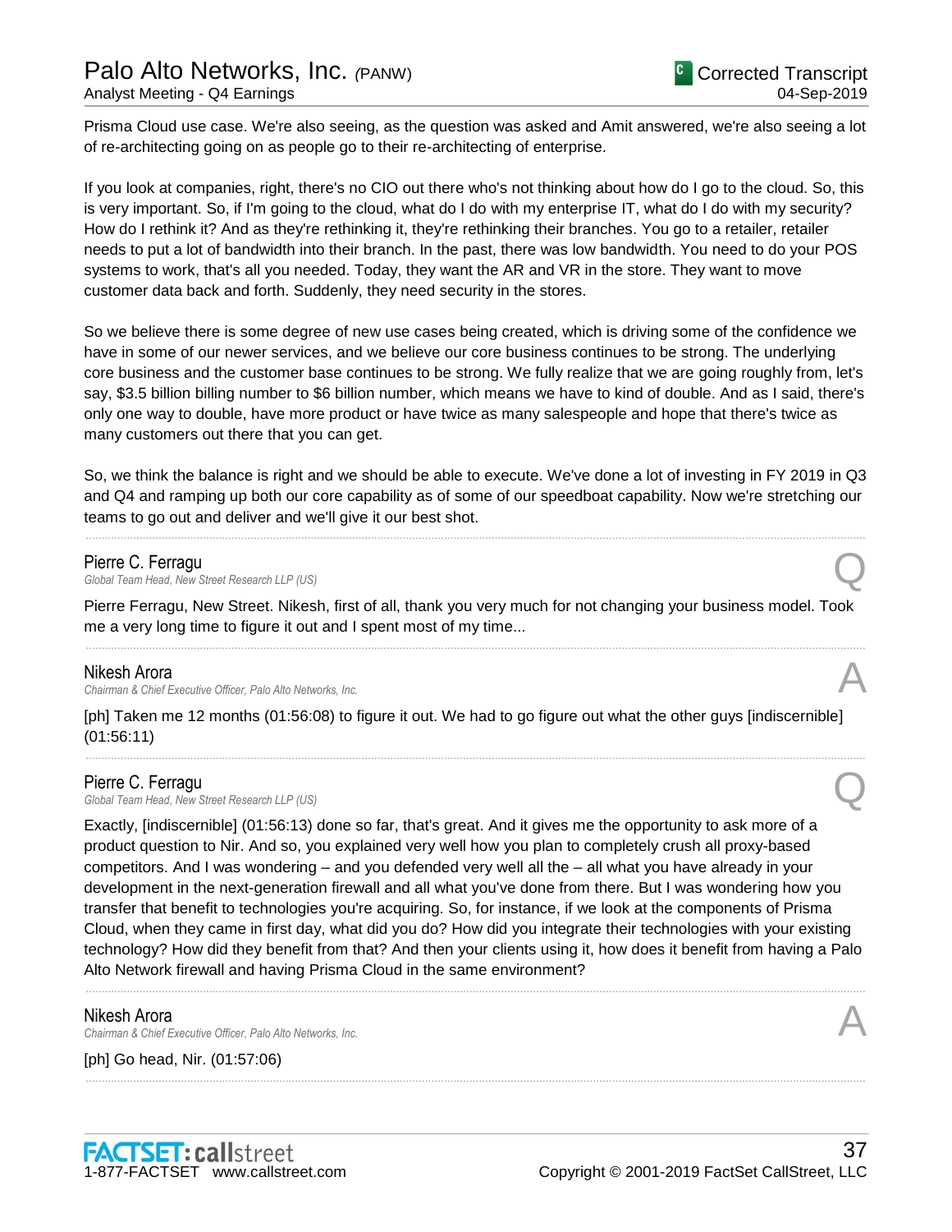Prisma Cloud use case. We're also seeing, as the question was asked and Amit answered, we're also seeing a lot of re-architecting going on as people go to their re-architecting of enterprise.

If you look at companies, right, there's no CIO out there who's not thinking about how do I go to the cloud. So, this is very important. So, if I'm going to the cloud, what do I do with my enterprise IT, what do I do with my security? How do I rethink it? And as they're rethinking it, they're rethinking their branches. You go to a retailer, retailer needs to put a lot of bandwidth into their branch. In the past, there was low bandwidth. You need to do your POS systems to work, that's all you needed. Today, they want the AR and VR in the store. They want to move customer data back and forth. Suddenly, they need security in the stores.

So we believe there is some degree of new use cases being created, which is driving some of the confidence we have in some of our newer services, and we believe our core business continues to be strong. The underlying core business and the customer base continues to be strong. We fully realize that we are going roughly from, let's say, $3.5 billion billing number to $6 billion number, which means we have to kind of double. And as I said, there's only one way to double, have more product or have twice as many salespeople and hope that there's twice as many customers out there that you can get.

So, we think the balance is right and we should be able to execute. We've done a lot of investing in FY 2019 in Q3 and Q4 and ramping up both our core capability as of some of our speedboat capability. Now we're stretching our teams to go out and deliver and we'll give it our best shot.

---

**Pierre C. Ferragu**
*Global Team Head, New Street Research LLP (US)* **Q**

Pierre Ferragu, New Street. Nikesh, first of all, thank you very much for not changing your business model. Took me a very long time to figure it out and I spent most of my time...

---

**Nikesh Arora**
*Chairman & Chief Executive Officer, Palo Alto Networks, Inc.* **A**

[ph] Taken me 12 months (01:56:08) to figure it out. We had to go figure out what the other guys [indiscernible] (01:56:11)

---

**Pierre C. Ferragu**
*Global Team Head, New Street Research LLP (US)* **Q**

Exactly, [indiscernible] (01:56:13) done so far, that's great. And it gives me the opportunity to ask more of a product question to Nir. And so, you explained very well how you plan to completely crush all proxy-based competitors. And I was wondering – and you defended very well all the – all what you have already in your development in the next-generation firewall and all what you've done from there. But I was wondering how you transfer that benefit to technologies you're acquiring. So, for instance, if we look at the components of Prisma Cloud, when they came in first day, what did you do? How did you integrate their technologies with your existing technology? How did they benefit from that? And then your clients using it, how does it benefit from having a Palo Alto Network firewall and having Prisma Cloud in the same environment?

---

**Nikesh Arora**
*Chairman & Chief Executive Officer, Palo Alto Networks, Inc.* **A**

[ph] Go head, Nir. (01:57:06)

---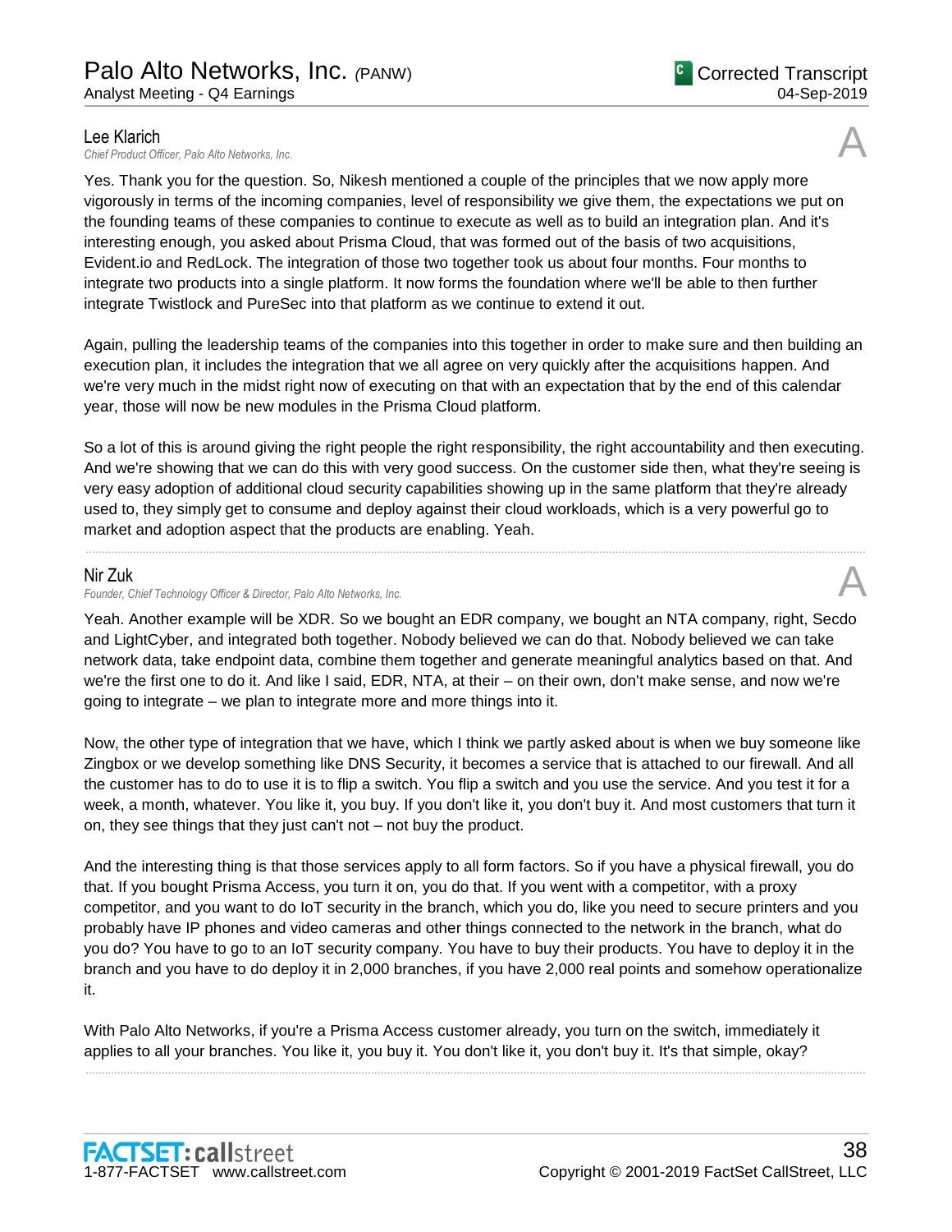**Lee Klarich**
*Chief Product Officer, Palo Alto Networks, Inc.*

A

Yes. Thank you for the question. So, Nikesh mentioned a couple of the principles that we now apply more vigorously in terms of the incoming companies, level of responsibility we give them, the expectations we put on the founding teams of these companies to continue to execute as well as to build an integration plan. And it's interesting enough, you asked about Prisma Cloud, that was formed out of the basis of two acquisitions, Evident.io and RedLock. The integration of those two together took us about four months. Four months to integrate two products into a single platform. It now forms the foundation where we'll be able to then further integrate Twistlock and PureSec into that platform as we continue to extend it out.

Again, pulling the leadership teams of the companies into this together in order to make sure and then building an execution plan, it includes the integration that we all agree on very quickly after the acquisitions happen. And we're very much in the midst right now of executing on that with an expectation that by the end of this calendar year, those will now be new modules in the Prisma Cloud platform.

So a lot of this is around giving the right people the right responsibility, the right accountability and then executing. And we're showing that we can do this with very good success. On the customer side then, what they're seeing is very easy adoption of additional cloud security capabilities showing up in the same platform that they're already used to, they simply get to consume and deploy against their cloud workloads, which is a very powerful go to market and adoption aspect that the products are enabling. Yeah.

---

**Nir Zuk**
*Founder, Chief Technology Officer & Director, Palo Alto Networks, Inc.*

A

Yeah. Another example will be XDR. So we bought an EDR company, we bought an NTA company, right, Secdo and LightCyber, and integrated both together. Nobody believed we can do that. Nobody believed we can take network data, take endpoint data, combine them together and generate meaningful analytics based on that. And we're the first one to do it. And like I said, EDR, NTA, at their – on their own, don't make sense, and now we're going to integrate – we plan to integrate more and more things into it.

Now, the other type of integration that we have, which I think we partly asked about is when we buy someone like Zingbox or we develop something like DNS Security, it becomes a service that is attached to our firewall. And all the customer has to do to use it is to flip a switch. You flip a switch and you use the service. And you test it for a week, a month, whatever. You like it, you buy. If you don't like it, you don't buy it. And most customers that turn it on, they see things that they just can't not – not buy the product.

And the interesting thing is that those services apply to all form factors. So if you have a physical firewall, you do that. If you bought Prisma Access, you turn it on, you do that. If you went with a competitor, with a proxy competitor, and you want to do IoT security in the branch, which you do, like you need to secure printers and you probably have IP phones and video cameras and other things connected to the network in the branch, what do you do? You have to go to an IoT security company. You have to buy their products. You have to deploy it in the branch and you have to do deploy it in 2,000 branches, if you have 2,000 real points and somehow operationalize it.

With Palo Alto Networks, if you're a Prisma Access customer already, you turn on the switch, immediately it applies to all your branches. You like it, you buy it. You don't like it, you don't buy it. It's that simple, okay?

---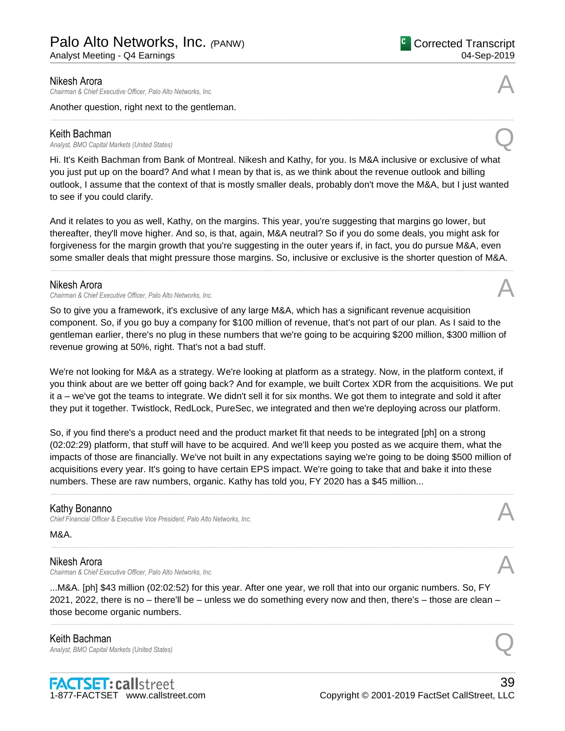**Nikesh Arora**
*Chairman & Chief Executive Officer, Palo Alto Networks, Inc.*

A

Another question, right next to the gentleman.

---

**Keith Bachman**
*Analyst, BMO Capital Markets (United States)*

Q

Hi. It's Keith Bachman from Bank of Montreal. Nikesh and Kathy, for you. Is M&A inclusive or exclusive of what you just put up on the board? And what I mean by that is, as we think about the revenue outlook and billing outlook, I assume that the context of that is mostly smaller deals, probably don't move the M&A, but I just wanted to see if you could clarify.

And it relates to you as well, Kathy, on the margins. This year, you're suggesting that margins go lower, but thereafter, they'll move higher. And so, is that, again, M&A neutral? So if you do some deals, you might ask for forgiveness for the margin growth that you're suggesting in the outer years if, in fact, you do pursue M&A, even some smaller deals that might pressure those margins. So, inclusive or exclusive is the shorter question of M&A.

---

**Nikesh Arora**
*Chairman & Chief Executive Officer, Palo Alto Networks, Inc.*

A

So to give you a framework, it's exclusive of any large M&A, which has a significant revenue acquisition component. So, if you go buy a company for $100 million of revenue, that's not part of our plan. As I said to the gentleman earlier, there's no plug in these numbers that we're going to be acquiring $200 million, $300 million of revenue growing at 50%, right. That's not a bad stuff.

We're not looking for M&A as a strategy. We're looking at platform as a strategy. Now, in the platform context, if you think about are we better off going back? And for example, we built Cortex XDR from the acquisitions. We put it a – we've got the teams to integrate. We didn't sell it for six months. We got them to integrate and sold it after they put it together. Twistlock, RedLock, PureSec, we integrated and then we're deploying across our platform.

So, if you find there's a product need and the product market fit that needs to be integrated [ph] on a strong (02:02:29) platform, that stuff will have to be acquired. And we'll keep you posted as we acquire them, what the impacts of those are financially. We've not built in any expectations saying we're going to be doing $500 million of acquisitions every year. It's going to have certain EPS impact. We're going to take that and bake it into these numbers. These are raw numbers, organic. Kathy has told you, FY 2020 has a $45 million...

---

**Kathy Bonanno**
*Chief Financial Officer & Executive Vice President, Palo Alto Networks, Inc.*

A

M&A.

---

**Nikesh Arora**
*Chairman & Chief Executive Officer, Palo Alto Networks, Inc.*

A

...M&A. [ph] $43 million (02:02:52) for this year. After one year, we roll that into our organic numbers. So, FY 2021, 2022, there is no – there'll be – unless we do something every now and then, there's – those are clean – those become organic numbers.

---

**Keith Bachman**
*Analyst, BMO Capital Markets (United States)*

Q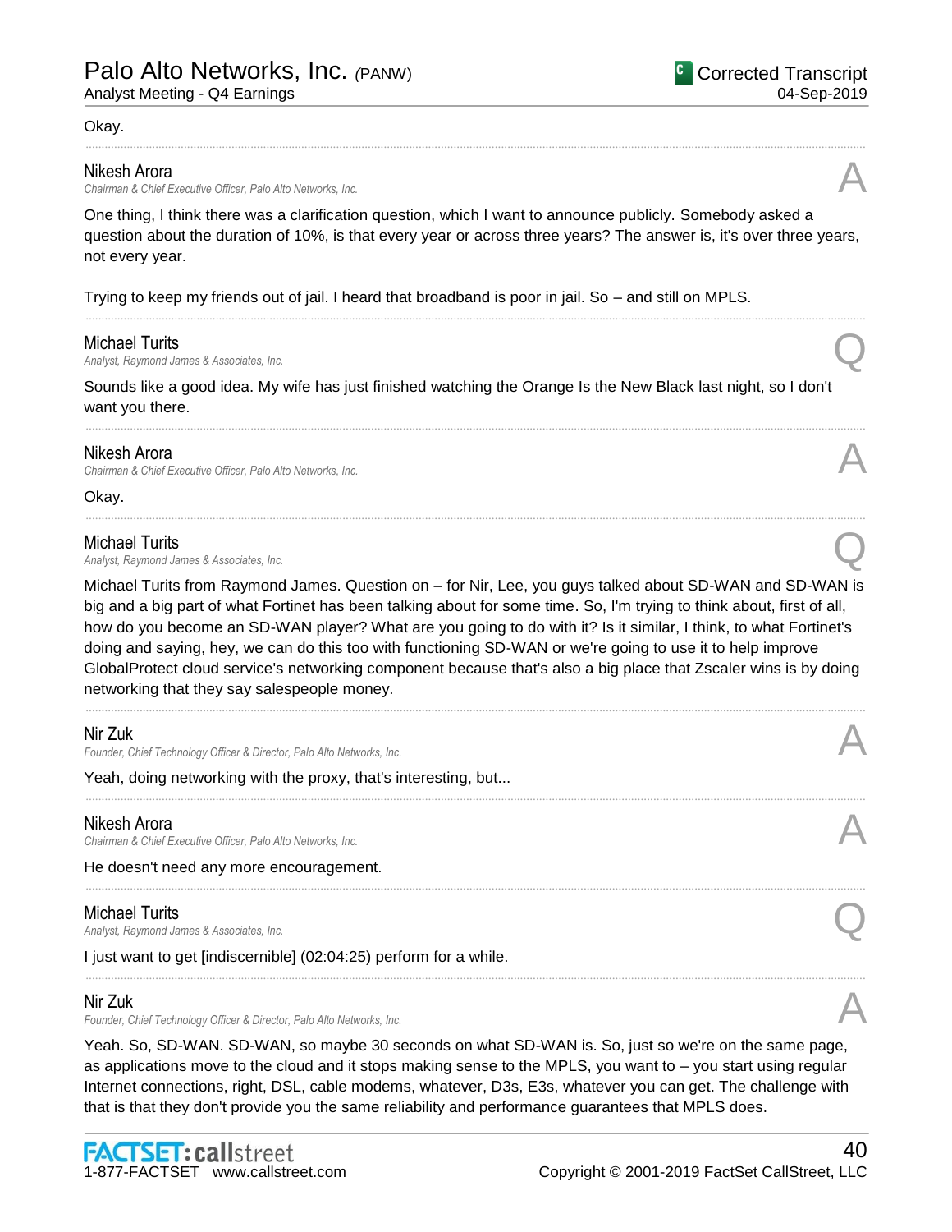Okay.

---

**Nikesh Arora**
*Chairman & Chief Executive Officer, Palo Alto Networks, Inc.*

A

One thing, I think there was a clarification question, which I want to announce publicly. Somebody asked a question about the duration of 10%, is that every year or across three years? The answer is, it's over three years, not every year.

Trying to keep my friends out of jail. I heard that broadband is poor in jail. So – and still on MPLS.

---

**Michael Turits**
*Analyst, Raymond James & Associates, Inc.*

Q

Sounds like a good idea. My wife has just finished watching the Orange Is the New Black last night, so I don't want you there.

---

**Nikesh Arora**
*Chairman & Chief Executive Officer, Palo Alto Networks, Inc.*

A

Okay.

---

**Michael Turits**
*Analyst, Raymond James & Associates, Inc.*

Q

Michael Turits from Raymond James. Question on – for Nir, Lee, you guys talked about SD-WAN and SD-WAN is big and a big part of what Fortinet has been talking about for some time. So, I'm trying to think about, first of all, how do you become an SD-WAN player? What are you going to do with it? Is it similar, I think, to what Fortinet's doing and saying, hey, we can do this too with functioning SD-WAN or we're going to use it to help improve GlobalProtect cloud service's networking component because that's also a big place that Zscaler wins is by doing networking that they say salespeople money.

---

**Nir Zuk**
*Founder, Chief Technology Officer & Director, Palo Alto Networks, Inc.*

A

Yeah, doing networking with the proxy, that's interesting, but...

---

**Nikesh Arora**
*Chairman & Chief Executive Officer, Palo Alto Networks, Inc.*

A

He doesn't need any more encouragement.

---

**Michael Turits**
*Analyst, Raymond James & Associates, Inc.*

Q

I just want to get [indiscernible] (02:04:25) perform for a while.

---

**Nir Zuk**
*Founder, Chief Technology Officer & Director, Palo Alto Networks, Inc.*

A

Yeah. So, SD-WAN. SD-WAN, so maybe 30 seconds on what SD-WAN is. So, just so we're on the same page, as applications move to the cloud and it stops making sense to the MPLS, you want to – you start using regular Internet connections, right, DSL, cable modems, whatever, D3s, E3s, whatever you can get. The challenge with that is that they don't provide you the same reliability and performance guarantees that MPLS does.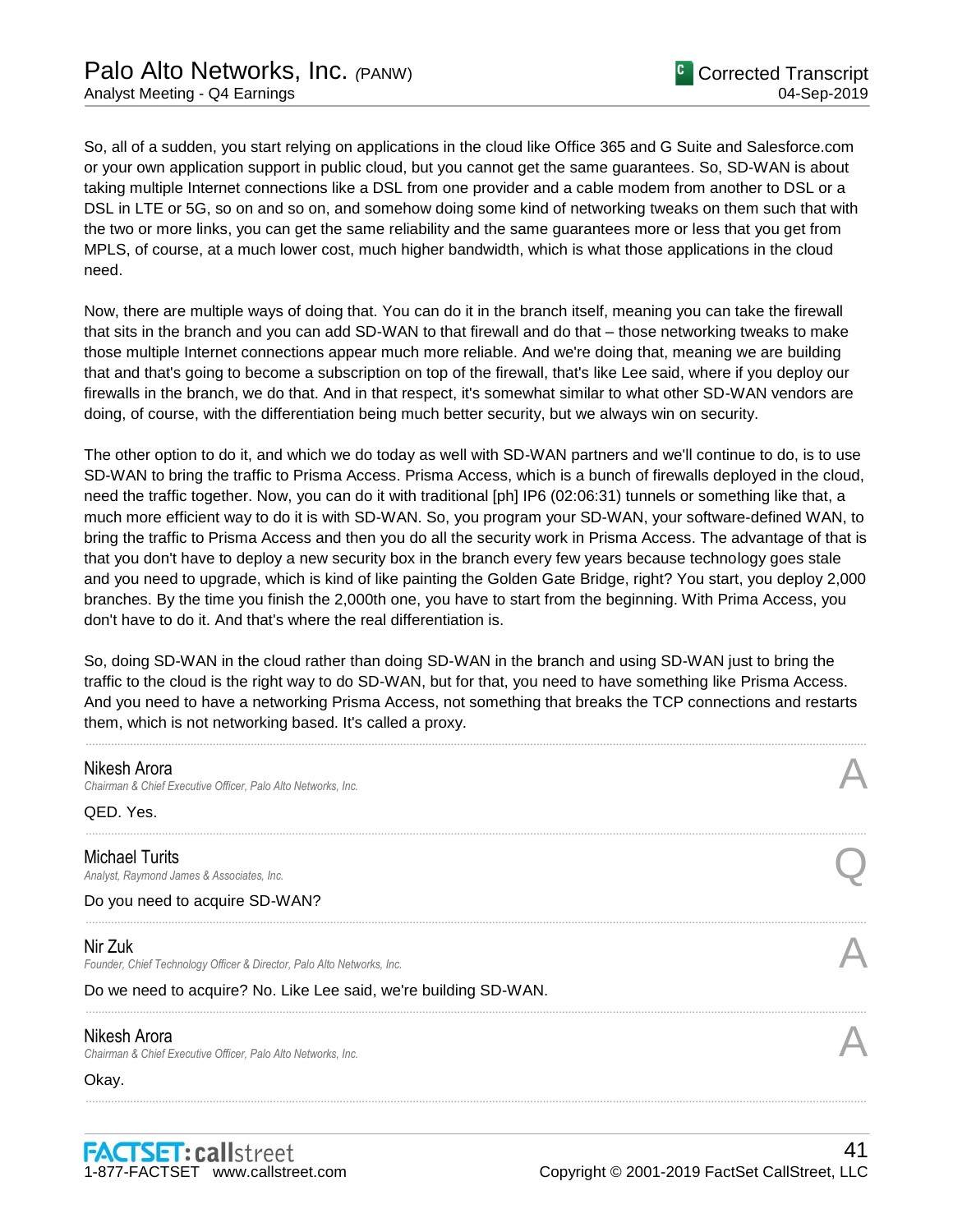So, all of a sudden, you start relying on applications in the cloud like Office 365 and G Suite and Salesforce.com or your own application support in public cloud, but you cannot get the same guarantees. So, SD-WAN is about taking multiple Internet connections like a DSL from one provider and a cable modem from another to DSL or a DSL in LTE or 5G, so on and so on, and somehow doing some kind of networking tweaks on them such that with the two or more links, you can get the same reliability and the same guarantees more or less that you get from MPLS, of course, at a much lower cost, much higher bandwidth, which is what those applications in the cloud need.

Now, there are multiple ways of doing that. You can do it in the branch itself, meaning you can take the firewall that sits in the branch and you can add SD-WAN to that firewall and do that – those networking tweaks to make those multiple Internet connections appear much more reliable. And we're doing that, meaning we are building that and that's going to become a subscription on top of the firewall, that's like Lee said, where if you deploy our firewalls in the branch, we do that. And in that respect, it's somewhat similar to what other SD-WAN vendors are doing, of course, with the differentiation being much better security, but we always win on security.

The other option to do it, and which we do today as well with SD-WAN partners and we'll continue to do, is to use SD-WAN to bring the traffic to Prisma Access. Prisma Access, which is a bunch of firewalls deployed in the cloud, need the traffic together. Now, you can do it with traditional [ph] IP6 (02:06:31) tunnels or something like that, a much more efficient way to do it is with SD-WAN. So, you program your SD-WAN, your software-defined WAN, to bring the traffic to Prisma Access and then you do all the security work in Prisma Access. The advantage of that is that you don't have to deploy a new security box in the branch every few years because technology goes stale and you need to upgrade, which is kind of like painting the Golden Gate Bridge, right? You start, you deploy 2,000 branches. By the time you finish the 2,000th one, you have to start from the beginning. With Prima Access, you don't have to do it. And that's where the real differentiation is.

So, doing SD-WAN in the cloud rather than doing SD-WAN in the branch and using SD-WAN just to bring the traffic to the cloud is the right way to do SD-WAN, but for that, you need to have something like Prisma Access. And you need to have a networking Prisma Access, not something that breaks the TCP connections and restarts them, which is not networking based. It's called a proxy.

---

**Nikesh Arora**
*Chairman & Chief Executive Officer, Palo Alto Networks, Inc.* **A**

QED. Yes.

---

**Michael Turits**
*Analyst, Raymond James & Associates, Inc.* **Q**

Do you need to acquire SD-WAN?

---

**Nir Zuk**
*Founder, Chief Technology Officer & Director, Palo Alto Networks, Inc.* **A**

Do we need to acquire? No. Like Lee said, we're building SD-WAN.

---

**Nikesh Arora**
*Chairman & Chief Executive Officer, Palo Alto Networks, Inc.* **A**

Okay.

---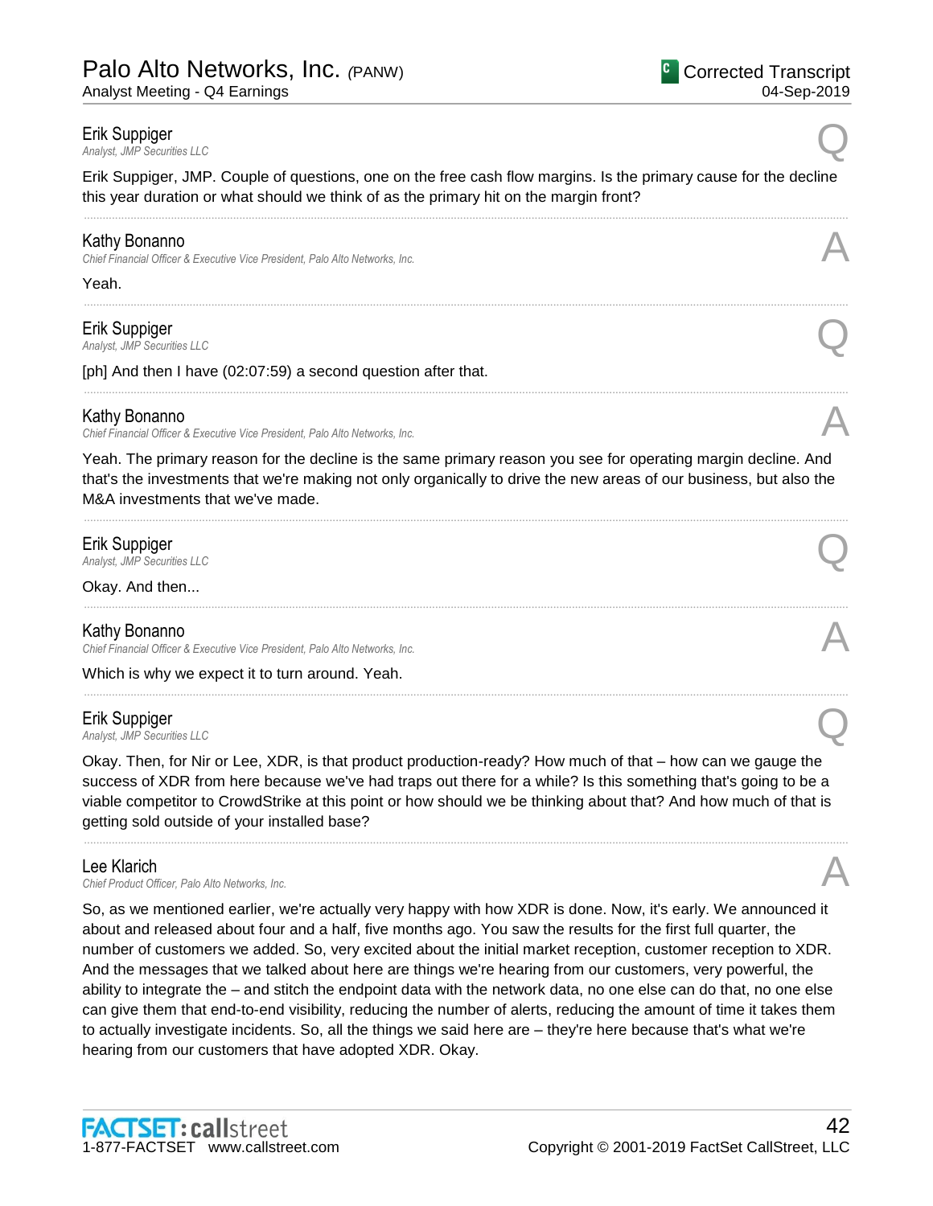**Erik Suppiger**
*Analyst, JMP Securities LLC*

Q

Erik Suppiger, JMP. Couple of questions, one on the free cash flow margins. Is the primary cause for the decline this year duration or what should we think of as the primary hit on the margin front?

---

**Kathy Bonanno**
*Chief Financial Officer & Executive Vice President, Palo Alto Networks, Inc.*

A

Yeah.

---

**Erik Suppiger**
*Analyst, JMP Securities LLC*

Q

[ph] And then I have (02:07:59) a second question after that.

---

**Kathy Bonanno**
*Chief Financial Officer & Executive Vice President, Palo Alto Networks, Inc.*

A

Yeah. The primary reason for the decline is the same primary reason you see for operating margin decline. And that's the investments that we're making not only organically to drive the new areas of our business, but also the M&A investments that we've made.

---

**Erik Suppiger**
*Analyst, JMP Securities LLC*

Q

Okay. And then...

---

**Kathy Bonanno**
*Chief Financial Officer & Executive Vice President, Palo Alto Networks, Inc.*

A

Which is why we expect it to turn around. Yeah.

---

**Erik Suppiger**
*Analyst, JMP Securities LLC*

Q

Okay. Then, for Nir or Lee, XDR, is that product production-ready? How much of that – how can we gauge the success of XDR from here because we've had traps out there for a while? Is this something that's going to be a viable competitor to CrowdStrike at this point or how should we be thinking about that? And how much of that is getting sold outside of your installed base?

---

**Lee Klarich**
*Chief Product Officer, Palo Alto Networks, Inc.*

A

So, as we mentioned earlier, we're actually very happy with how XDR is done. Now, it's early. We announced it about and released about four and a half, five months ago. You saw the results for the first full quarter, the number of customers we added. So, very excited about the initial market reception, customer reception to XDR. And the messages that we talked about here are things we're hearing from our customers, very powerful, the ability to integrate the – and stitch the endpoint data with the network data, no one else can do that, no one else can give them that end-to-end visibility, reducing the number of alerts, reducing the amount of time it takes them to actually investigate incidents. So, all the things we said here are – they're here because that's what we're hearing from our customers that have adopted XDR. Okay.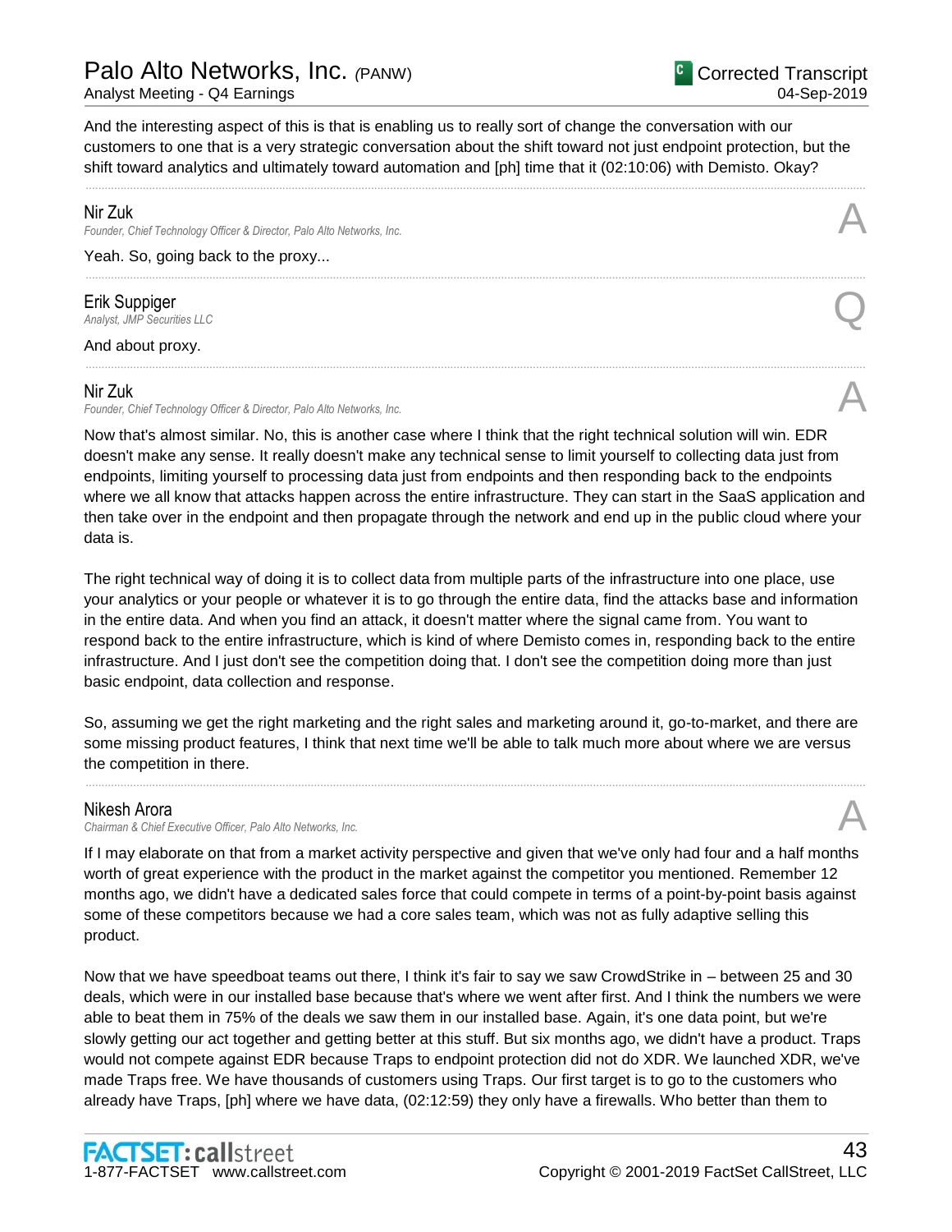And the interesting aspect of this is that is enabling us to really sort of change the conversation with our customers to one that is a very strategic conversation about the shift toward not just endpoint protection, but the shift toward analytics and ultimately toward automation and [ph] time that it (02:10:06) with Demisto. Okay?

---

**Nir Zuk**
*Founder, Chief Technology Officer & Director, Palo Alto Networks, Inc.* **A**

Yeah. So, going back to the proxy...

---

**Erik Suppiger**
*Analyst, JMP Securities LLC* **Q**

And about proxy.

---

**Nir Zuk**
*Founder, Chief Technology Officer & Director, Palo Alto Networks, Inc.* **A**

Now that's almost similar. No, this is another case where I think that the right technical solution will win. EDR doesn't make any sense. It really doesn't make any technical sense to limit yourself to collecting data just from endpoints, limiting yourself to processing data just from endpoints and then responding back to the endpoints where we all know that attacks happen across the entire infrastructure. They can start in the SaaS application and then take over in the endpoint and then propagate through the network and end up in the public cloud where your data is.

The right technical way of doing it is to collect data from multiple parts of the infrastructure into one place, use your analytics or your people or whatever it is to go through the entire data, find the attacks base and information in the entire data. And when you find an attack, it doesn't matter where the signal came from. You want to respond back to the entire infrastructure, which is kind of where Demisto comes in, responding back to the entire infrastructure. And I just don't see the competition doing that. I don't see the competition doing more than just basic endpoint, data collection and response.

So, assuming we get the right marketing and the right sales and marketing around it, go-to-market, and there are some missing product features, I think that next time we'll be able to talk much more about where we are versus the competition in there.

---

**Nikesh Arora**
*Chairman & Chief Executive Officer, Palo Alto Networks, Inc.* **A**

If I may elaborate on that from a market activity perspective and given that we've only had four and a half months worth of great experience with the product in the market against the competitor you mentioned. Remember 12 months ago, we didn't have a dedicated sales force that could compete in terms of a point-by-point basis against some of these competitors because we had a core sales team, which was not as fully adaptive selling this product.

Now that we have speedboat teams out there, I think it's fair to say we saw CrowdStrike in – between 25 and 30 deals, which were in our installed base because that's where we went after first. And I think the numbers we were able to beat them in 75% of the deals we saw them in our installed base. Again, it's one data point, but we're slowly getting our act together and getting better at this stuff. But six months ago, we didn't have a product. Traps would not compete against EDR because Traps to endpoint protection did not do XDR. We launched XDR, we've made Traps free. We have thousands of customers using Traps. Our first target is to go to the customers who already have Traps, [ph] where we have data, (02:12:59) they only have a firewalls. Who better than them to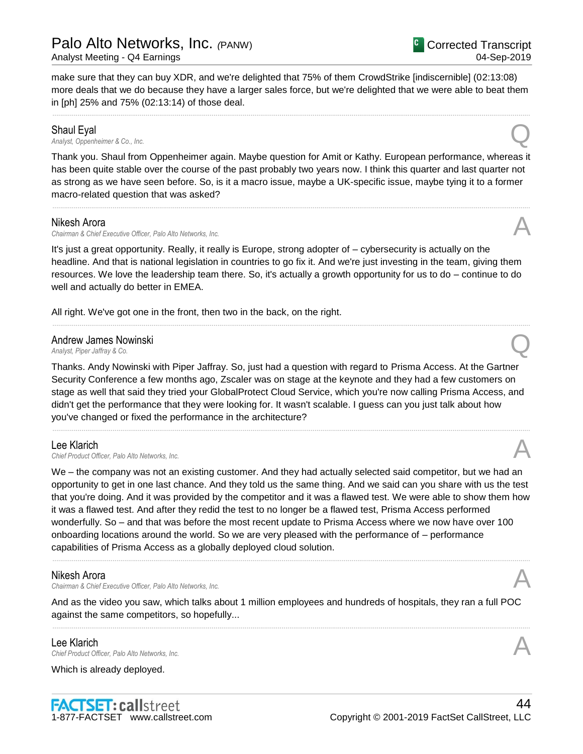make sure that they can buy XDR, and we're delighted that 75% of them CrowdStrike [indiscernible] (02:13:08) more deals that we do because they have a larger sales force, but we're delighted that we were able to beat them in [ph] 25% and 75% (02:13:14) of those deal.

---

**Shaul Eyal**
*Analyst, Oppenheimer & Co., Inc.* **Q**

Thank you. Shaul from Oppenheimer again. Maybe question for Amit or Kathy. European performance, whereas it has been quite stable over the course of the past probably two years now. I think this quarter and last quarter not as strong as we have seen before. So, is it a macro issue, maybe a UK-specific issue, maybe tying it to a former macro-related question that was asked?

---

**Nikesh Arora**
*Chairman & Chief Executive Officer, Palo Alto Networks, Inc.* **A**

It's just a great opportunity. Really, it really is Europe, strong adopter of – cybersecurity is actually on the headline. And that is national legislation in countries to go fix it. And we're just investing in the team, giving them resources. We love the leadership team there. So, it's actually a growth opportunity for us to do – continue to do well and actually do better in EMEA.

All right. We've got one in the front, then two in the back, on the right.

---

**Andrew James Nowinski**
*Analyst, Piper Jaffray & Co.* **Q**

Thanks. Andy Nowinski with Piper Jaffray. So, just had a question with regard to Prisma Access. At the Gartner Security Conference a few months ago, Zscaler was on stage at the keynote and they had a few customers on stage as well that said they tried your GlobalProtect Cloud Service, which you're now calling Prisma Access, and didn't get the performance that they were looking for. It wasn't scalable. I guess can you just talk about how you've changed or fixed the performance in the architecture?

---

**Lee Klarich**
*Chief Product Officer, Palo Alto Networks, Inc.* **A**

We – the company was not an existing customer. And they had actually selected said competitor, but we had an opportunity to get in one last chance. And they told us the same thing. And we said can you share with us the test that you're doing. And it was provided by the competitor and it was a flawed test. We were able to show them how it was a flawed test. And after they redid the test to no longer be a flawed test, Prisma Access performed wonderfully. So – and that was before the most recent update to Prisma Access where we now have over 100 onboarding locations around the world. So we are very pleased with the performance of – performance capabilities of Prisma Access as a globally deployed cloud solution.

---

**Nikesh Arora**
*Chairman & Chief Executive Officer, Palo Alto Networks, Inc.* **A**

And as the video you saw, which talks about 1 million employees and hundreds of hospitals, they ran a full POC against the same competitors, so hopefully...

---

**Lee Klarich**
*Chief Product Officer, Palo Alto Networks, Inc.* **A**

Which is already deployed.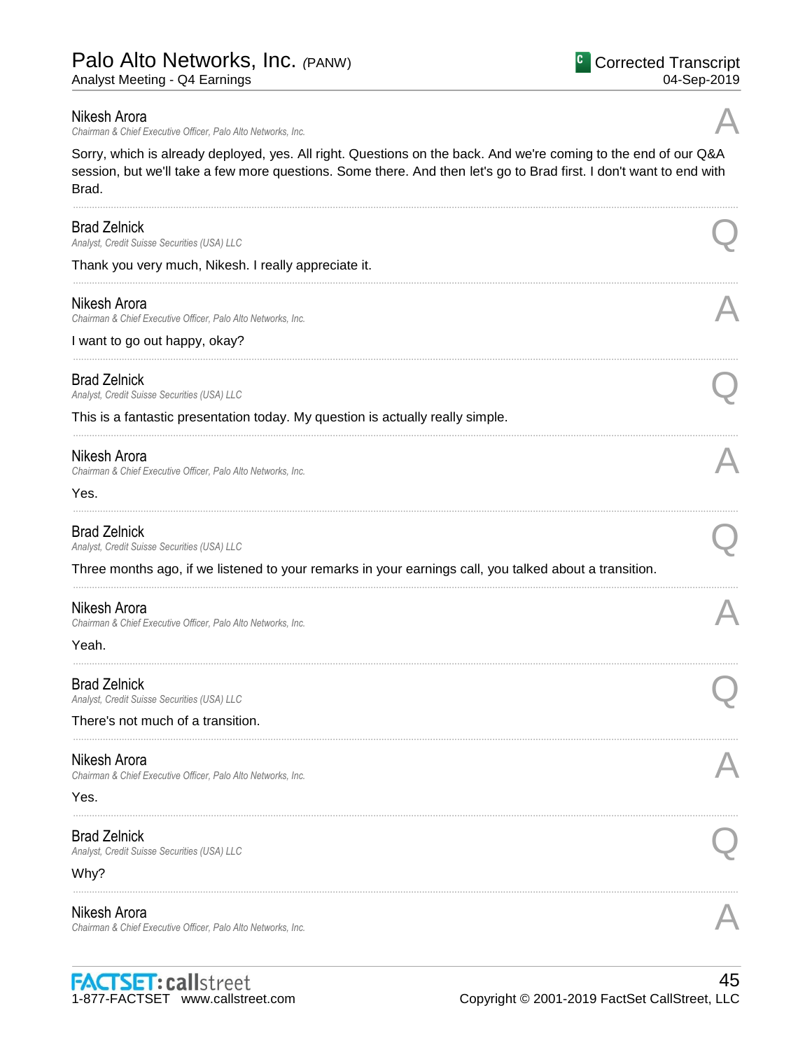**Nikesh Arora**
*Chairman & Chief Executive Officer, Palo Alto Networks, Inc.*

A

Sorry, which is already deployed, yes. All right. Questions on the back. And we're coming to the end of our Q&A session, but we'll take a few more questions. Some there. And then let's go to Brad first. I don't want to end with Brad.

---

**Brad Zelnick**
*Analyst, Credit Suisse Securities (USA) LLC*

Q

Thank you very much, Nikesh. I really appreciate it.

---

**Nikesh Arora**
*Chairman & Chief Executive Officer, Palo Alto Networks, Inc.*

A

I want to go out happy, okay?

---

**Brad Zelnick**
*Analyst, Credit Suisse Securities (USA) LLC*

Q

This is a fantastic presentation today. My question is actually really simple.

---

**Nikesh Arora**
*Chairman & Chief Executive Officer, Palo Alto Networks, Inc.*

A

Yes.

---

**Brad Zelnick**
*Analyst, Credit Suisse Securities (USA) LLC*

Q

Three months ago, if we listened to your remarks in your earnings call, you talked about a transition.

---

**Nikesh Arora**
*Chairman & Chief Executive Officer, Palo Alto Networks, Inc.*

A

Yeah.

---

**Brad Zelnick**
*Analyst, Credit Suisse Securities (USA) LLC*

Q

There's not much of a transition.

---

**Nikesh Arora**
*Chairman & Chief Executive Officer, Palo Alto Networks, Inc.*

A

Yes.

---

**Brad Zelnick**
*Analyst, Credit Suisse Securities (USA) LLC*

Q

Why?

---

**Nikesh Arora**
*Chairman & Chief Executive Officer, Palo Alto Networks, Inc.*

A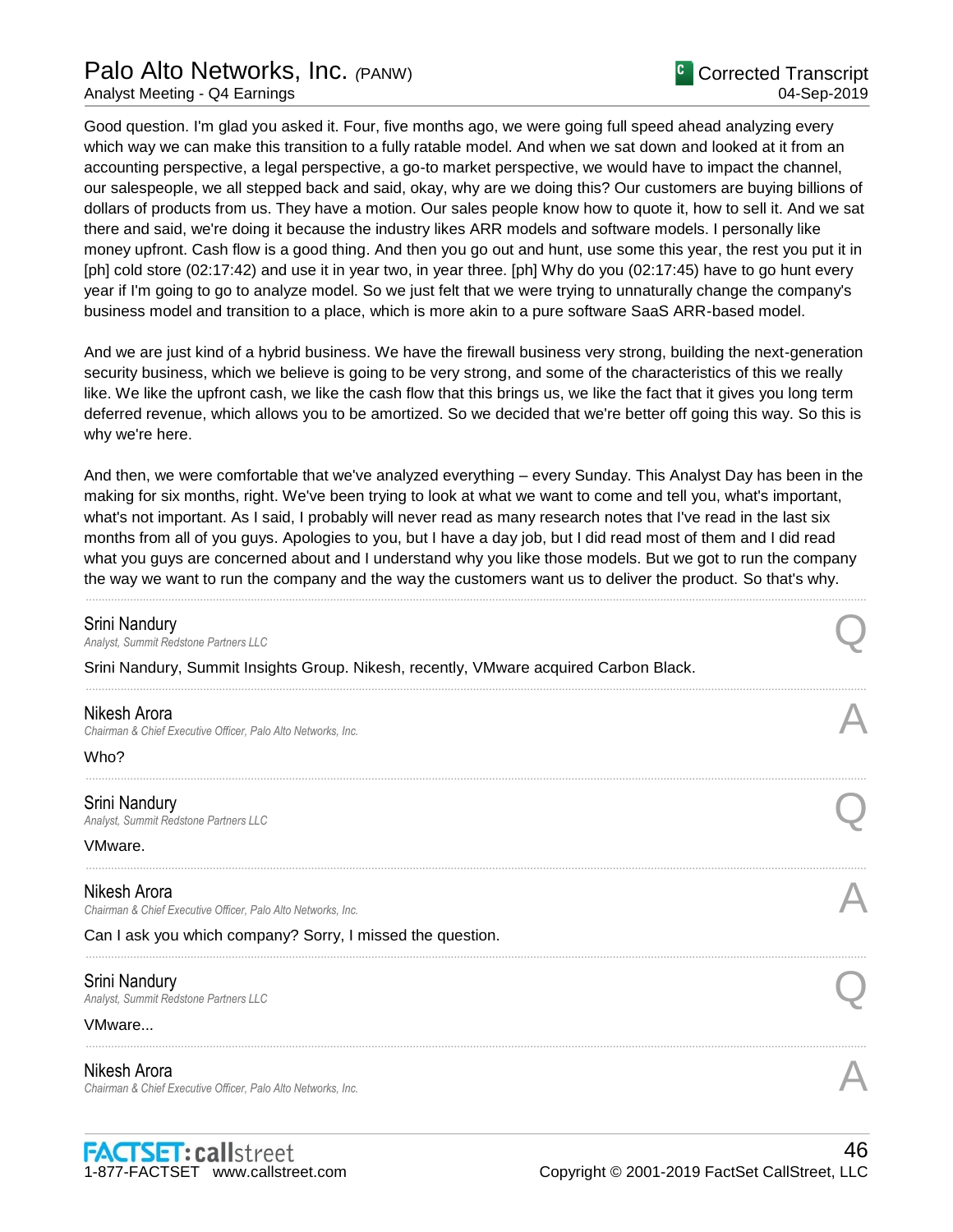Good question. I'm glad you asked it. Four, five months ago, we were going full speed ahead analyzing every which way we can make this transition to a fully ratable model. And when we sat down and looked at it from an accounting perspective, a legal perspective, a go-to market perspective, we would have to impact the channel, our salespeople, we all stepped back and said, okay, why are we doing this? Our customers are buying billions of dollars of products from us. They have a motion. Our sales people know how to quote it, how to sell it. And we sat there and said, we're doing it because the industry likes ARR models and software models. I personally like money upfront. Cash flow is a good thing. And then you go out and hunt, use some this year, the rest you put it in [ph] cold store (02:17:42) and use it in year two, in year three. [ph] Why do you (02:17:45) have to go hunt every year if I'm going to go to analyze model. So we just felt that we were trying to unnaturally change the company's business model and transition to a place, which is more akin to a pure software SaaS ARR-based model.

And we are just kind of a hybrid business. We have the firewall business very strong, building the next-generation security business, which we believe is going to be very strong, and some of the characteristics of this we really like. We like the upfront cash, we like the cash flow that this brings us, we like the fact that it gives you long term deferred revenue, which allows you to be amortized. So we decided that we're better off going this way. So this is why we're here.

And then, we were comfortable that we've analyzed everything – every Sunday. This Analyst Day has been in the making for six months, right. We've been trying to look at what we want to come and tell you, what's important, what's not important. As I said, I probably will never read as many research notes that I've read in the last six months from all of you guys. Apologies to you, but I have a day job, but I did read most of them and I did read what you guys are concerned about and I understand why you like those models. But we got to run the company the way we want to run the company and the way the customers want us to deliver the product. So that's why.

---

**Srini Nandury**
*Analyst, Summit Redstone Partners LLC* — Q

Srini Nandury, Summit Insights Group. Nikesh, recently, VMware acquired Carbon Black.

---

**Nikesh Arora**
*Chairman & Chief Executive Officer, Palo Alto Networks, Inc.* — A

Who?

---

**Srini Nandury**
*Analyst, Summit Redstone Partners LLC* — Q

VMware.

---

**Nikesh Arora**
*Chairman & Chief Executive Officer, Palo Alto Networks, Inc.* — A

Can I ask you which company? Sorry, I missed the question.

---

**Srini Nandury**
*Analyst, Summit Redstone Partners LLC* — Q

VMware...

---

**Nikesh Arora**
*Chairman & Chief Executive Officer, Palo Alto Networks, Inc.* — A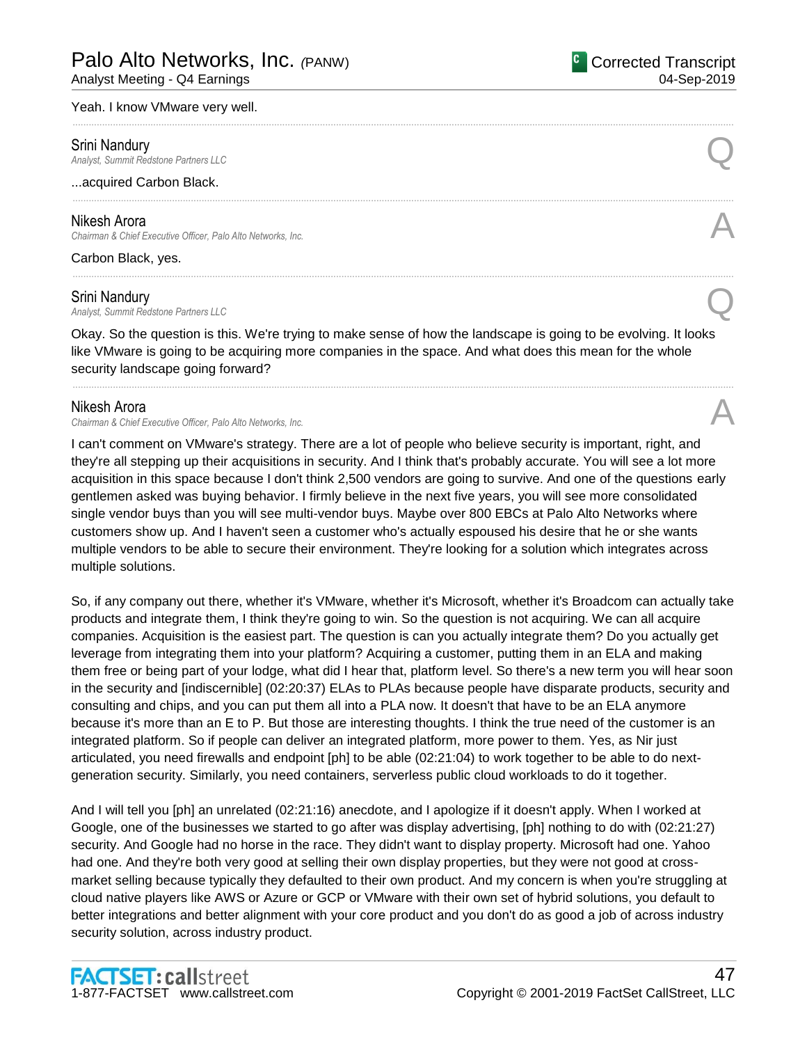Yeah. I know VMware very well.

---

**Srini Nandury**
*Analyst, Summit Redstone Partners LLC*

Q

...acquired Carbon Black.

---

**Nikesh Arora**
*Chairman & Chief Executive Officer, Palo Alto Networks, Inc.*

A

Carbon Black, yes.

---

**Srini Nandury**
*Analyst, Summit Redstone Partners LLC*

Q

Okay. So the question is this. We're trying to make sense of how the landscape is going to be evolving. It looks like VMware is going to be acquiring more companies in the space. And what does this mean for the whole security landscape going forward?

---

**Nikesh Arora**
*Chairman & Chief Executive Officer, Palo Alto Networks, Inc.*

A

I can't comment on VMware's strategy. There are a lot of people who believe security is important, right, and they're all stepping up their acquisitions in security. And I think that's probably accurate. You will see a lot more acquisition in this space because I don't think 2,500 vendors are going to survive. And one of the questions early gentlemen asked was buying behavior. I firmly believe in the next five years, you will see more consolidated single vendor buys than you will see multi-vendor buys. Maybe over 800 EBCs at Palo Alto Networks where customers show up. And I haven't seen a customer who's actually espoused his desire that he or she wants multiple vendors to be able to secure their environment. They're looking for a solution which integrates across multiple solutions.

So, if any company out there, whether it's VMware, whether it's Microsoft, whether it's Broadcom can actually take products and integrate them, I think they're going to win. So the question is not acquiring. We can all acquire companies. Acquisition is the easiest part. The question is can you actually integrate them? Do you actually get leverage from integrating them into your platform? Acquiring a customer, putting them in an ELA and making them free or being part of your lodge, what did I hear that, platform level. So there's a new term you will hear soon in the security and [indiscernible] (02:20:37) ELAs to PLAs because people have disparate products, security and consulting and chips, and you can put them all into a PLA now. It doesn't that have to be an ELA anymore because it's more than an E to P. But those are interesting thoughts. I think the true need of the customer is an integrated platform. So if people can deliver an integrated platform, more power to them. Yes, as Nir just articulated, you need firewalls and endpoint [ph] to be able (02:21:04) to work together to be able to do next-generation security. Similarly, you need containers, serverless public cloud workloads to do it together.

And I will tell you [ph] an unrelated (02:21:16) anecdote, and I apologize if it doesn't apply. When I worked at Google, one of the businesses we started to go after was display advertising, [ph] nothing to do with (02:21:27) security. And Google had no horse in the race. They didn't want to display property. Microsoft had one. Yahoo had one. And they're both very good at selling their own display properties, but they were not good at cross-market selling because typically they defaulted to their own product. And my concern is when you're struggling at cloud native players like AWS or Azure or GCP or VMware with their own set of hybrid solutions, you default to better integrations and better alignment with your core product and you don't do as good a job of across industry security solution, across industry product.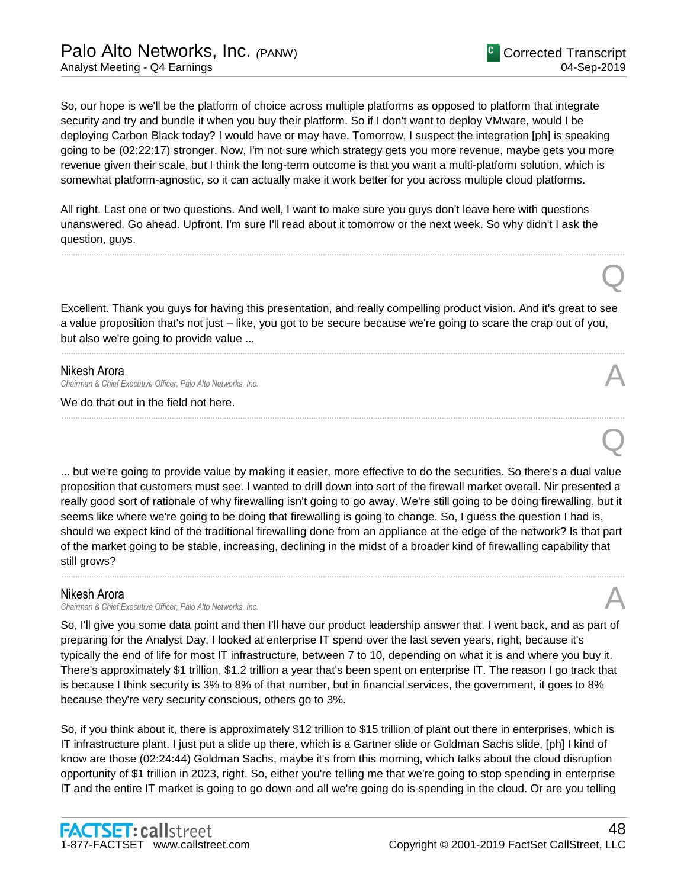So, our hope is we'll be the platform of choice across multiple platforms as opposed to platform that integrate security and try and bundle it when you buy their platform. So if I don't want to deploy VMware, would I be deploying Carbon Black today? I would have or may have. Tomorrow, I suspect the integration [ph] is speaking going to be (02:22:17) stronger. Now, I'm not sure which strategy gets you more revenue, maybe gets you more revenue given their scale, but I think the long-term outcome is that you want a multi-platform solution, which is somewhat platform-agnostic, so it can actually make it work better for you across multiple cloud platforms.

All right. Last one or two questions. And well, I want to make sure you guys don't leave here with questions unanswered. Go ahead. Upfront. I'm sure I'll read about it tomorrow or the next week. So why didn't I ask the question, guys.

---

**Q**

Excellent. Thank you guys for having this presentation, and really compelling product vision. And it's great to see a value proposition that's not just – like, you got to be secure because we're going to scare the crap out of you, but also we're going to provide value ...

---

**Nikesh Arora**
*Chairman & Chief Executive Officer, Palo Alto Networks, Inc.*

**A**

We do that out in the field not here.

---

**Q**

... but we're going to provide value by making it easier, more effective to do the securities. So there's a dual value proposition that customers must see. I wanted to drill down into sort of the firewall market overall. Nir presented a really good sort of rationale of why firewalling isn't going to go away. We're still going to be doing firewalling, but it seems like where we're going to be doing that firewalling is going to change. So, I guess the question I had is, should we expect kind of the traditional firewalling done from an appliance at the edge of the network? Is that part of the market going to be stable, increasing, declining in the midst of a broader kind of firewalling capability that still grows?

---

**Nikesh Arora**
*Chairman & Chief Executive Officer, Palo Alto Networks, Inc.*

**A**

So, I'll give you some data point and then I'll have our product leadership answer that. I went back, and as part of preparing for the Analyst Day, I looked at enterprise IT spend over the last seven years, right, because it's typically the end of life for most IT infrastructure, between 7 to 10, depending on what it is and where you buy it. There's approximately $1 trillion, $1.2 trillion a year that's been spent on enterprise IT. The reason I go track that is because I think security is 3% to 8% of that number, but in financial services, the government, it goes to 8% because they're very security conscious, others go to 3%.

So, if you think about it, there is approximately $12 trillion to $15 trillion of plant out there in enterprises, which is IT infrastructure plant. I just put a slide up there, which is a Gartner slide or Goldman Sachs slide, [ph] I kind of know are those (02:24:44) Goldman Sachs, maybe it's from this morning, which talks about the cloud disruption opportunity of $1 trillion in 2023, right. So, either you're telling me that we're going to stop spending in enterprise IT and the entire IT market is going to go down and all we're going do is spending in the cloud. Or are you telling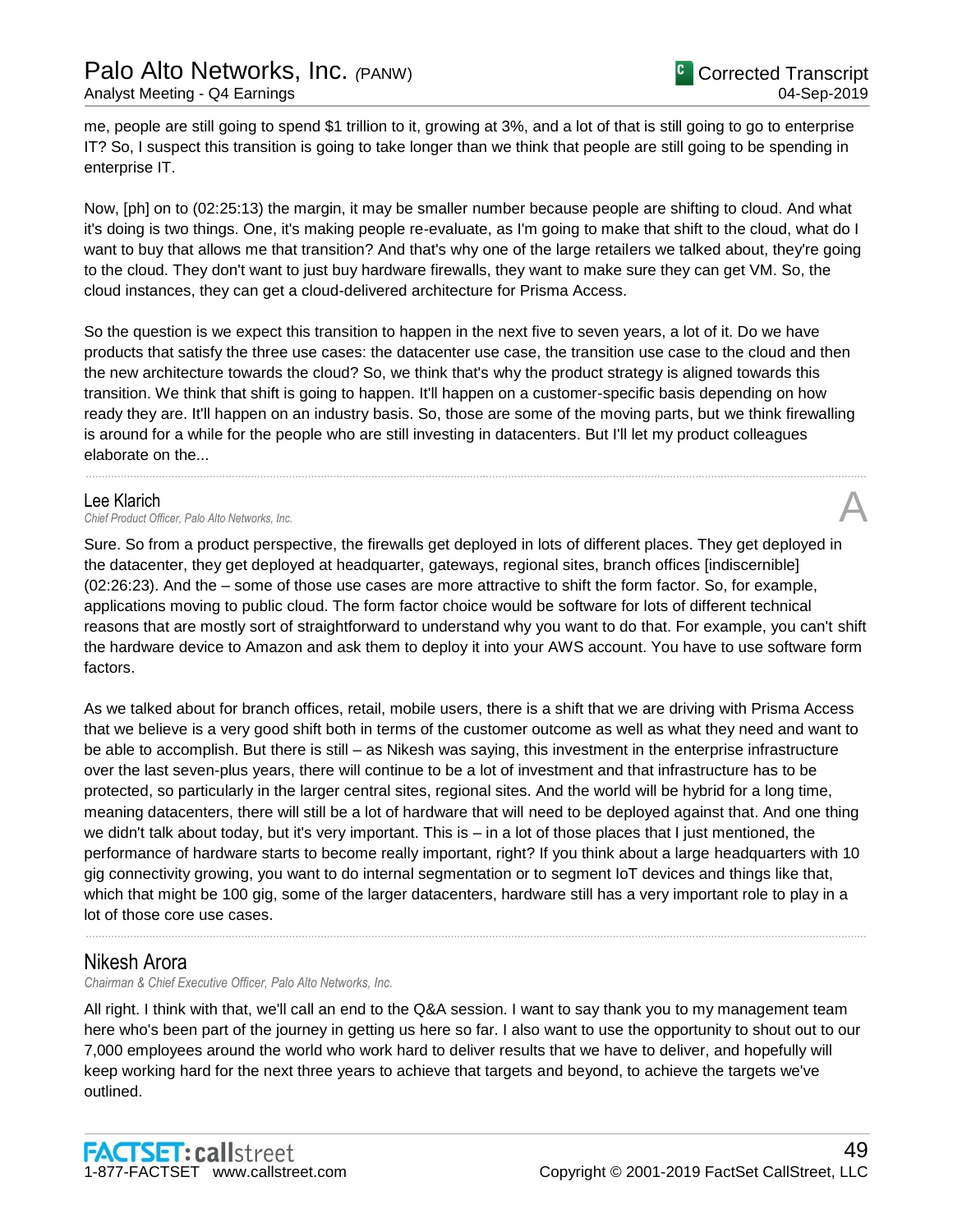me, people are still going to spend $1 trillion to it, growing at 3%, and a lot of that is still going to go to enterprise IT? So, I suspect this transition is going to take longer than we think that people are still going to be spending in enterprise IT.

Now, [ph] on to (02:25:13) the margin, it may be smaller number because people are shifting to cloud. And what it's doing is two things. One, it's making people re-evaluate, as I'm going to make that shift to the cloud, what do I want to buy that allows me that transition? And that's why one of the large retailers we talked about, they're going to the cloud. They don't want to just buy hardware firewalls, they want to make sure they can get VM. So, the cloud instances, they can get a cloud-delivered architecture for Prisma Access.

So the question is we expect this transition to happen in the next five to seven years, a lot of it. Do we have products that satisfy the three use cases: the datacenter use case, the transition use case to the cloud and then the new architecture towards the cloud? So, we think that's why the product strategy is aligned towards this transition. We think that shift is going to happen. It'll happen on a customer-specific basis depending on how ready they are. It'll happen on an industry basis. So, those are some of the moving parts, but we think firewalling is around for a while for the people who are still investing in datacenters. But I'll let my product colleagues elaborate on the...

---

**Lee Klarich**
*Chief Product Officer, Palo Alto Networks, Inc.*

A

Sure. So from a product perspective, the firewalls get deployed in lots of different places. They get deployed in the datacenter, they get deployed at headquarter, gateways, regional sites, branch offices [indiscernible] (02:26:23). And the – some of those use cases are more attractive to shift the form factor. So, for example, applications moving to public cloud. The form factor choice would be software for lots of different technical reasons that are mostly sort of straightforward to understand why you want to do that. For example, you can't shift the hardware device to Amazon and ask them to deploy it into your AWS account. You have to use software form factors.

As we talked about for branch offices, retail, mobile users, there is a shift that we are driving with Prisma Access that we believe is a very good shift both in terms of the customer outcome as well as what they need and want to be able to accomplish. But there is still – as Nikesh was saying, this investment in the enterprise infrastructure over the last seven-plus years, there will continue to be a lot of investment and that infrastructure has to be protected, so particularly in the larger central sites, regional sites. And the world will be hybrid for a long time, meaning datacenters, there will still be a lot of hardware that will need to be deployed against that. And one thing we didn't talk about today, but it's very important. This is – in a lot of those places that I just mentioned, the performance of hardware starts to become really important, right? If you think about a large headquarters with 10 gig connectivity growing, you want to do internal segmentation or to segment IoT devices and things like that, which that might be 100 gig, some of the larger datacenters, hardware still has a very important role to play in a lot of those core use cases.

---

**Nikesh Arora**
*Chairman & Chief Executive Officer, Palo Alto Networks, Inc.*

All right. I think with that, we'll call an end to the Q&A session. I want to say thank you to my management team here who's been part of the journey in getting us here so far. I also want to use the opportunity to shout out to our 7,000 employees around the world who work hard to deliver results that we have to deliver, and hopefully will keep working hard for the next three years to achieve that targets and beyond, to achieve the targets we've outlined.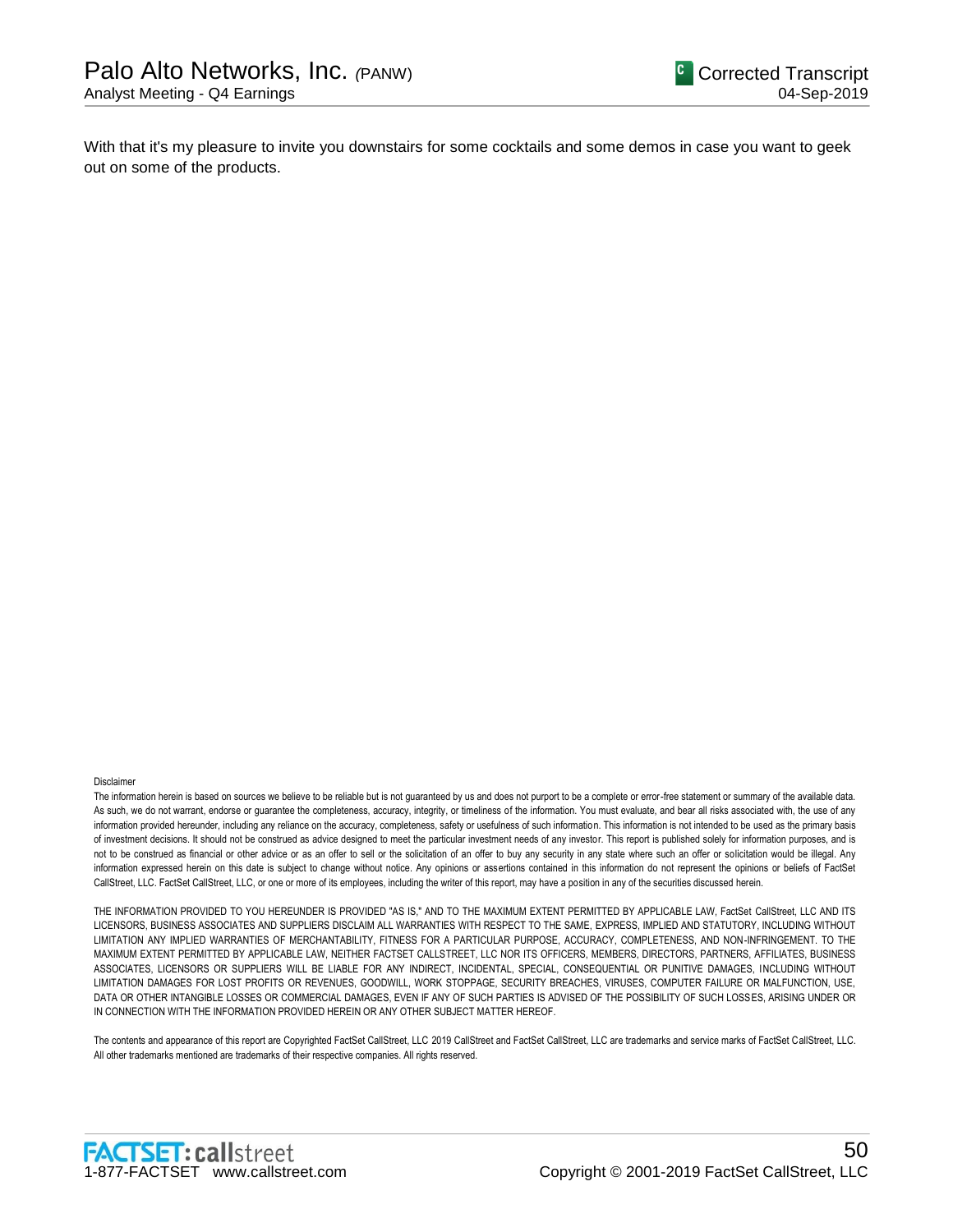With that it's my pleasure to invite you downstairs for some cocktails and some demos in case you want to geek out on some of the products.

Disclaimer

The information herein is based on sources we believe to be reliable but is not guaranteed by us and does not purport to be a complete or error-free statement or summary of the available data. As such, we do not warrant, endorse or guarantee the completeness, accuracy, integrity, or timeliness of the information. You must evaluate, and bear all risks associated with, the use of any information provided hereunder, including any reliance on the accuracy, completeness, safety or usefulness of such information. This information is not intended to be used as the primary basis of investment decisions. It should not be construed as advice designed to meet the particular investment needs of any investor. This report is published solely for information purposes, and is not to be construed as financial or other advice or as an offer to sell or the solicitation of an offer to buy any security in any state where such an offer or solicitation would be illegal. Any information expressed herein on this date is subject to change without notice. Any opinions or assertions contained in this information do not represent the opinions or beliefs of FactSet CallStreet, LLC. FactSet CallStreet, LLC, or one or more of its employees, including the writer of this report, may have a position in any of the securities discussed herein.

THE INFORMATION PROVIDED TO YOU HEREUNDER IS PROVIDED "AS IS," AND TO THE MAXIMUM EXTENT PERMITTED BY APPLICABLE LAW, FactSet CallStreet, LLC AND ITS LICENSORS, BUSINESS ASSOCIATES AND SUPPLIERS DISCLAIM ALL WARRANTIES WITH RESPECT TO THE SAME, EXPRESS, IMPLIED AND STATUTORY, INCLUDING WITHOUT LIMITATION ANY IMPLIED WARRANTIES OF MERCHANTABILITY, FITNESS FOR A PARTICULAR PURPOSE, ACCURACY, COMPLETENESS, AND NON-INFRINGEMENT. TO THE MAXIMUM EXTENT PERMITTED BY APPLICABLE LAW, NEITHER FACTSET CALLSTREET, LLC NOR ITS OFFICERS, MEMBERS, DIRECTORS, PARTNERS, AFFILIATES, BUSINESS ASSOCIATES, LICENSORS OR SUPPLIERS WILL BE LIABLE FOR ANY INDIRECT, INCIDENTAL, SPECIAL, CONSEQUENTIAL OR PUNITIVE DAMAGES, INCLUDING WITHOUT LIMITATION DAMAGES FOR LOST PROFITS OR REVENUES, GOODWILL, WORK STOPPAGE, SECURITY BREACHES, VIRUSES, COMPUTER FAILURE OR MALFUNCTION, USE, DATA OR OTHER INTANGIBLE LOSSES OR COMMERCIAL DAMAGES, EVEN IF ANY OF SUCH PARTIES IS ADVISED OF THE POSSIBILITY OF SUCH LOSSES, ARISING UNDER OR IN CONNECTION WITH THE INFORMATION PROVIDED HEREIN OR ANY OTHER SUBJECT MATTER HEREOF.

The contents and appearance of this report are Copyrighted FactSet CallStreet, LLC 2019 CallStreet and FactSet CallStreet, LLC are trademarks and service marks of FactSet CallStreet, LLC. All other trademarks mentioned are trademarks of their respective companies. All rights reserved.